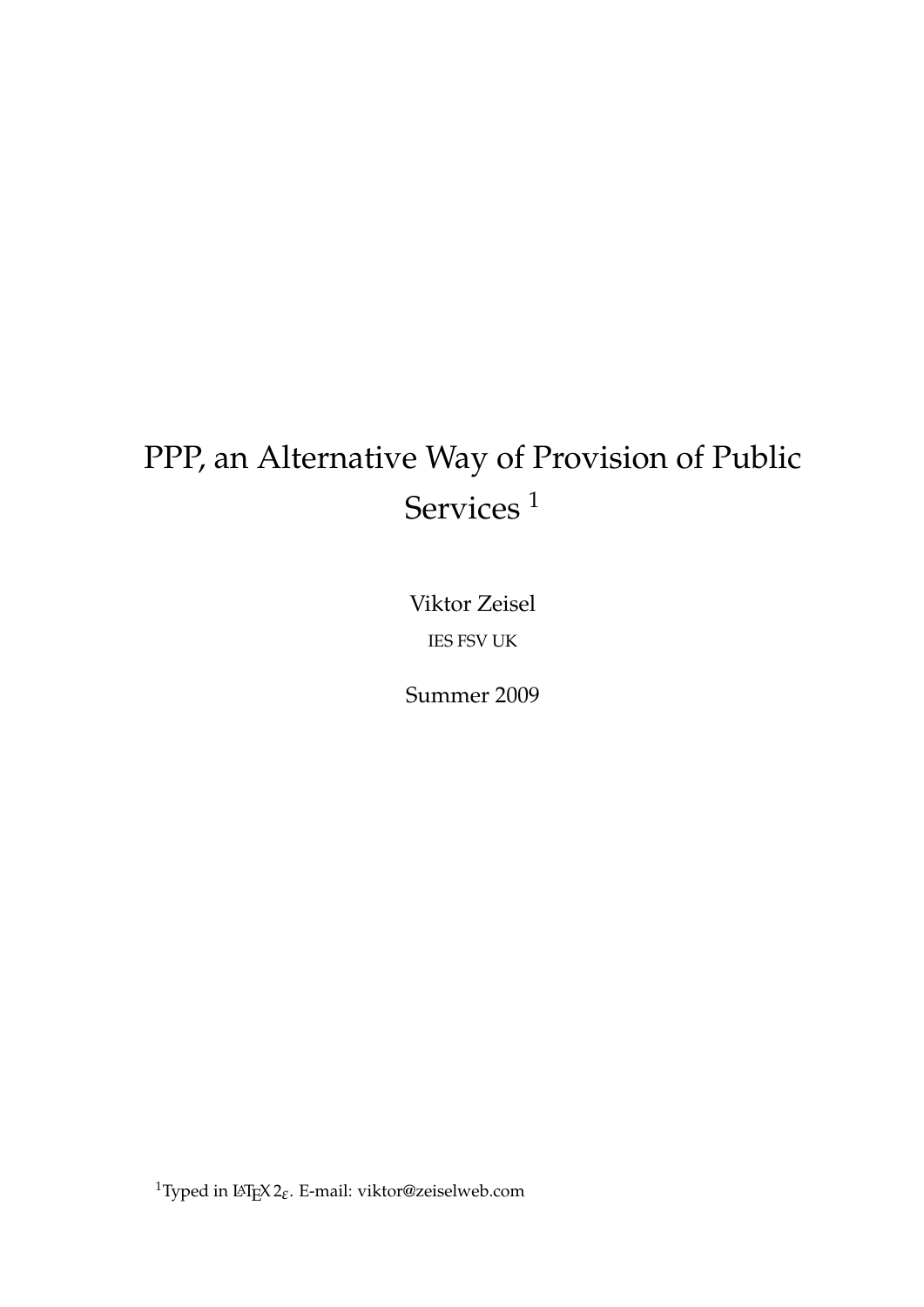# PPP, an Alternative Way of Provision of Public Services [1]

Viktor Zeisel

IES FSV UK

Summer 2009

[1] Typed in $\LaTeX\,2_\varepsilon$. E-mail: viktor@zeiselweb.com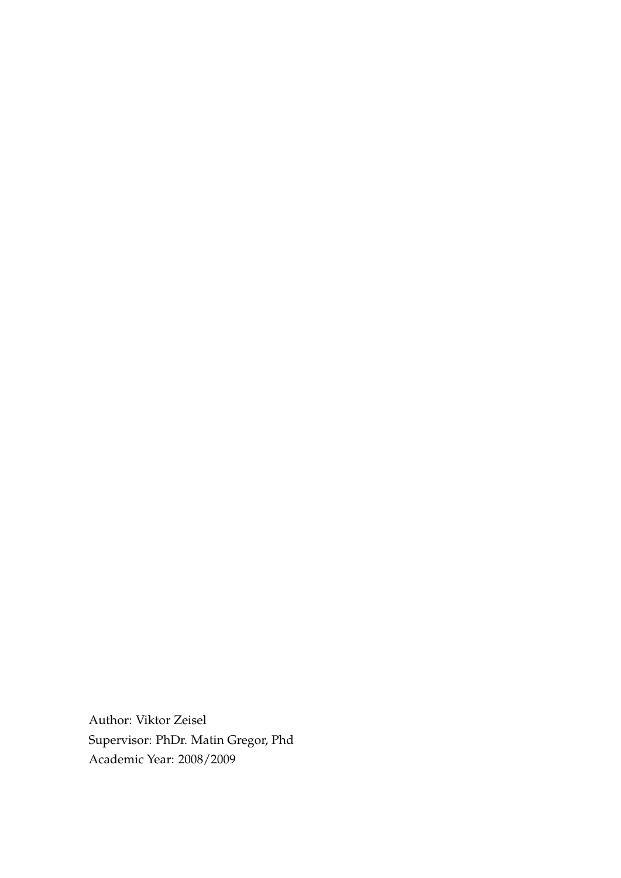Author: Viktor Zeisel
Supervisor: PhDr. Matin Gregor, Phd
Academic Year: 2008/2009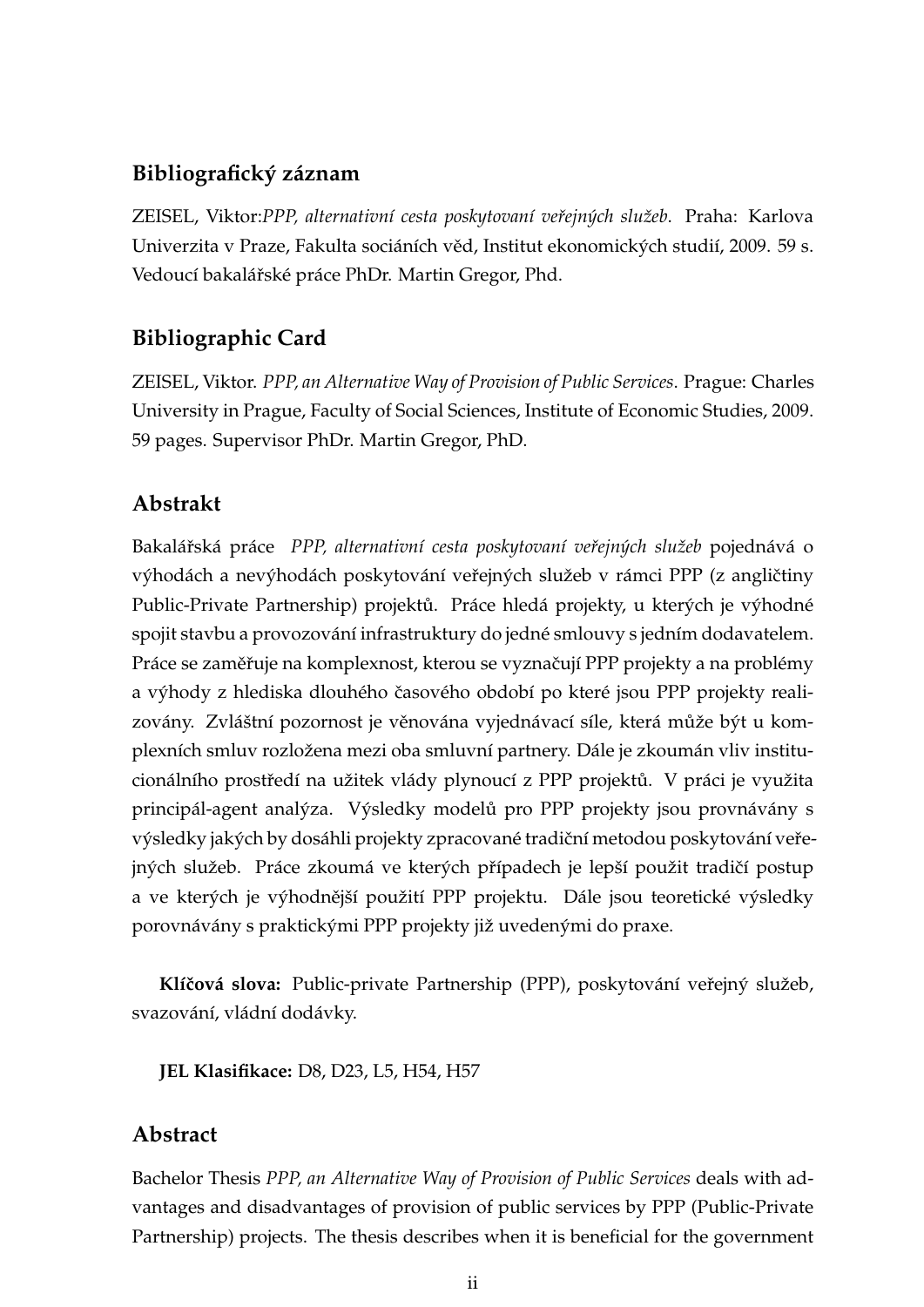## Bibliografický záznam

ZEISEL, Viktor:*PPP, alternativní cesta poskytovaní veřejných služeb*. Praha: Karlova Univerzita v Praze, Fakulta sociáních věd, Institut ekonomických studií, 2009. 59 s. Vedoucí bakalářské práce PhDr. Martin Gregor, Phd.

## Bibliographic Card

ZEISEL, Viktor. *PPP, an Alternative Way of Provision of Public Services*. Prague: Charles University in Prague, Faculty of Social Sciences, Institute of Economic Studies, 2009. 59 pages. Supervisor PhDr. Martin Gregor, PhD.

## Abstrakt

Bakalářská práce *PPP, alternativní cesta poskytovaní veřejných služeb* pojednává o výhodách a nevýhodách poskytování veřejných služeb v rámci PPP (z angličtiny Public-Private Partnership) projektů. Práce hledá projekty, u kterých je výhodné spojit stavbu a provozování infrastruktury do jedné smlouvy s jedním dodavatelem. Práce se zaměřuje na komplexnost, kterou se vyznačují PPP projekty a na problémy a výhody z hlediska dlouhého časového období po které jsou PPP projekty realizovány. Zvláštní pozornost je věnována vyjednávací síle, která může být u komplexních smluv rozložena mezi oba smluvní partnery. Dále je zkoumán vliv institucionálního prostředí na užitek vlády plynoucí z PPP projektů. V práci je využita principál-agent analýza. Výsledky modelů pro PPP projekty jsou provnávány s výsledky jakých by dosáhli projekty zpracované tradiční metodou poskytování veřejných služeb. Práce zkoumá ve kterých případech je lepší použit tradičí postup a ve kterých je výhodnější použití PPP projektu. Dále jsou teoretické výsledky porovnávány s praktickými PPP projekty již uvedenými do praxe.

**Klíčová slova:** Public-private Partnership (PPP), poskytování veřejný služeb, svazování, vládní dodávky.

**JEL Klasifikace:** D8, D23, L5, H54, H57

## Abstract

Bachelor Thesis *PPP, an Alternative Way of Provision of Public Services* deals with advantages and disadvantages of provision of public services by PPP (Public-Private Partnership) projects. The thesis describes when it is beneficial for the government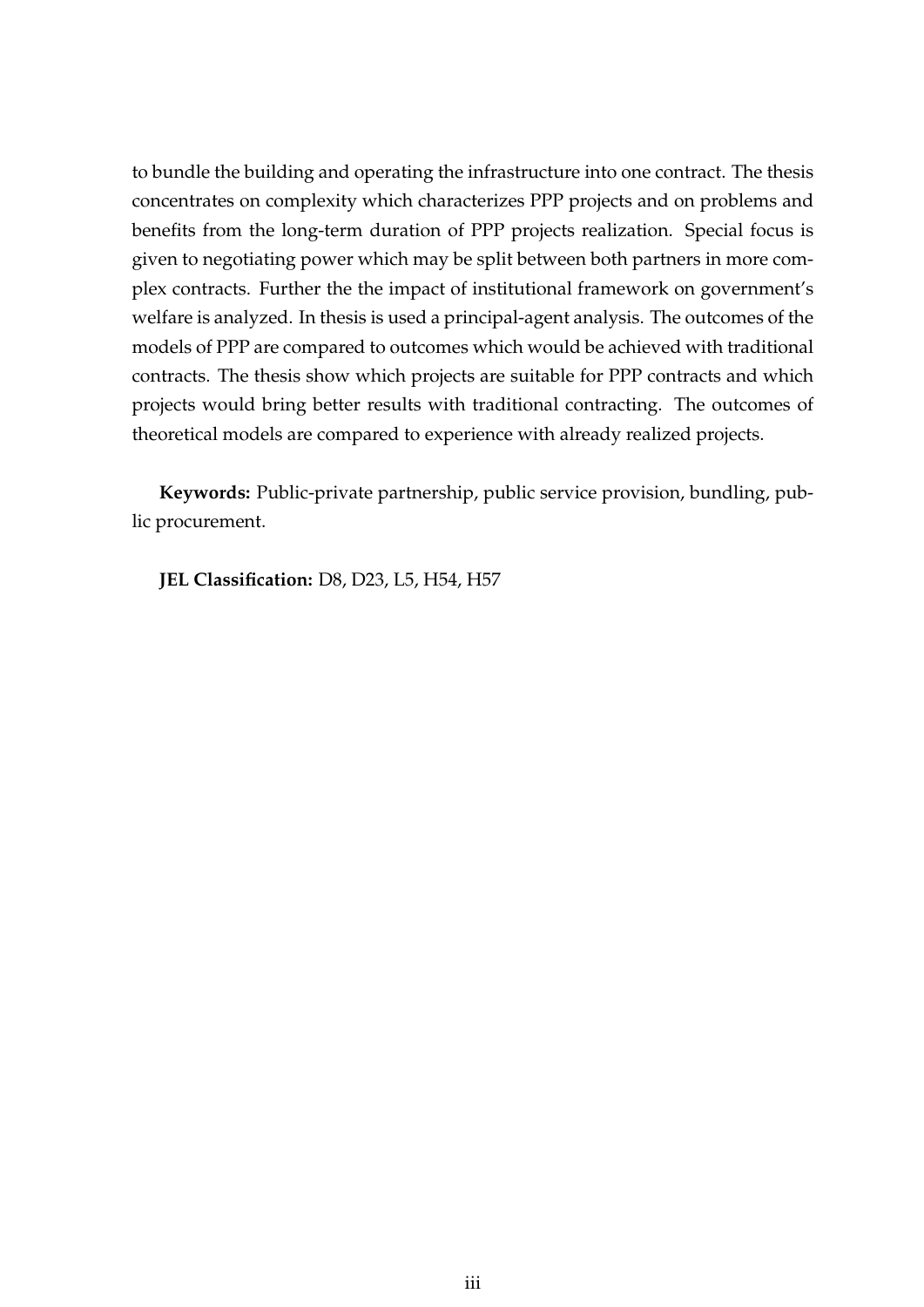to bundle the building and operating the infrastructure into one contract. The thesis concentrates on complexity which characterizes PPP projects and on problems and benefits from the long-term duration of PPP projects realization. Special focus is given to negotiating power which may be split between both partners in more complex contracts. Further the the impact of institutional framework on government's welfare is analyzed. In thesis is used a principal-agent analysis. The outcomes of the models of PPP are compared to outcomes which would be achieved with traditional contracts. The thesis show which projects are suitable for PPP contracts and which projects would bring better results with traditional contracting. The outcomes of theoretical models are compared to experience with already realized projects.

**Keywords:** Public-private partnership, public service provision, bundling, public procurement.

**JEL Classification:** D8, D23, L5, H54, H57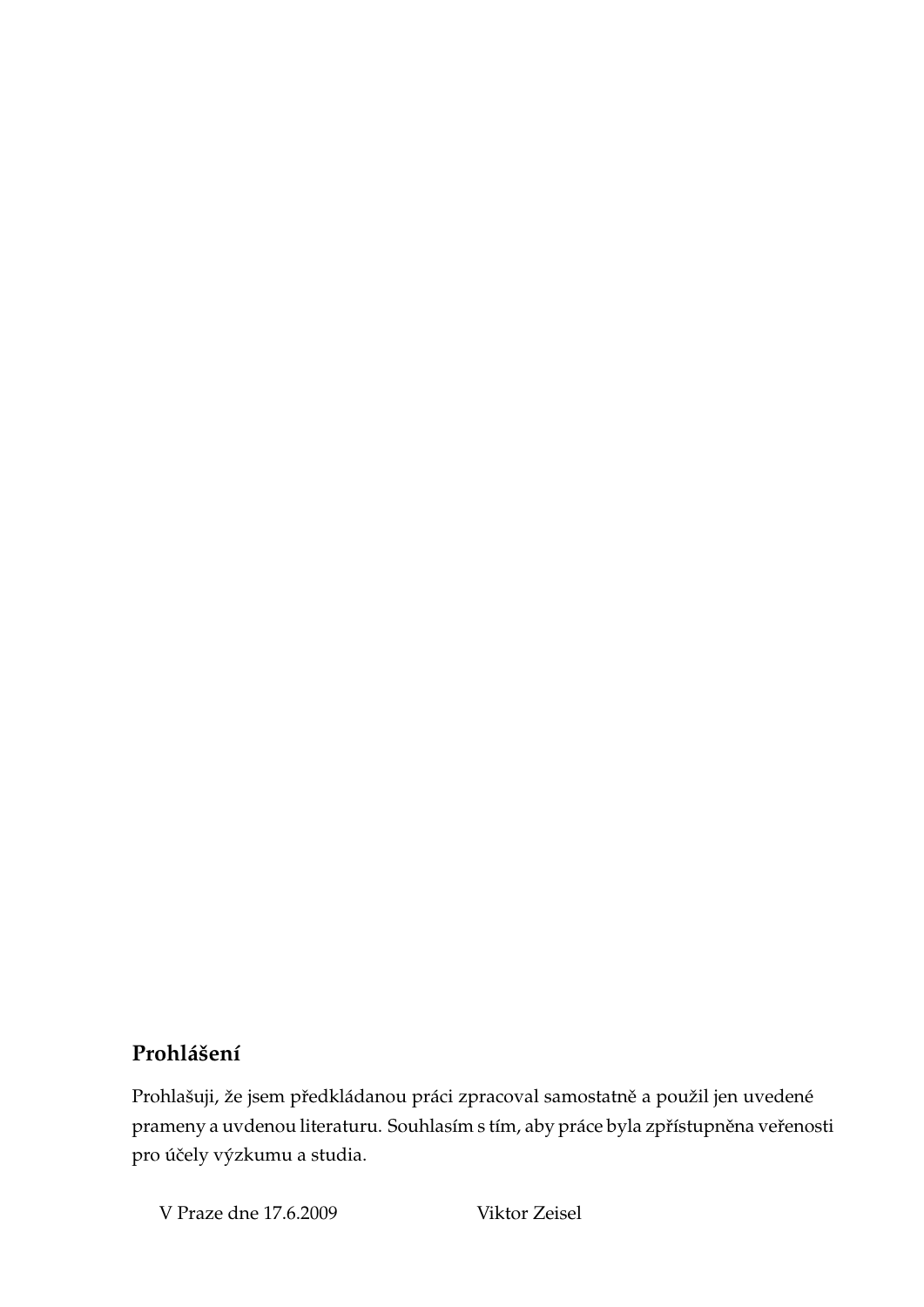## Prohlášení

Prohlašuji, že jsem předkládanou práci zpracoval samostatně a použil jen uvedené prameny a uvdenou literaturu. Souhlasím s tím, aby práce byla zpřístupněna veřenosti pro účely výzkumu a studia.

V Praze dne 17.6.2009 Viktor Zeisel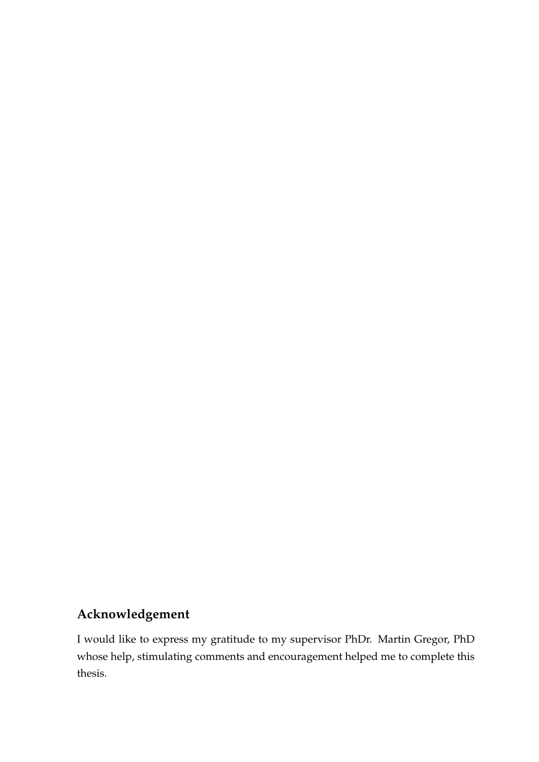## Acknowledgement

I would like to express my gratitude to my supervisor PhDr. Martin Gregor, PhD whose help, stimulating comments and encouragement helped me to complete this thesis.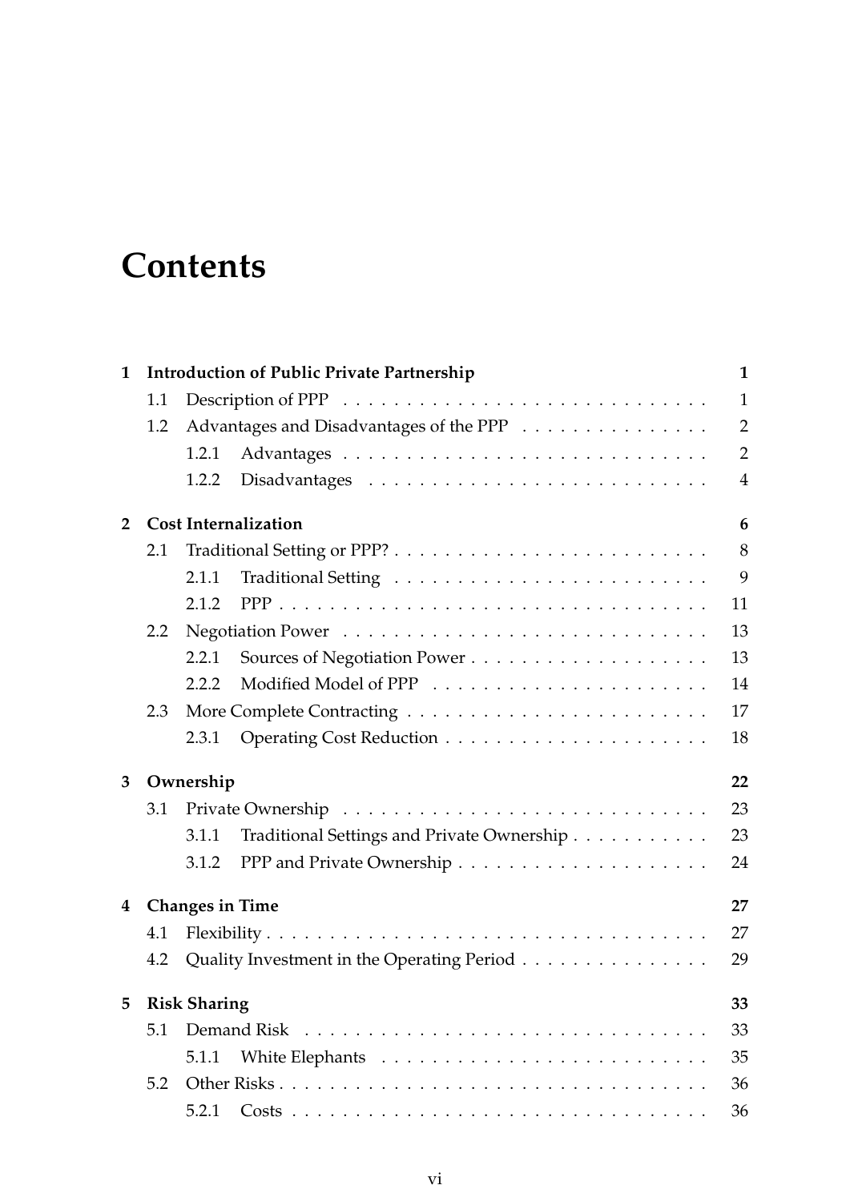# Contents

**1 Introduction of Public Private Partnership** **1**

1.1 Description of PPP . . . . . . . . . . . . . . . . . . . . . . . . . . . . 1

1.2 Advantages and Disadvantages of the PPP . . . . . . . . . . . . . . . 2

1.2.1 Advantages . . . . . . . . . . . . . . . . . . . . . . . . . . . . 2

1.2.2 Disadvantages . . . . . . . . . . . . . . . . . . . . . . . . . . 4

**2 Cost Internalization** **6**

2.1 Traditional Setting or PPP? . . . . . . . . . . . . . . . . . . . . . . . . 8

2.1.1 Traditional Setting . . . . . . . . . . . . . . . . . . . . . . . . 9

2.1.2 PPP . . . . . . . . . . . . . . . . . . . . . . . . . . . . . . . . . 11

2.2 Negotiation Power . . . . . . . . . . . . . . . . . . . . . . . . . . . . 13

2.2.1 Sources of Negotiation Power . . . . . . . . . . . . . . . . . . 13

2.2.2 Modified Model of PPP . . . . . . . . . . . . . . . . . . . . . 14

2.3 More Complete Contracting . . . . . . . . . . . . . . . . . . . . . . . 17

2.3.1 Operating Cost Reduction . . . . . . . . . . . . . . . . . . . . 18

**3 Ownership** **22**

3.1 Private Ownership . . . . . . . . . . . . . . . . . . . . . . . . . . . . 23

3.1.1 Traditional Settings and Private Ownership . . . . . . . . . . . 23

3.1.2 PPP and Private Ownership . . . . . . . . . . . . . . . . . . . 24

**4 Changes in Time** **27**

4.1 Flexibility . . . . . . . . . . . . . . . . . . . . . . . . . . . . . . . . . 27

4.2 Quality Investment in the Operating Period . . . . . . . . . . . . . . . 29

**5 Risk Sharing** **33**

5.1 Demand Risk . . . . . . . . . . . . . . . . . . . . . . . . . . . . . . . 33

5.1.1 White Elephants . . . . . . . . . . . . . . . . . . . . . . . . . 35

5.2 Other Risks . . . . . . . . . . . . . . . . . . . . . . . . . . . . . . . . 36

5.2.1 Costs . . . . . . . . . . . . . . . . . . . . . . . . . . . . . . . . 36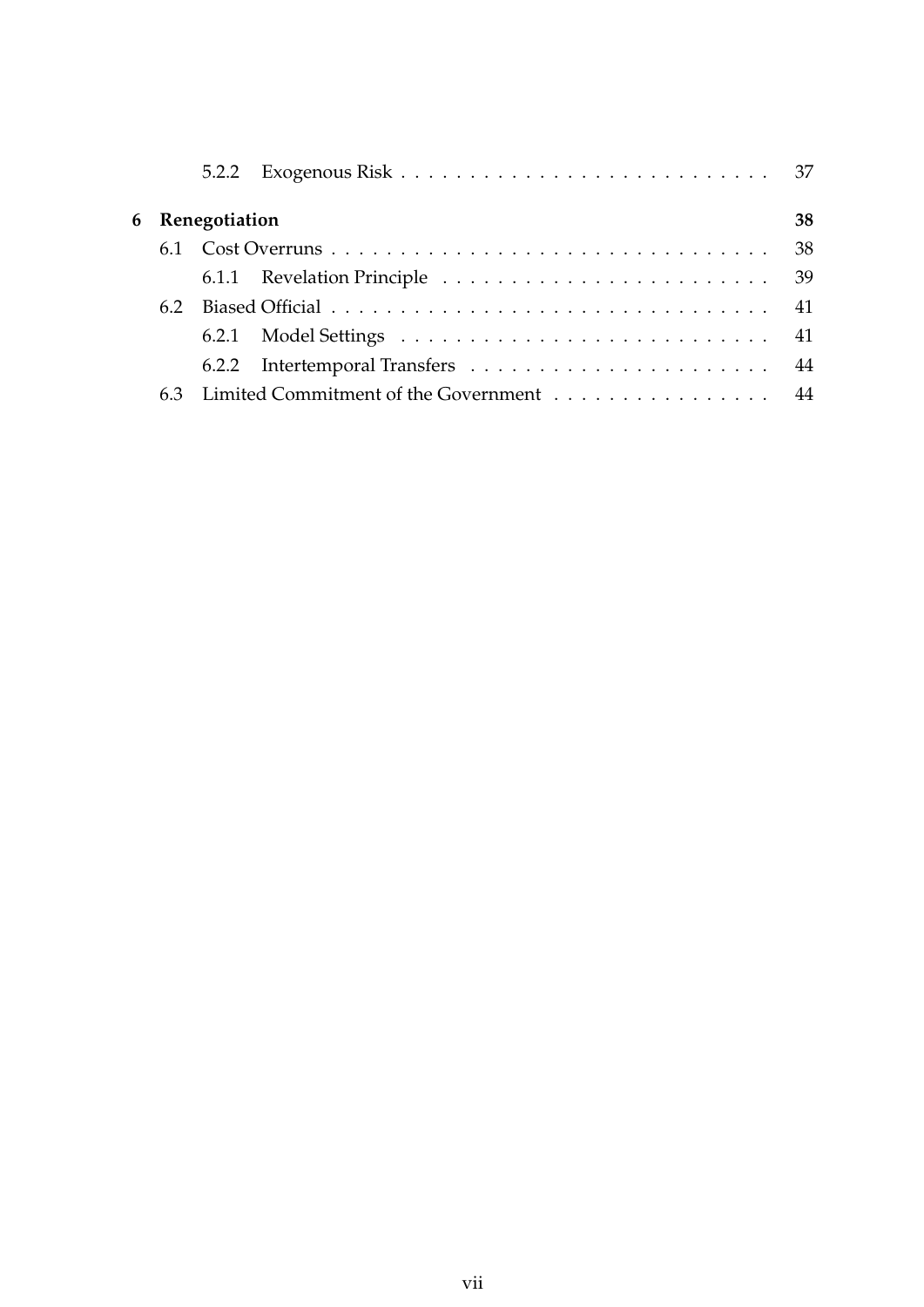- 5.2.2 Exogenous Risk . . . . . . . . . . . . . . . . . . . . . . . . . . 37

**6 Renegotiation** **38**

- 6.1 Cost Overruns . . . . . . . . . . . . . . . . . . . . . . . . . . . . . . . . 38
  - 6.1.1 Revelation Principle . . . . . . . . . . . . . . . . . . . . . . . 39
- 6.2 Biased Official . . . . . . . . . . . . . . . . . . . . . . . . . . . . . . . . 41
  - 6.2.1 Model Settings . . . . . . . . . . . . . . . . . . . . . . . . . . 41
  - 6.2.2 Intertemporal Transfers . . . . . . . . . . . . . . . . . . . . . 44
- 6.3 Limited Commitment of the Government . . . . . . . . . . . . . . . . 44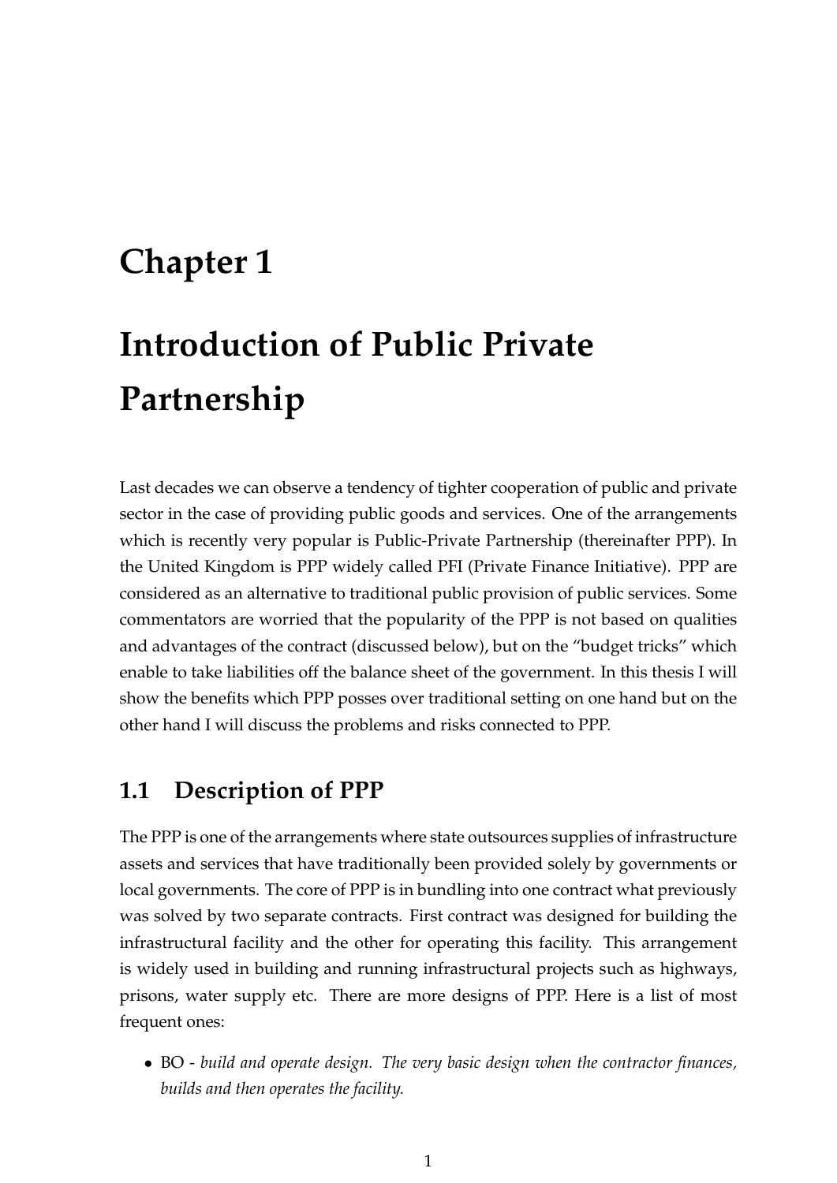# Chapter 1

# Introduction of Public Private Partnership

Last decades we can observe a tendency of tighter cooperation of public and private sector in the case of providing public goods and services. One of the arrangements which is recently very popular is Public-Private Partnership (thereinafter PPP). In the United Kingdom is PPP widely called PFI (Private Finance Initiative). PPP are considered as an alternative to traditional public provision of public services. Some commentators are worried that the popularity of the PPP is not based on qualities and advantages of the contract (discussed below), but on the "budget tricks" which enable to take liabilities off the balance sheet of the government. In this thesis I will show the benefits which PPP posses over traditional setting on one hand but on the other hand I will discuss the problems and risks connected to PPP.

## 1.1 Description of PPP

The PPP is one of the arrangements where state outsources supplies of infrastructure assets and services that have traditionally been provided solely by governments or local governments. The core of PPP is in bundling into one contract what previously was solved by two separate contracts. First contract was designed for building the infrastructural facility and the other for operating this facility. This arrangement is widely used in building and running infrastructural projects such as highways, prisons, water supply etc. There are more designs of PPP. Here is a list of most frequent ones:

- BO - *build and operate design. The very basic design when the contractor finances, builds and then operates the facility.*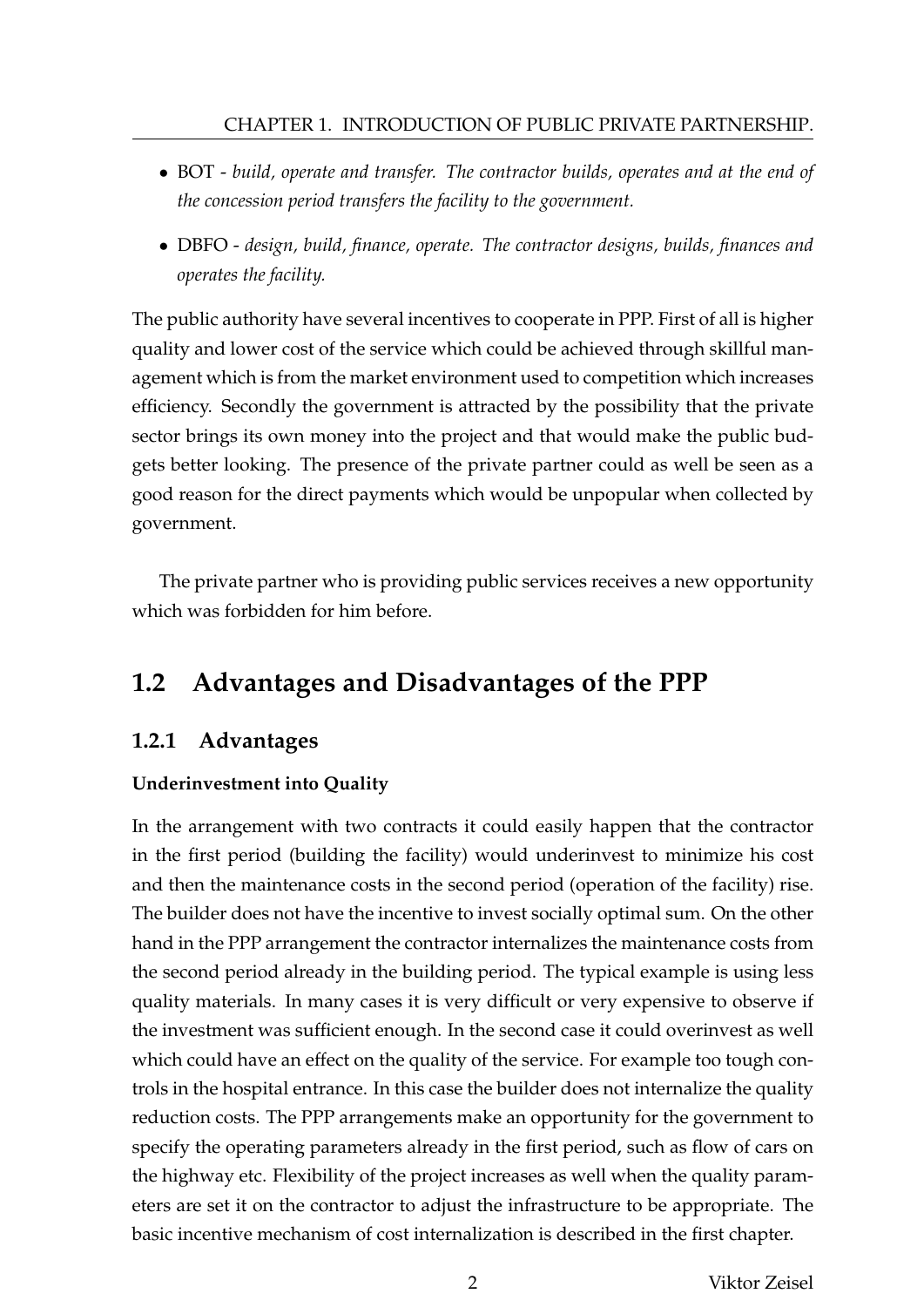- BOT - *build, operate and transfer. The contractor builds, operates and at the end of the concession period transfers the facility to the government.*
- DBFO - *design, build, finance, operate. The contractor designs, builds, finances and operates the facility.*

The public authority have several incentives to cooperate in PPP. First of all is higher quality and lower cost of the service which could be achieved through skillful management which is from the market environment used to competition which increases efficiency. Secondly the government is attracted by the possibility that the private sector brings its own money into the project and that would make the public budgets better looking. The presence of the private partner could as well be seen as a good reason for the direct payments which would be unpopular when collected by government.

The private partner who is providing public services receives a new opportunity which was forbidden for him before.

## 1.2 Advantages and Disadvantages of the PPP

### 1.2.1 Advantages

**Underinvestment into Quality**

In the arrangement with two contracts it could easily happen that the contractor in the first period (building the facility) would underinvest to minimize his cost and then the maintenance costs in the second period (operation of the facility) rise. The builder does not have the incentive to invest socially optimal sum. On the other hand in the PPP arrangement the contractor internalizes the maintenance costs from the second period already in the building period. The typical example is using less quality materials. In many cases it is very difficult or very expensive to observe if the investment was sufficient enough. In the second case it could overinvest as well which could have an effect on the quality of the service. For example too tough controls in the hospital entrance. In this case the builder does not internalize the quality reduction costs. The PPP arrangements make an opportunity for the government to specify the operating parameters already in the first period, such as flow of cars on the highway etc. Flexibility of the project increases as well when the quality parameters are set it on the contractor to adjust the infrastructure to be appropriate. The basic incentive mechanism of cost internalization is described in the first chapter.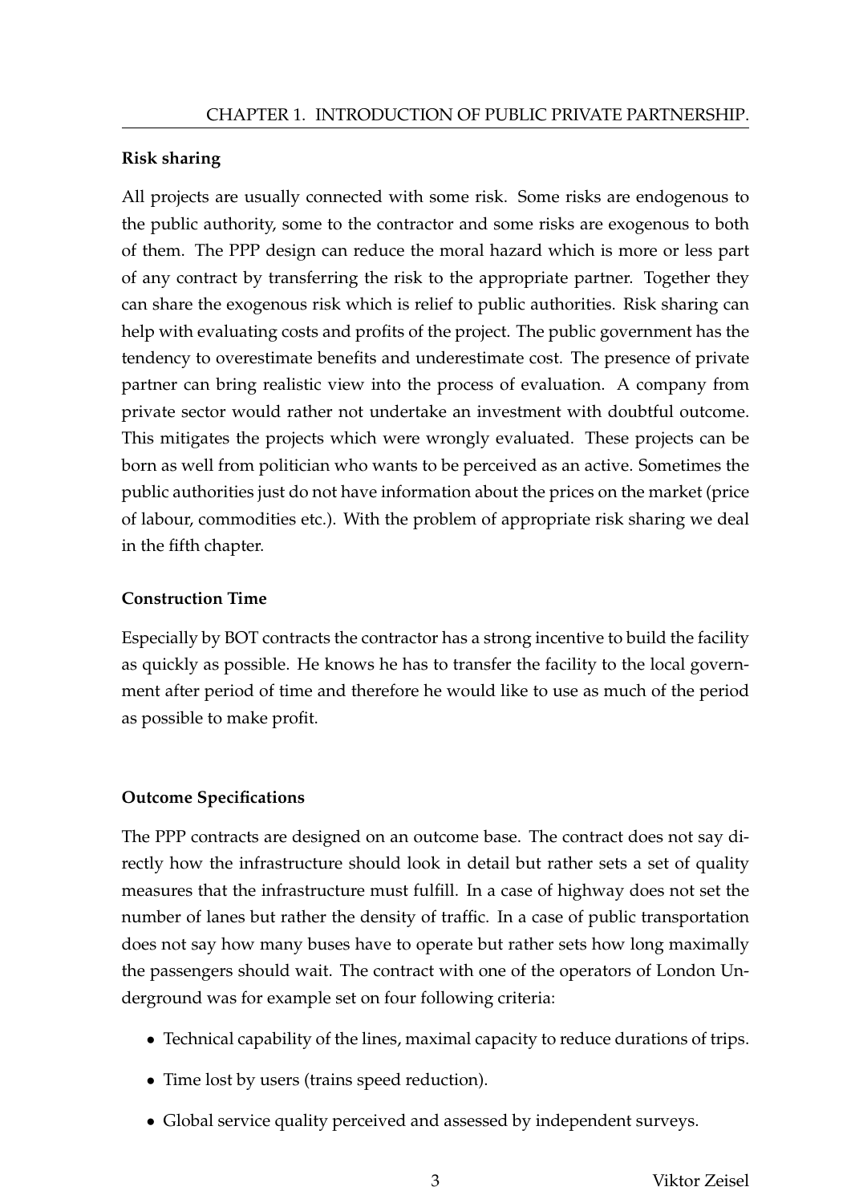### Risk sharing

All projects are usually connected with some risk. Some risks are endogenous to the public authority, some to the contractor and some risks are exogenous to both of them. The PPP design can reduce the moral hazard which is more or less part of any contract by transferring the risk to the appropriate partner. Together they can share the exogenous risk which is relief to public authorities. Risk sharing can help with evaluating costs and profits of the project. The public government has the tendency to overestimate benefits and underestimate cost. The presence of private partner can bring realistic view into the process of evaluation. A company from private sector would rather not undertake an investment with doubtful outcome. This mitigates the projects which were wrongly evaluated. These projects can be born as well from politician who wants to be perceived as an active. Sometimes the public authorities just do not have information about the prices on the market (price of labour, commodities etc.). With the problem of appropriate risk sharing we deal in the fifth chapter.

### Construction Time

Especially by BOT contracts the contractor has a strong incentive to build the facility as quickly as possible. He knows he has to transfer the facility to the local government after period of time and therefore he would like to use as much of the period as possible to make profit.

### Outcome Specifications

The PPP contracts are designed on an outcome base. The contract does not say directly how the infrastructure should look in detail but rather sets a set of quality measures that the infrastructure must fulfill. In a case of highway does not set the number of lanes but rather the density of traffic. In a case of public transportation does not say how many buses have to operate but rather sets how long maximally the passengers should wait. The contract with one of the operators of London Underground was for example set on four following criteria:

- Technical capability of the lines, maximal capacity to reduce durations of trips.
- Time lost by users (trains speed reduction).
- Global service quality perceived and assessed by independent surveys.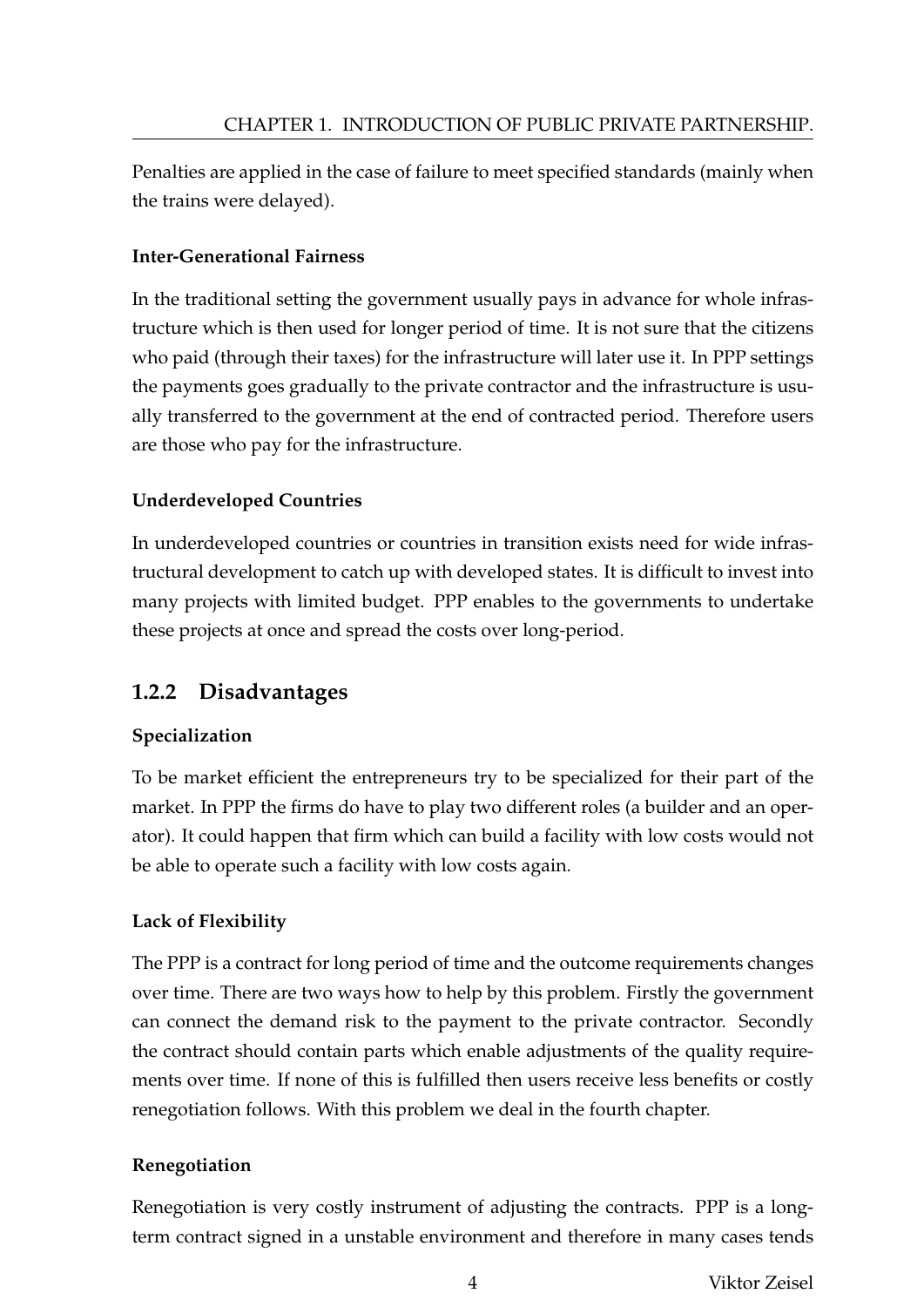Penalties are applied in the case of failure to meet specified standards (mainly when the trains were delayed).

#### Inter-Generational Fairness

In the traditional setting the government usually pays in advance for whole infrastructure which is then used for longer period of time. It is not sure that the citizens who paid (through their taxes) for the infrastructure will later use it. In PPP settings the payments goes gradually to the private contractor and the infrastructure is usually transferred to the government at the end of contracted period. Therefore users are those who pay for the infrastructure.

#### Underdeveloped Countries

In underdeveloped countries or countries in transition exists need for wide infrastructural development to catch up with developed states. It is difficult to invest into many projects with limited budget. PPP enables to the governments to undertake these projects at once and spread the costs over long-period.

### 1.2.2 Disadvantages

#### Specialization

To be market efficient the entrepreneurs try to be specialized for their part of the market. In PPP the firms do have to play two different roles (a builder and an operator). It could happen that firm which can build a facility with low costs would not be able to operate such a facility with low costs again.

#### Lack of Flexibility

The PPP is a contract for long period of time and the outcome requirements changes over time. There are two ways how to help by this problem. Firstly the government can connect the demand risk to the payment to the private contractor. Secondly the contract should contain parts which enable adjustments of the quality requirements over time. If none of this is fulfilled then users receive less benefits or costly renegotiation follows. With this problem we deal in the fourth chapter.

#### Renegotiation

Renegotiation is very costly instrument of adjusting the contracts. PPP is a long-term contract signed in a unstable environment and therefore in many cases tends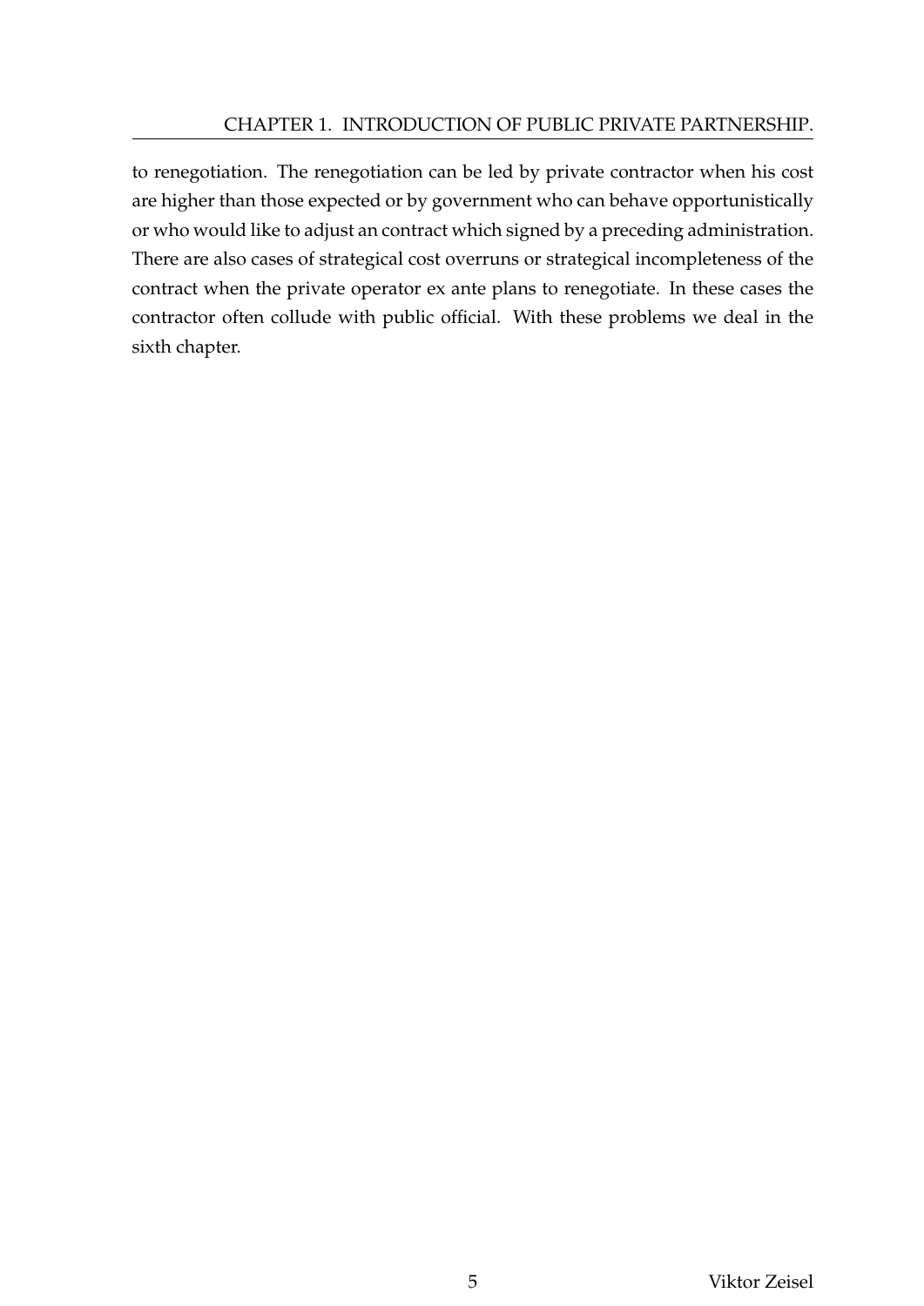to renegotiation. The renegotiation can be led by private contractor when his cost are higher than those expected or by government who can behave opportunistically or who would like to adjust an contract which signed by a preceding administration. There are also cases of strategical cost overruns or strategical incompleteness of the contract when the private operator ex ante plans to renegotiate. In these cases the contractor often collude with public official. With these problems we deal in the sixth chapter.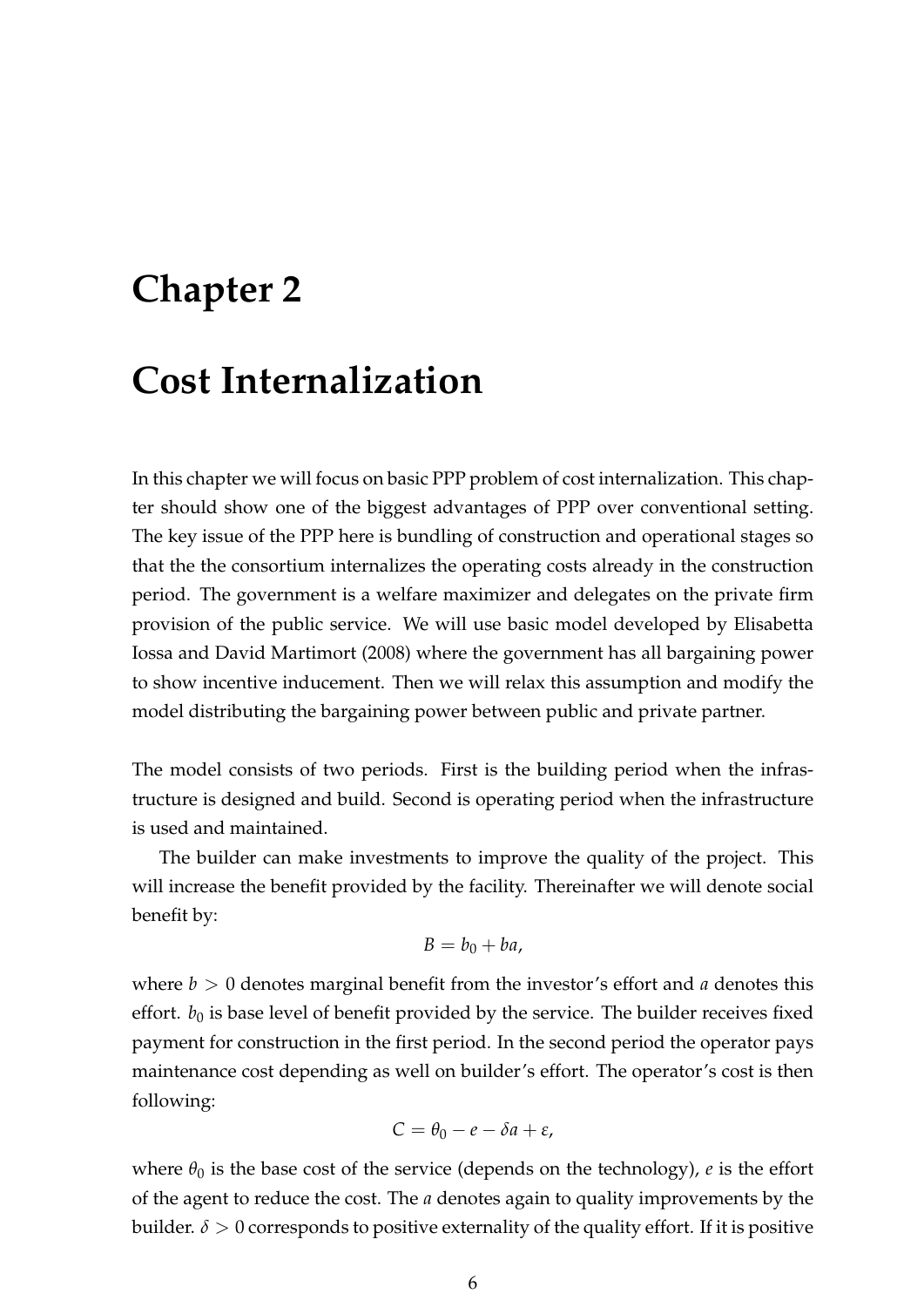# Chapter 2

# Cost Internalization

In this chapter we will focus on basic PPP problem of cost internalization. This chapter should show one of the biggest advantages of PPP over conventional setting. The key issue of the PPP here is bundling of construction and operational stages so that the the consortium internalizes the operating costs already in the construction period. The government is a welfare maximizer and delegates on the private firm provision of the public service. We will use basic model developed by Elisabetta Iossa and David Martimort (2008) where the government has all bargaining power to show incentive inducement. Then we will relax this assumption and modify the model distributing the bargaining power between public and private partner.

The model consists of two periods. First is the building period when the infrastructure is designed and build. Second is operating period when the infrastructure is used and maintained.

The builder can make investments to improve the quality of the project. This will increase the benefit provided by the facility. Thereinafter we will denote social benefit by:

$$B = b_0 + ba,$$

where $b > 0$ denotes marginal benefit from the investor's effort and $a$ denotes this effort. $b_0$ is base level of benefit provided by the service. The builder receives fixed payment for construction in the first period. In the second period the operator pays maintenance cost depending as well on builder's effort. The operator's cost is then following:

$$C = \theta_0 - e - \delta a + \varepsilon,$$

where $\theta_0$ is the base cost of the service (depends on the technology), $e$ is the effort of the agent to reduce the cost. The $a$ denotes again to quality improvements by the builder. $\delta > 0$ corresponds to positive externality of the quality effort. If it is positive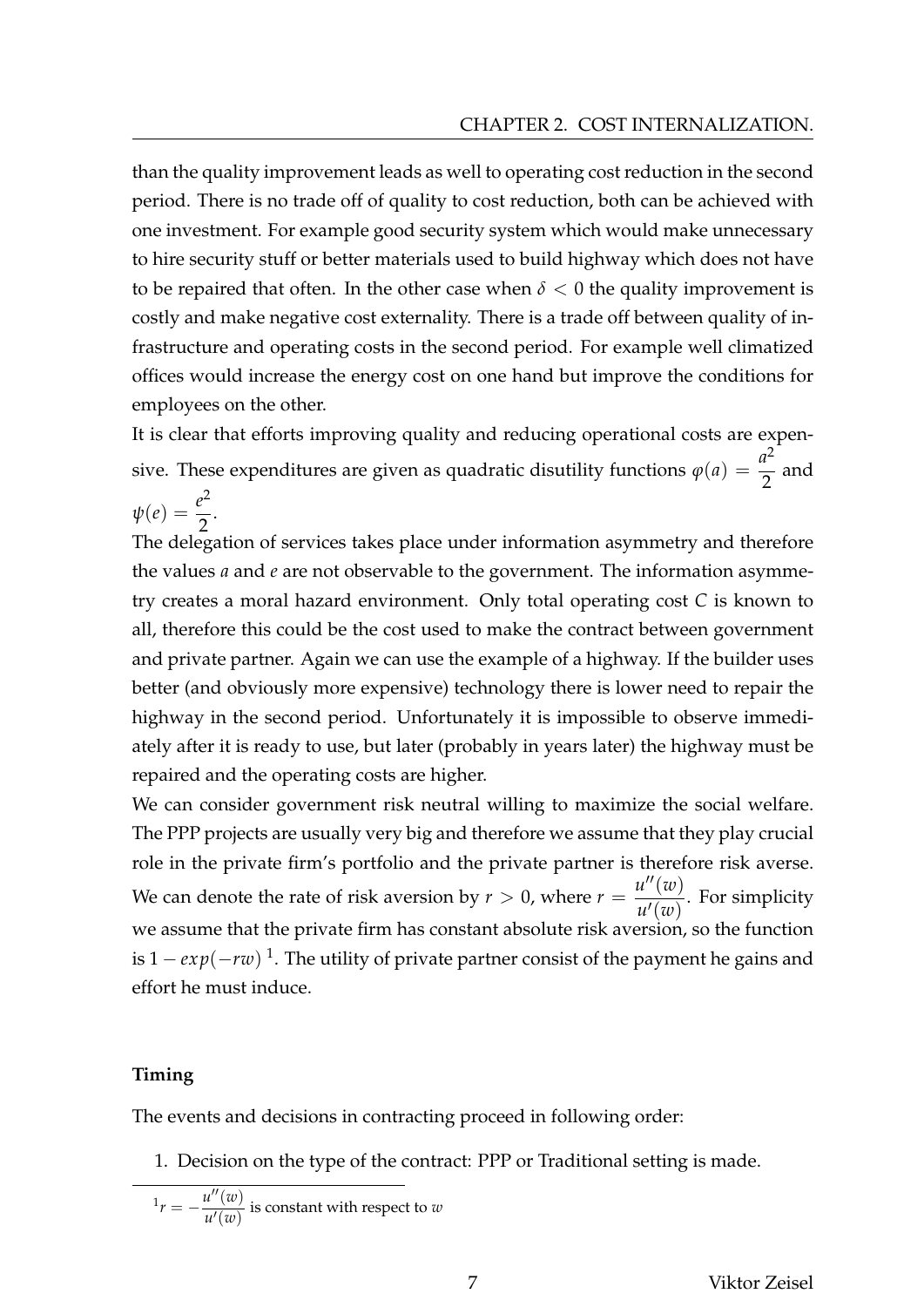than the quality improvement leads as well to operating cost reduction in the second period. There is no trade off of quality to cost reduction, both can be achieved with one investment. For example good security system which would make unnecessary to hire security stuff or better materials used to build highway which does not have to be repaired that often. In the other case when $\delta < 0$ the quality improvement is costly and make negative cost externality. There is a trade off between quality of infrastructure and operating costs in the second period. For example well climatized offices would increase the energy cost on one hand but improve the conditions for employees on the other.

It is clear that efforts improving quality and reducing operational costs are expensive. These expenditures are given as quadratic disutility functions $\varphi(a) = \frac{a^2}{2}$ and $\psi(e) = \frac{e^2}{2}$.

The delegation of services takes place under information asymmetry and therefore the values $a$ and $e$ are not observable to the government. The information asymmetry creates a moral hazard environment. Only total operating cost $C$ is known to all, therefore this could be the cost used to make the contract between government and private partner. Again we can use the example of a highway. If the builder uses better (and obviously more expensive) technology there is lower need to repair the highway in the second period. Unfortunately it is impossible to observe immediately after it is ready to use, but later (probably in years later) the highway must be repaired and the operating costs are higher.

We can consider government risk neutral willing to maximize the social welfare. The PPP projects are usually very big and therefore we assume that they play crucial role in the private firm's portfolio and the private partner is therefore risk averse. We can denote the rate of risk aversion by $r > 0$, where $r = \frac{u''(w)}{u'(w)}$. For simplicity we assume that the private firm has constant absolute risk aversion, so the function is $1 - exp(-rw)$ [1]. The utility of private partner consist of the payment he gains and effort he must induce.

#### Timing

The events and decisions in contracting proceed in following order:

1. Decision on the type of the contract: PPP or Traditional setting is made.

[1] $r = -\frac{u''(w)}{u'(w)}$ is constant with respect to $w$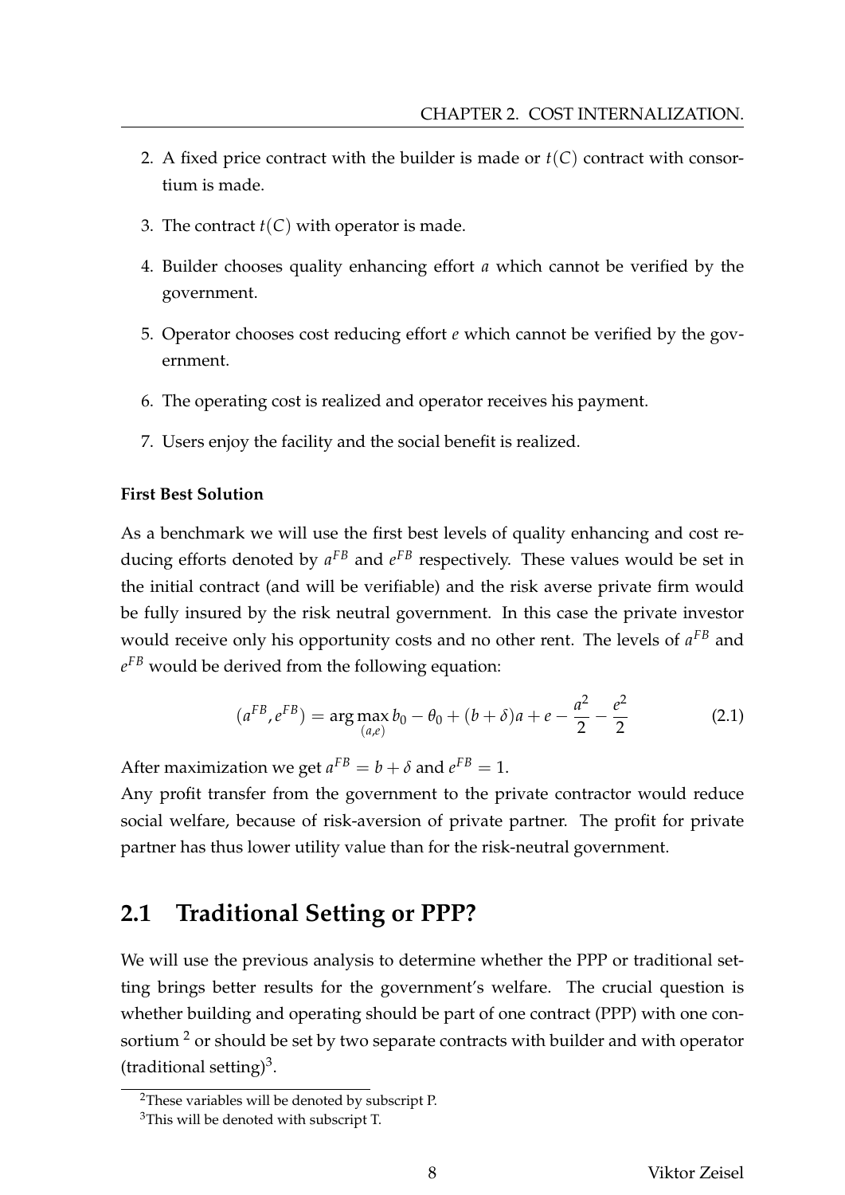2. A fixed price contract with the builder is made or $t(C)$ contract with consortium is made.
3. The contract $t(C)$ with operator is made.
4. Builder chooses quality enhancing effort $a$ which cannot be verified by the government.
5. Operator chooses cost reducing effort $e$ which cannot be verified by the government.
6. The operating cost is realized and operator receives his payment.
7. Users enjoy the facility and the social benefit is realized.

**First Best Solution**

As a benchmark we will use the first best levels of quality enhancing and cost reducing efforts denoted by $a^{FB}$ and $e^{FB}$ respectively. These values would be set in the initial contract (and will be verifiable) and the risk averse private firm would be fully insured by the risk neutral government. In this case the private investor would receive only his opportunity costs and no other rent. The levels of $a^{FB}$ and $e^{FB}$ would be derived from the following equation:

$$(a^{FB}, e^{FB}) = \arg\max_{(a,e)} b_0 - \theta_0 + (b + \delta)a + e - \frac{a^2}{2} - \frac{e^2}{2} \tag{2.1}$$

After maximization we get $a^{FB} = b + \delta$ and $e^{FB} = 1$.
Any profit transfer from the government to the private contractor would reduce social welfare, because of risk-aversion of private partner. The profit for private partner has thus lower utility value than for the risk-neutral government.

## 2.1 Traditional Setting or PPP?

We will use the previous analysis to determine whether the PPP or traditional setting brings better results for the government's welfare. The crucial question is whether building and operating should be part of one contract (PPP) with one consortium [2] or should be set by two separate contracts with builder and with operator (traditional setting)[3].

[2] These variables will be denoted by subscript P.

[3] This will be denoted with subscript T.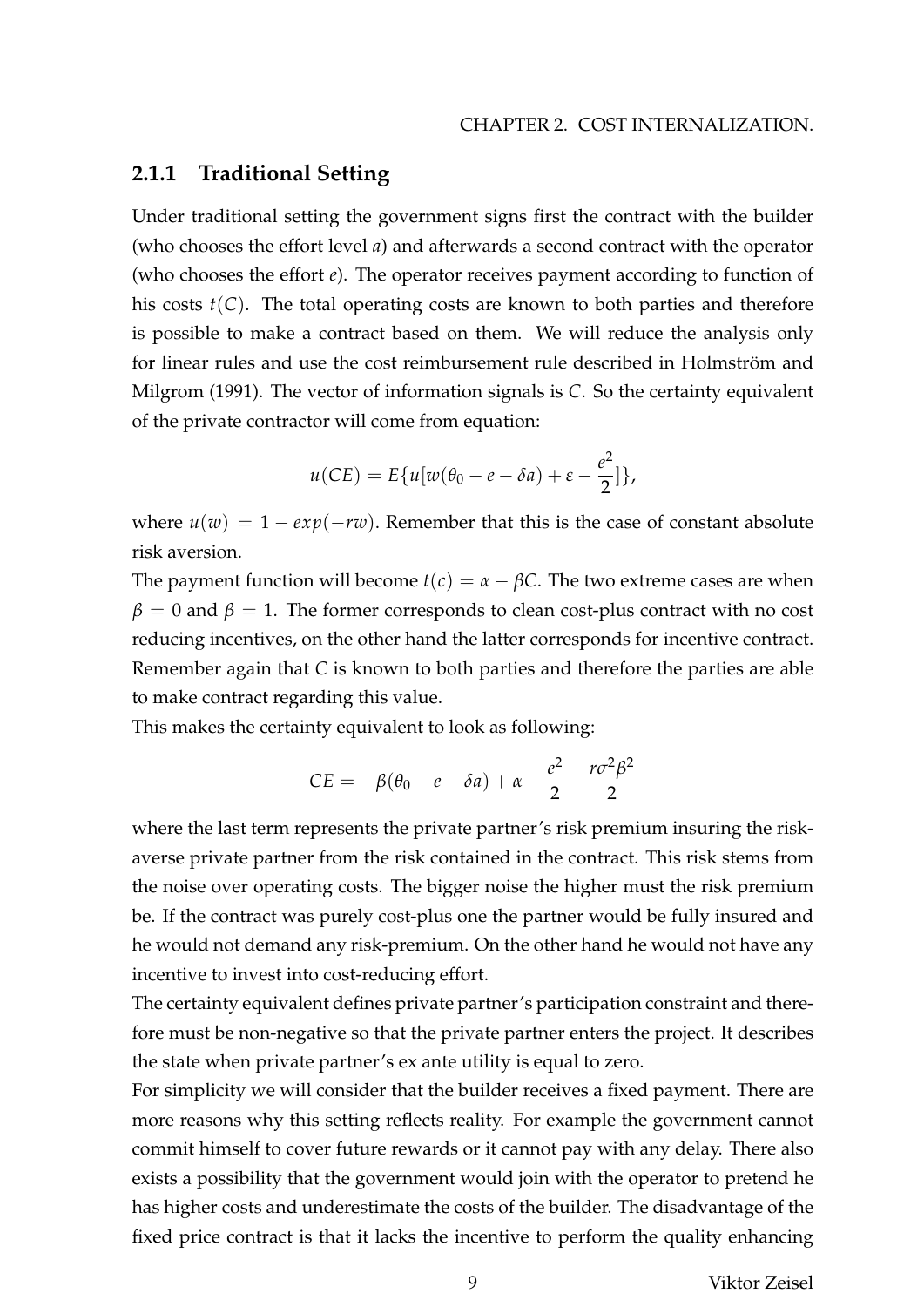### 2.1.1 Traditional Setting

Under traditional setting the government signs first the contract with the builder (who chooses the effort level $a$) and afterwards a second contract with the operator (who chooses the effort $e$). The operator receives payment according to function of his costs $t(C)$. The total operating costs are known to both parties and therefore is possible to make a contract based on them. We will reduce the analysis only for linear rules and use the cost reimbursement rule described in Holmström and Milgrom (1991). The vector of information signals is $C$. So the certainty equivalent of the private contractor will come from equation:

$$u(CE) = E\{u[w(\theta_0 - e - \delta a) + \varepsilon - \frac{e^2}{2}]\},$$

where $u(w) = 1 - exp(-rw)$. Remember that this is the case of constant absolute risk aversion.

The payment function will become $t(c) = \alpha - \beta C$. The two extreme cases are when $\beta = 0$ and $\beta = 1$. The former corresponds to clean cost-plus contract with no cost reducing incentives, on the other hand the latter corresponds for incentive contract. Remember again that $C$ is known to both parties and therefore the parties are able to make contract regarding this value.

This makes the certainty equivalent to look as following:

$$CE = -\beta(\theta_0 - e - \delta a) + \alpha - \frac{e^2}{2} - \frac{r\sigma^2\beta^2}{2}$$

where the last term represents the private partner's risk premium insuring the risk-averse private partner from the risk contained in the contract. This risk stems from the noise over operating costs. The bigger noise the higher must the risk premium be. If the contract was purely cost-plus one the partner would be fully insured and he would not demand any risk-premium. On the other hand he would not have any incentive to invest into cost-reducing effort.

The certainty equivalent defines private partner's participation constraint and therefore must be non-negative so that the private partner enters the project. It describes the state when private partner's ex ante utility is equal to zero.

For simplicity we will consider that the builder receives a fixed payment. There are more reasons why this setting reflects reality. For example the government cannot commit himself to cover future rewards or it cannot pay with any delay. There also exists a possibility that the government would join with the operator to pretend he has higher costs and underestimate the costs of the builder. The disadvantage of the fixed price contract is that it lacks the incentive to perform the quality enhancing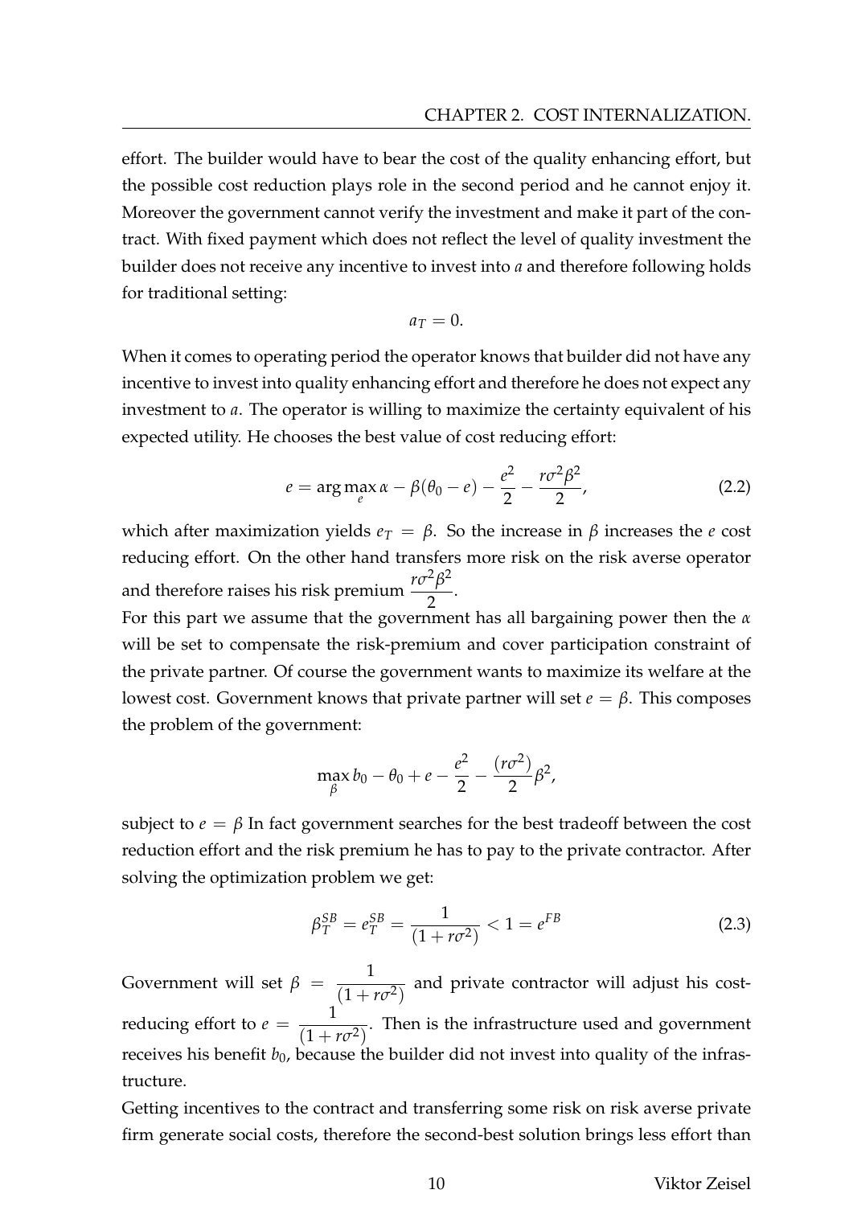effort. The builder would have to bear the cost of the quality enhancing effort, but the possible cost reduction plays role in the second period and he cannot enjoy it. Moreover the government cannot verify the investment and make it part of the contract. With fixed payment which does not reflect the level of quality investment the builder does not receive any incentive to invest into $a$ and therefore following holds for traditional setting:

$$a_T = 0.$$

When it comes to operating period the operator knows that builder did not have any incentive to invest into quality enhancing effort and therefore he does not expect any investment to $a$. The operator is willing to maximize the certainty equivalent of his expected utility. He chooses the best value of cost reducing effort:

$$e = \arg\max_{e} \alpha - \beta(\theta_0 - e) - \frac{e^2}{2} - \frac{r\sigma^2\beta^2}{2}, \tag{2.2}$$

which after maximization yields $e_T = \beta$. So the increase in $\beta$ increases the $e$ cost reducing effort. On the other hand transfers more risk on the risk averse operator and therefore raises his risk premium $\frac{r\sigma^2\beta^2}{2}$.

For this part we assume that the government has all bargaining power then the $\alpha$ will be set to compensate the risk-premium and cover participation constraint of the private partner. Of course the government wants to maximize its welfare at the lowest cost. Government knows that private partner will set $e = \beta$. This composes the problem of the government:

$$\max_{\beta} b_0 - \theta_0 + e - \frac{e^2}{2} - \frac{(r\sigma^2)}{2}\beta^2,$$

subject to $e = \beta$ In fact government searches for the best tradeoff between the cost reduction effort and the risk premium he has to pay to the private contractor. After solving the optimization problem we get:

$$\beta_T^{SB} = e_T^{SB} = \frac{1}{(1 + r\sigma^2)} < 1 = e^{FB} \tag{2.3}$$

Government will set $\beta = \frac{1}{(1 + r\sigma^2)}$ and private contractor will adjust his cost-reducing effort to $e = \frac{1}{(1 + r\sigma^2)}$. Then is the infrastructure used and government receives his benefit $b_0$, because the builder did not invest into quality of the infrastructure.

Getting incentives to the contract and transferring some risk on risk averse private firm generate social costs, therefore the second-best solution brings less effort than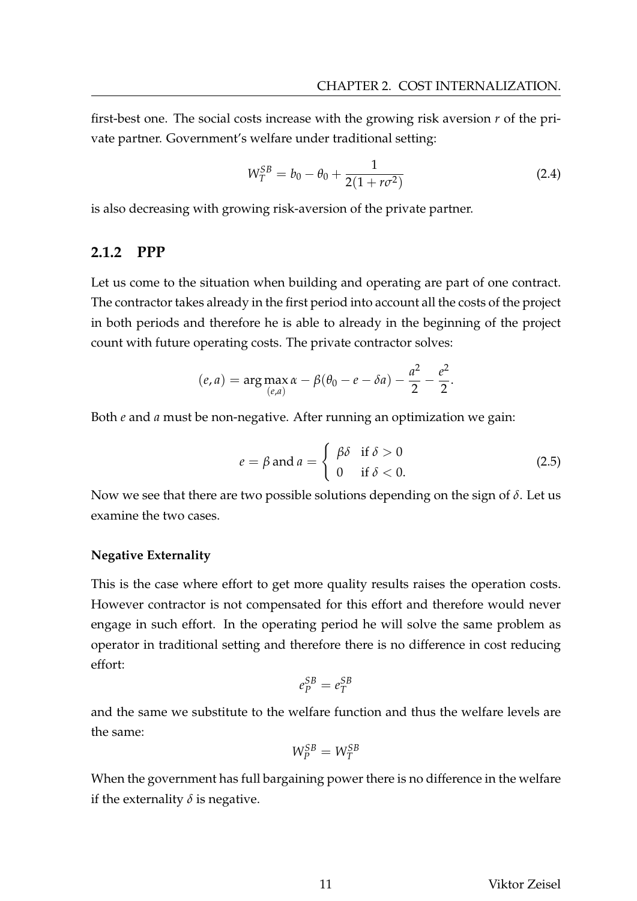first-best one. The social costs increase with the growing risk aversion $r$ of the private partner. Government's welfare under traditional setting:

$$W_T^{SB} = b_0 - \theta_0 + \frac{1}{2(1 + r\sigma^2)} \tag{2.4}$$

is also decreasing with growing risk-aversion of the private partner.

### 2.1.2 PPP

Let us come to the situation when building and operating are part of one contract. The contractor takes already in the first period into account all the costs of the project in both periods and therefore he is able to already in the beginning of the project count with future operating costs. The private contractor solves:

$$(e, a) = \arg\max_{(e,a)} \alpha - \beta(\theta_0 - e - \delta a) - \frac{a^2}{2} - \frac{e^2}{2}.$$

Both $e$ and $a$ must be non-negative. After running an optimization we gain:

$$e = \beta \text{ and } a = \begin{cases} \beta\delta & \text{if } \delta > 0 \\ 0 & \text{if } \delta < 0. \end{cases} \tag{2.5}$$

Now we see that there are two possible solutions depending on the sign of $\delta$. Let us examine the two cases.

**Negative Externality**

This is the case where effort to get more quality results raises the operation costs. However contractor is not compensated for this effort and therefore would never engage in such effort. In the operating period he will solve the same problem as operator in traditional setting and therefore there is no difference in cost reducing effort:

$$e_P^{SB} = e_T^{SB}$$

and the same we substitute to the welfare function and thus the welfare levels are the same:

$$W_P^{SB} = W_T^{SB}$$

When the government has full bargaining power there is no difference in the welfare if the externality $\delta$ is negative.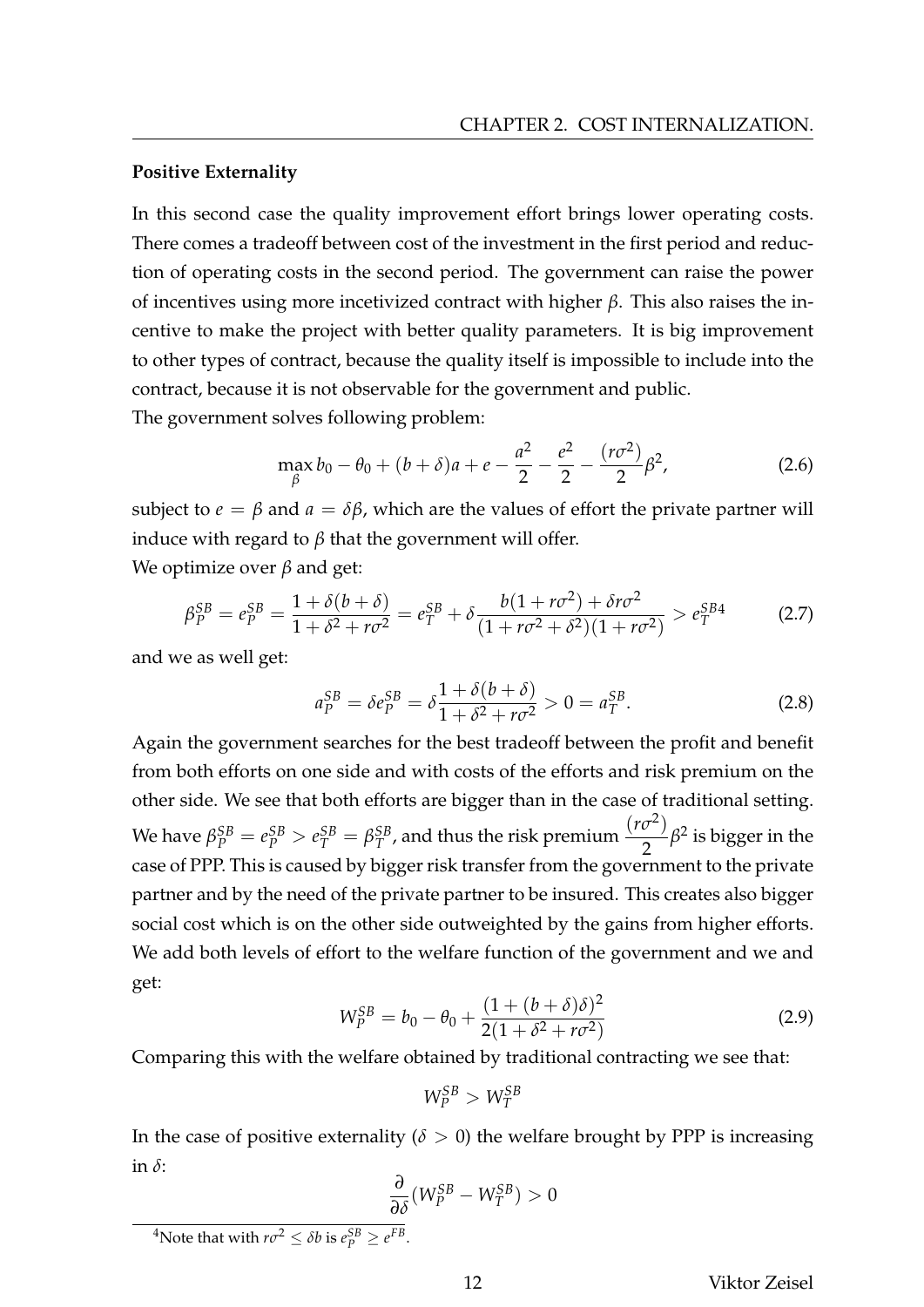**Positive Externality**

In this second case the quality improvement effort brings lower operating costs. There comes a tradeoff between cost of the investment in the first period and reduction of operating costs in the second period. The government can raise the power of incentives using more incetivized contract with higher $\beta$. This also raises the incentive to make the project with better quality parameters. It is big improvement to other types of contract, because the quality itself is impossible to include into the contract, because it is not observable for the government and public.
The government solves following problem:

$$\max_{\beta} b_0 - \theta_0 + (b+\delta)a + e - \frac{a^2}{2} - \frac{e^2}{2} - \frac{(r\sigma^2)}{2}\beta^2, \tag{2.6}$$

subject to $e = \beta$ and $a = \delta\beta$, which are the values of effort the private partner will induce with regard to $\beta$ that the government will offer.
We optimize over $\beta$ and get:

$$\beta_P^{SB} = e_P^{SB} = \frac{1+\delta(b+\delta)}{1+\delta^2+r\sigma^2} = e_T^{SB} + \delta\frac{b(1+r\sigma^2)+\delta r\sigma^2}{(1+r\sigma^2+\delta^2)(1+r\sigma^2)} > e_T^{SB}\text{[4]} \tag{2.7}$$

and we as well get:

$$a_P^{SB} = \delta e_P^{SB} = \delta\frac{1+\delta(b+\delta)}{1+\delta^2+r\sigma^2} > 0 = a_T^{SB}. \tag{2.8}$$

Again the government searches for the best tradeoff between the profit and benefit from both efforts on one side and with costs of the efforts and risk premium on the other side. We see that both efforts are bigger than in the case of traditional setting. We have $\beta_P^{SB} = e_P^{SB} > e_T^{SB} = \beta_T^{SB}$, and thus the risk premium $\frac{(r\sigma^2)}{2}\beta^2$ is bigger in the case of PPP. This is caused by bigger risk transfer from the government to the private partner and by the need of the private partner to be insured. This creates also bigger social cost which is on the other side outweighted by the gains from higher efforts. We add both levels of effort to the welfare function of the government and we and get:

$$W_P^{SB} = b_0 - \theta_0 + \frac{(1+(b+\delta)\delta)^2}{2(1+\delta^2+r\sigma^2)} \tag{2.9}$$

Comparing this with the welfare obtained by traditional contracting we see that:

$$W_P^{SB} > W_T^{SB}$$

In the case of positive externality ($\delta > 0$) the welfare brought by PPP is increasing in $\delta$:

$$\frac{\partial}{\partial\delta}(W_P^{SB} - W_T^{SB}) > 0$$

[4]Note that with $r\sigma^2 \leq \delta b$ is $e_P^{SB} \geq e^{FB}$.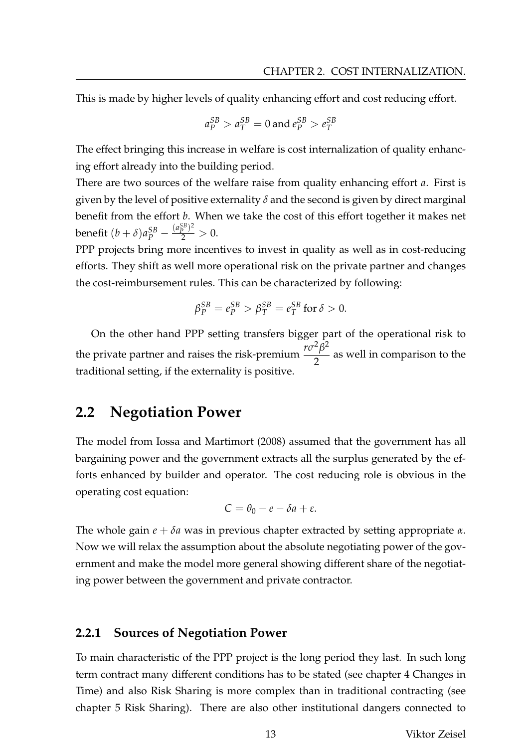This is made by higher levels of quality enhancing effort and cost reducing effort.

$$a_P^{SB} > a_T^{SB} = 0 \text{ and } e_P^{SB} > e_T^{SB}$$

The effect bringing this increase in welfare is cost internalization of quality enhancing effort already into the building period.

There are two sources of the welfare raise from quality enhancing effort $a$. First is given by the level of positive externality $\delta$ and the second is given by direct marginal benefit from the effort $b$. When we take the cost of this effort together it makes net benefit $(b + \delta)a_P^{SB} - \frac{(a_P^{SB})^2}{2} > 0$.

PPP projects bring more incentives to invest in quality as well as in cost-reducing efforts. They shift as well more operational risk on the private partner and changes the cost-reimbursement rules. This can be characterized by following:

$$\beta_P^{SB} = e_P^{SB} > \beta_T^{SB} = e_T^{SB} \text{ for } \delta > 0.$$

On the other hand PPP setting transfers bigger part of the operational risk to the private partner and raises the risk-premium $\frac{r\sigma^2\beta^2}{2}$ as well in comparison to the traditional setting, if the externality is positive.

## 2.2 Negotiation Power

The model from Iossa and Martimort (2008) assumed that the government has all bargaining power and the government extracts all the surplus generated by the efforts enhanced by builder and operator. The cost reducing role is obvious in the operating cost equation:

$$C = \theta_0 - e - \delta a + \varepsilon.$$

The whole gain $e + \delta a$ was in previous chapter extracted by setting appropriate $\alpha$. Now we will relax the assumption about the absolute negotiating power of the government and make the model more general showing different share of the negotiating power between the government and private contractor.

### 2.2.1 Sources of Negotiation Power

To main characteristic of the PPP project is the long period they last. In such long term contract many different conditions has to be stated (see chapter 4 Changes in Time) and also Risk Sharing is more complex than in traditional contracting (see chapter 5 Risk Sharing). There are also other institutional dangers connected to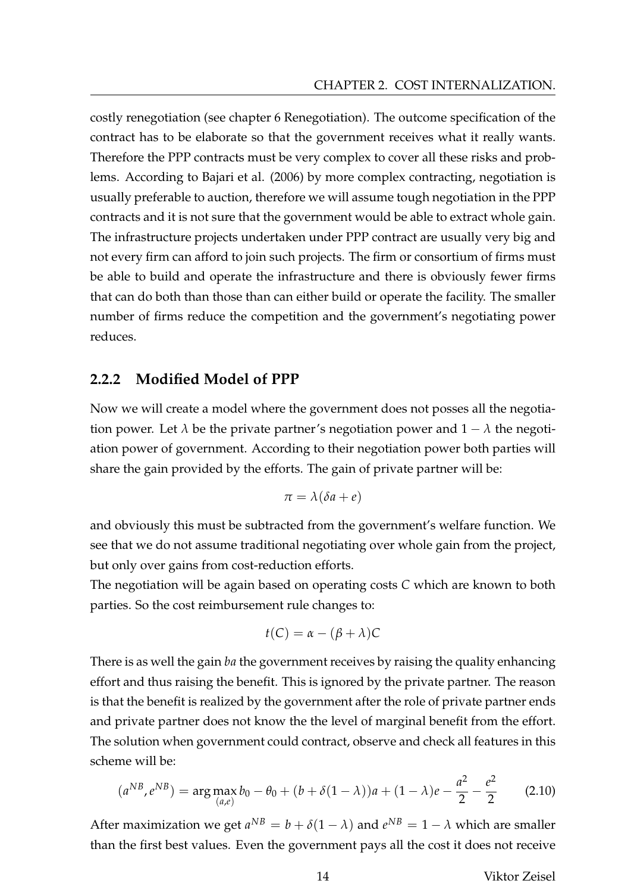costly renegotiation (see chapter 6 Renegotiation). The outcome specification of the contract has to be elaborate so that the government receives what it really wants. Therefore the PPP contracts must be very complex to cover all these risks and problems. According to Bajari et al. (2006) by more complex contracting, negotiation is usually preferable to auction, therefore we will assume tough negotiation in the PPP contracts and it is not sure that the government would be able to extract whole gain. The infrastructure projects undertaken under PPP contract are usually very big and not every firm can afford to join such projects. The firm or consortium of firms must be able to build and operate the infrastructure and there is obviously fewer firms that can do both than those than can either build or operate the facility. The smaller number of firms reduce the competition and the government's negotiating power reduces.

### 2.2.2 Modified Model of PPP

Now we will create a model where the government does not posses all the negotiation power. Let $\lambda$ be the private partner's negotiation power and $1 - \lambda$ the negotiation power of government. According to their negotiation power both parties will share the gain provided by the efforts. The gain of private partner will be:

$$\pi = \lambda(\delta a + e)$$

and obviously this must be subtracted from the government's welfare function. We see that we do not assume traditional negotiating over whole gain from the project, but only over gains from cost-reduction efforts.
The negotiation will be again based on operating costs $C$ which are known to both parties. So the cost reimbursement rule changes to:

$$t(C) = \alpha - (\beta + \lambda)C$$

There is as well the gain *ba* the government receives by raising the quality enhancing effort and thus raising the benefit. This is ignored by the private partner. The reason is that the benefit is realized by the government after the role of private partner ends and private partner does not know the the level of marginal benefit from the effort. The solution when government could contract, observe and check all features in this scheme will be:

$$(a^{NB}, e^{NB}) = \arg\max_{(a,e)} b_0 - \theta_0 + (b + \delta(1-\lambda))a + (1-\lambda)e - \frac{a^2}{2} - \frac{e^2}{2} \tag{2.10}$$

After maximization we get $a^{NB} = b + \delta(1 - \lambda)$ and $e^{NB} = 1 - \lambda$ which are smaller than the first best values. Even the government pays all the cost it does not receive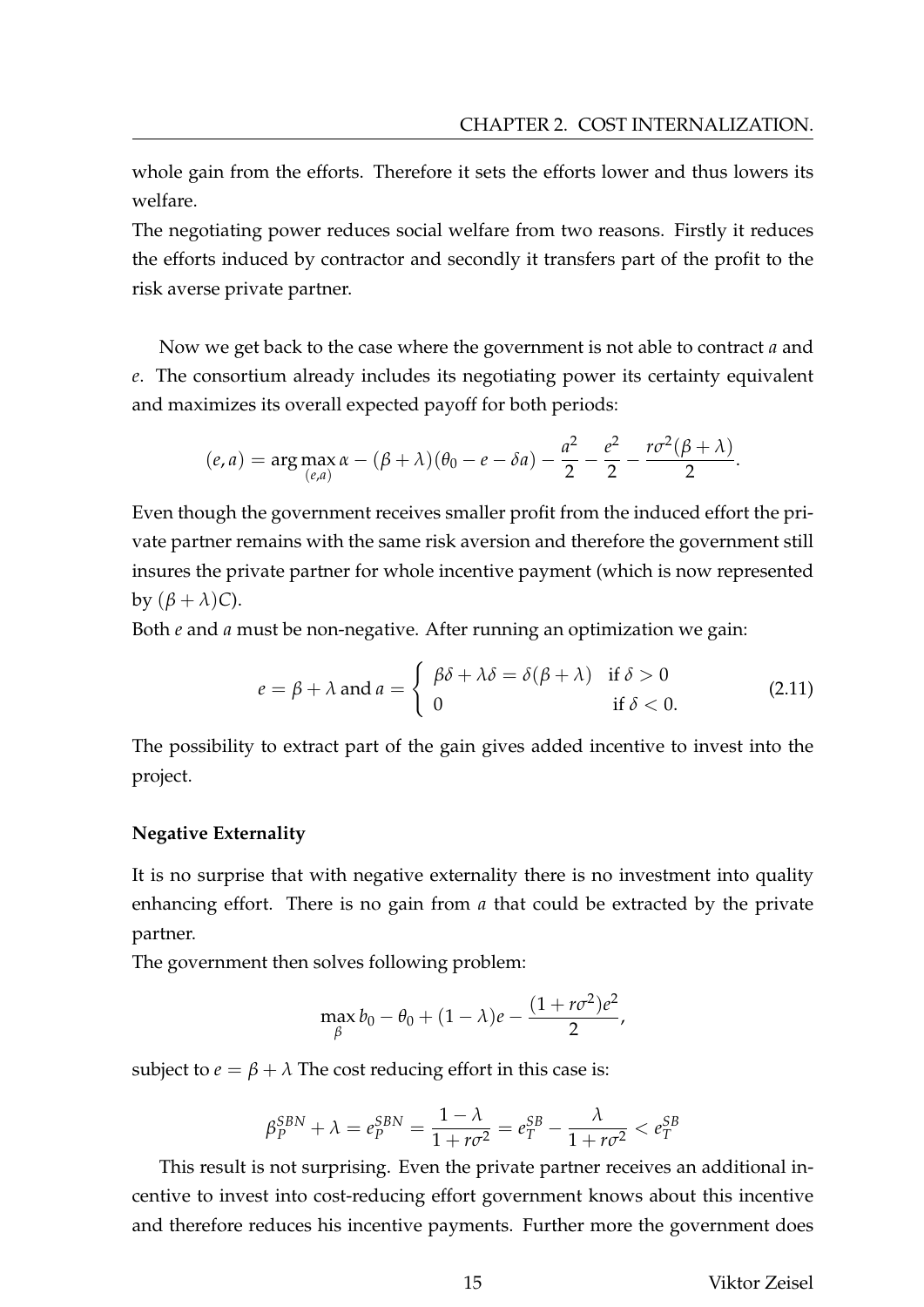whole gain from the efforts. Therefore it sets the efforts lower and thus lowers its welfare.

The negotiating power reduces social welfare from two reasons. Firstly it reduces the efforts induced by contractor and secondly it transfers part of the profit to the risk averse private partner.

Now we get back to the case where the government is not able to contract $a$ and $e$. The consortium already includes its negotiating power its certainty equivalent and maximizes its overall expected payoff for both periods:

$$(e,a) = \arg\max_{(e,a)} \alpha - (\beta+\lambda)(\theta_0 - e - \delta a) - \frac{a^2}{2} - \frac{e^2}{2} - \frac{r\sigma^2(\beta+\lambda)}{2}.$$

Even though the government receives smaller profit from the induced effort the private partner remains with the same risk aversion and therefore the government still insures the private partner for whole incentive payment (which is now represented by $(\beta+\lambda)C$).

Both $e$ and $a$ must be non-negative. After running an optimization we gain:

$$e = \beta + \lambda \text{ and } a = \begin{cases} \beta\delta + \lambda\delta = \delta(\beta+\lambda) & \text{if } \delta > 0 \\ 0 & \text{if } \delta < 0. \end{cases} \tag{2.11}$$

The possibility to extract part of the gain gives added incentive to invest into the project.

**Negative Externality**

It is no surprise that with negative externality there is no investment into quality enhancing effort. There is no gain from $a$ that could be extracted by the private partner.

The government then solves following problem:

$$\max_{\beta} b_0 - \theta_0 + (1-\lambda)e - \frac{(1+r\sigma^2)e^2}{2},$$

subject to $e = \beta + \lambda$ The cost reducing effort in this case is:

$$\beta_P^{SBN} + \lambda = e_P^{SBN} = \frac{1-\lambda}{1+r\sigma^2} = e_T^{SB} - \frac{\lambda}{1+r\sigma^2} < e_T^{SB}$$

This result is not surprising. Even the private partner receives an additional incentive to invest into cost-reducing effort government knows about this incentive and therefore reduces his incentive payments. Further more the government does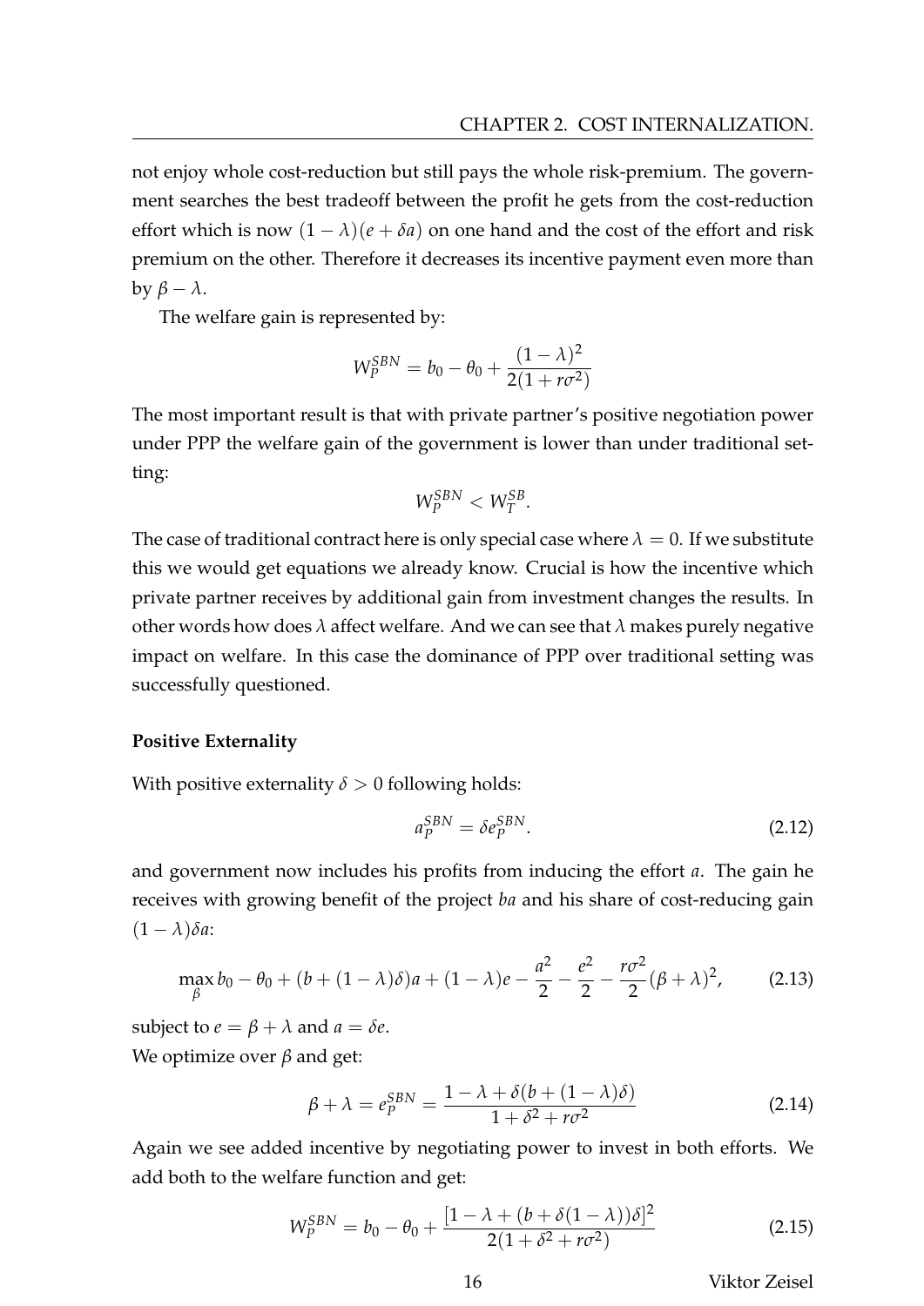not enjoy whole cost-reduction but still pays the whole risk-premium. The government searches the best tradeoff between the profit he gets from the cost-reduction effort which is now $(1-\lambda)(e+\delta a)$ on one hand and the cost of the effort and risk premium on the other. Therefore it decreases its incentive payment even more than by $\beta - \lambda$.

The welfare gain is represented by:

$$W_P^{SBN} = b_0 - \theta_0 + \frac{(1-\lambda)^2}{2(1+r\sigma^2)}$$

The most important result is that with private partner's positive negotiation power under PPP the welfare gain of the government is lower than under traditional setting:

$$W_P^{SBN} < W_T^{SB}.$$

The case of traditional contract here is only special case where $\lambda = 0$. If we substitute this we would get equations we already know. Crucial is how the incentive which private partner receives by additional gain from investment changes the results. In other words how does $\lambda$ affect welfare. And we can see that $\lambda$ makes purely negative impact on welfare. In this case the dominance of PPP over traditional setting was successfully questioned.

**Positive Externality**

With positive externality $\delta > 0$ following holds:

$$a_P^{SBN} = \delta e_P^{SBN}. \tag{2.12}$$

and government now includes his profits from inducing the effort $a$. The gain he receives with growing benefit of the project $ba$ and his share of cost-reducing gain $(1-\lambda)\delta a$:

$$\max_{\beta} b_0 - \theta_0 + (b + (1-\lambda)\delta)a + (1-\lambda)e - \frac{a^2}{2} - \frac{e^2}{2} - \frac{r\sigma^2}{2}(\beta+\lambda)^2, \tag{2.13}$$

subject to $e = \beta + \lambda$ and $a = \delta e$.
We optimize over $\beta$ and get:

$$\beta + \lambda = e_P^{SBN} = \frac{1 - \lambda + \delta(b + (1-\lambda)\delta)}{1 + \delta^2 + r\sigma^2} \tag{2.14}$$

Again we see added incentive by negotiating power to invest in both efforts. We add both to the welfare function and get:

$$W_P^{SBN} = b_0 - \theta_0 + \frac{[1 - \lambda + (b + \delta(1-\lambda))\delta]^2}{2(1 + \delta^2 + r\sigma^2)} \tag{2.15}$$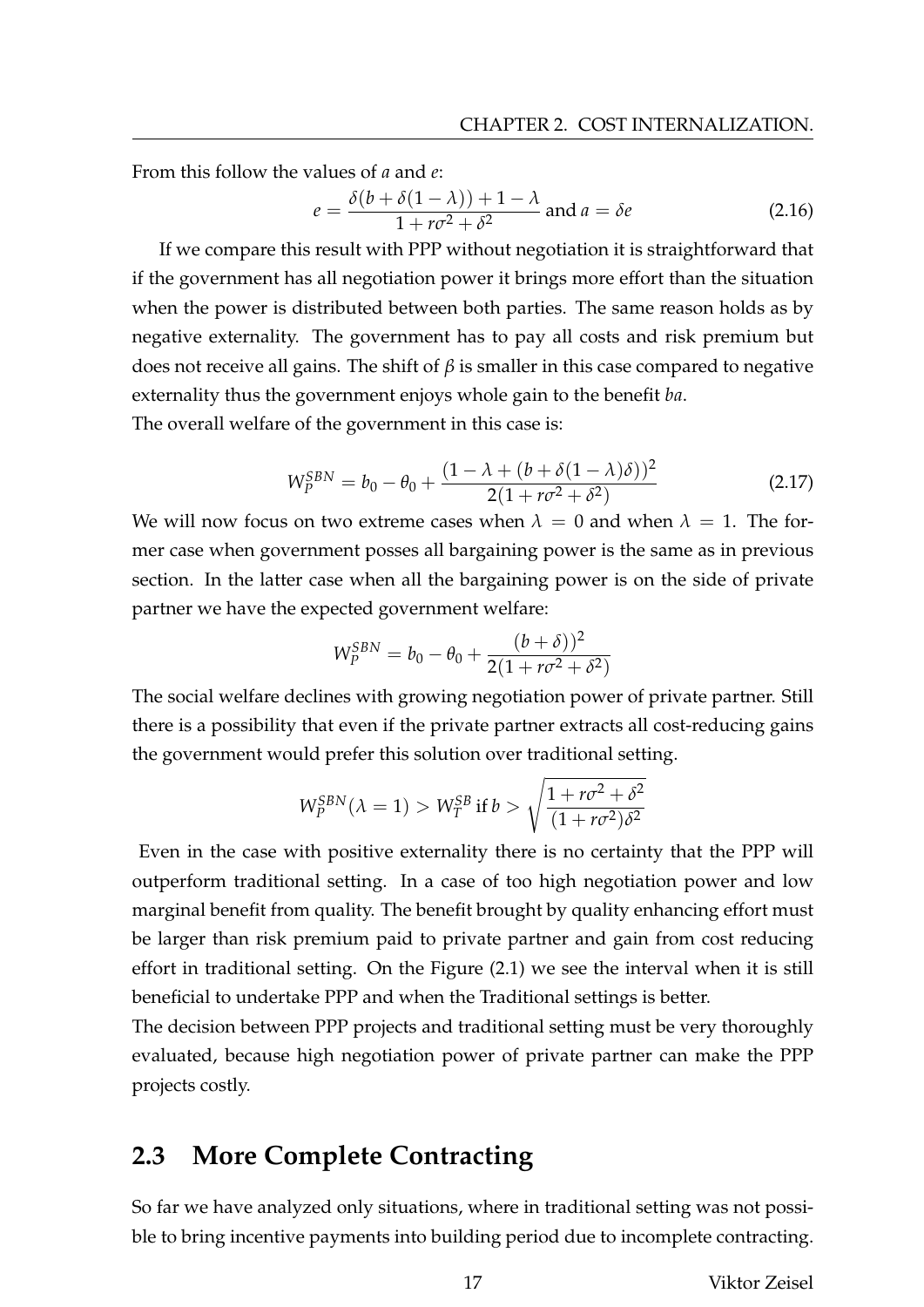From this follow the values of $a$ and $e$:

$$e = \frac{\delta(b + \delta(1 - \lambda)) + 1 - \lambda}{1 + r\sigma^2 + \delta^2} \text{ and } a = \delta e \tag{2.16}$$

If we compare this result with PPP without negotiation it is straightforward that if the government has all negotiation power it brings more effort than the situation when the power is distributed between both parties. The same reason holds as by negative externality. The government has to pay all costs and risk premium but does not receive all gains. The shift of $\beta$ is smaller in this case compared to negative externality thus the government enjoys whole gain to the benefit $ba$.
The overall welfare of the government in this case is:

$$W_P^{SBN} = b_0 - \theta_0 + \frac{(1 - \lambda + (b + \delta(1 - \lambda)\delta))^2}{2(1 + r\sigma^2 + \delta^2)} \tag{2.17}$$

We will now focus on two extreme cases when $\lambda = 0$ and when $\lambda = 1$. The former case when government posses all bargaining power is the same as in previous section. In the latter case when all the bargaining power is on the side of private partner we have the expected government welfare:

$$W_P^{SBN} = b_0 - \theta_0 + \frac{(b + \delta))^2}{2(1 + r\sigma^2 + \delta^2)}$$

The social welfare declines with growing negotiation power of private partner. Still there is a possibility that even if the private partner extracts all cost-reducing gains the government would prefer this solution over traditional setting.

$$W_P^{SBN}(\lambda = 1) > W_T^{SB} \text{ if } b > \sqrt{\frac{1 + r\sigma^2 + \delta^2}{(1 + r\sigma^2)\delta^2}}$$

Even in the case with positive externality there is no certainty that the PPP will outperform traditional setting. In a case of too high negotiation power and low marginal benefit from quality. The benefit brought by quality enhancing effort must be larger than risk premium paid to private partner and gain from cost reducing effort in traditional setting. On the Figure (2.1) we see the interval when it is still beneficial to undertake PPP and when the Traditional settings is better.
The decision between PPP projects and traditional setting must be very thoroughly evaluated, because high negotiation power of private partner can make the PPP projects costly.

## 2.3 More Complete Contracting

So far we have analyzed only situations, where in traditional setting was not possible to bring incentive payments into building period due to incomplete contracting.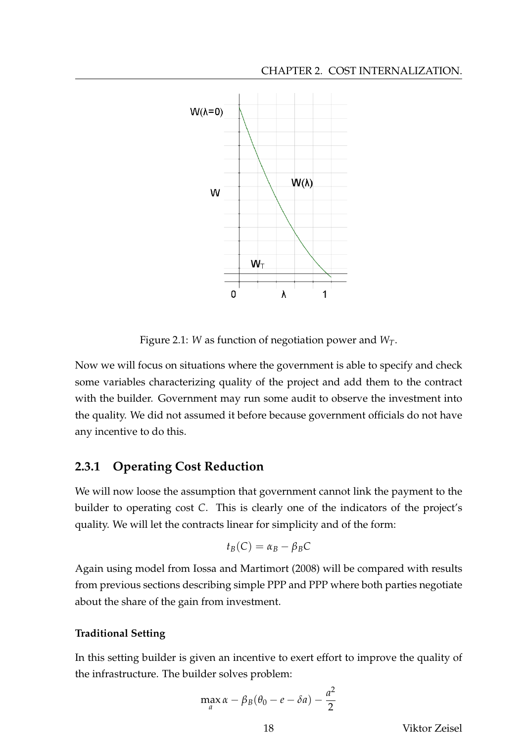Figure 2.1: $W$ as function of negotiation power and $W_T$.

Now we will focus on situations where the government is able to specify and check some variables characterizing quality of the project and add them to the contract with the builder. Government may run some audit to observe the investment into the quality. We did not assumed it before because government officials do not have any incentive to do this.

### 2.3.1 Operating Cost Reduction

We will now loose the assumption that government cannot link the payment to the builder to operating cost $C$. This is clearly one of the indicators of the project's quality. We will let the contracts linear for simplicity and of the form:

$$t_B(C) = \alpha_B - \beta_B C$$

Again using model from Iossa and Martimort (2008) will be compared with results from previous sections describing simple PPP and PPP where both parties negotiate about the share of the gain from investment.

#### Traditional Setting

In this setting builder is given an incentive to exert effort to improve the quality of the infrastructure. The builder solves problem:

$$\max_a \alpha - \beta_B(\theta_0 - e - \delta a) - \frac{a^2}{2}$$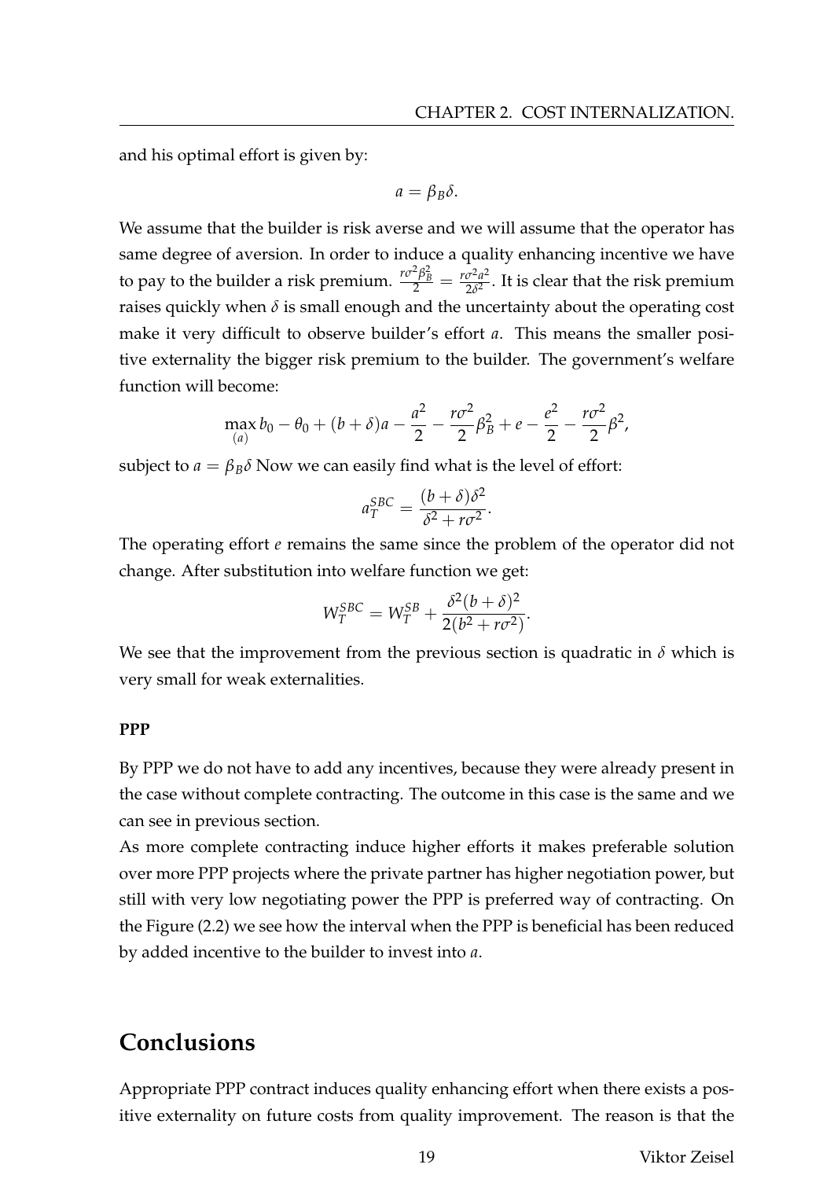and his optimal effort is given by:

$$a = \beta_B \delta.$$

We assume that the builder is risk averse and we will assume that the operator has same degree of aversion. In order to induce a quality enhancing incentive we have to pay to the builder a risk premium. $\frac{r\sigma^2\beta_B^2}{2} = \frac{r\sigma^2 a^2}{2\delta^2}$. It is clear that the risk premium raises quickly when $\delta$ is small enough and the uncertainty about the operating cost make it very difficult to observe builder's effort $a$. This means the smaller positive externality the bigger risk premium to the builder. The government's welfare function will become:

$$\max_{(a)} b_0 - \theta_0 + (b + \delta)a - \frac{a^2}{2} - \frac{r\sigma^2}{2}\beta_B^2 + e - \frac{e^2}{2} - \frac{r\sigma^2}{2}\beta^2,$$

subject to $a = \beta_B \delta$ Now we can easily find what is the level of effort:

$$a_T^{SBC} = \frac{(b + \delta)\delta^2}{\delta^2 + r\sigma^2}.$$

The operating effort $e$ remains the same since the problem of the operator did not change. After substitution into welfare function we get:

$$W_T^{SBC} = W_T^{SB} + \frac{\delta^2 (b + \delta)^2}{2(b^2 + r\sigma^2)}.$$

We see that the improvement from the previous section is quadratic in $\delta$ which is very small for weak externalities.

**PPP**

By PPP we do not have to add any incentives, because they were already present in the case without complete contracting. The outcome in this case is the same and we can see in previous section.

As more complete contracting induce higher efforts it makes preferable solution over more PPP projects where the private partner has higher negotiation power, but still with very low negotiating power the PPP is preferred way of contracting. On the Figure (2.2) we see how the interval when the PPP is beneficial has been reduced by added incentive to the builder to invest into $a$.

# Conclusions

Appropriate PPP contract induces quality enhancing effort when there exists a positive externality on future costs from quality improvement. The reason is that the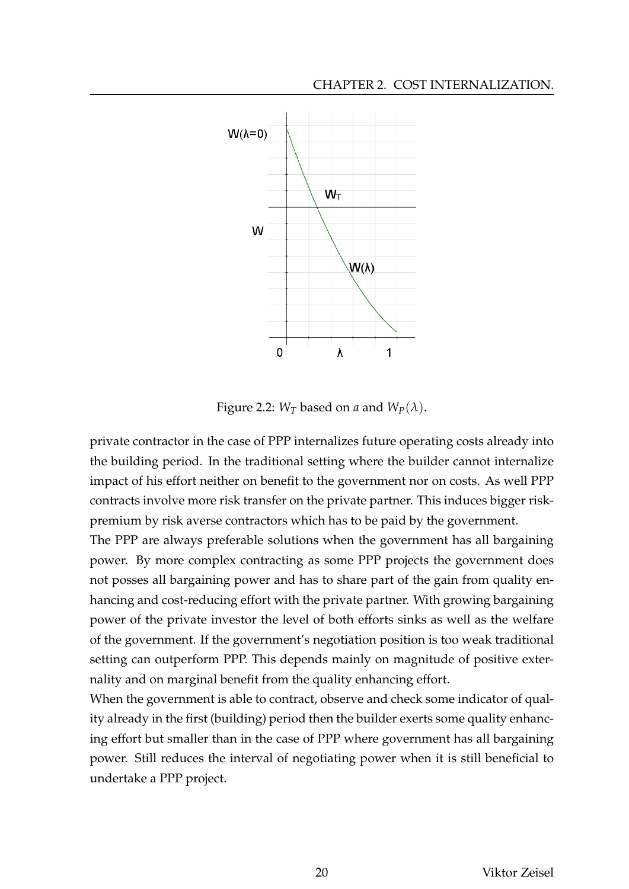Figure 2.2: $W_T$ based on $a$ and $W_P(\lambda)$.

private contractor in the case of PPP internalizes future operating costs already into the building period. In the traditional setting where the builder cannot internalize impact of his effort neither on benefit to the government nor on costs. As well PPP contracts involve more risk transfer on the private partner. This induces bigger risk-premium by risk averse contractors which has to be paid by the government.

The PPP are always preferable solutions when the government has all bargaining power. By more complex contracting as some PPP projects the government does not posses all bargaining power and has to share part of the gain from quality enhancing and cost-reducing effort with the private partner. With growing bargaining power of the private investor the level of both efforts sinks as well as the welfare of the government. If the government's negotiation position is too weak traditional setting can outperform PPP. This depends mainly on magnitude of positive externality and on marginal benefit from the quality enhancing effort.

When the government is able to contract, observe and check some indicator of quality already in the first (building) period then the builder exerts some quality enhancing effort but smaller than in the case of PPP where government has all bargaining power. Still reduces the interval of negotiating power when it is still beneficial to undertake a PPP project.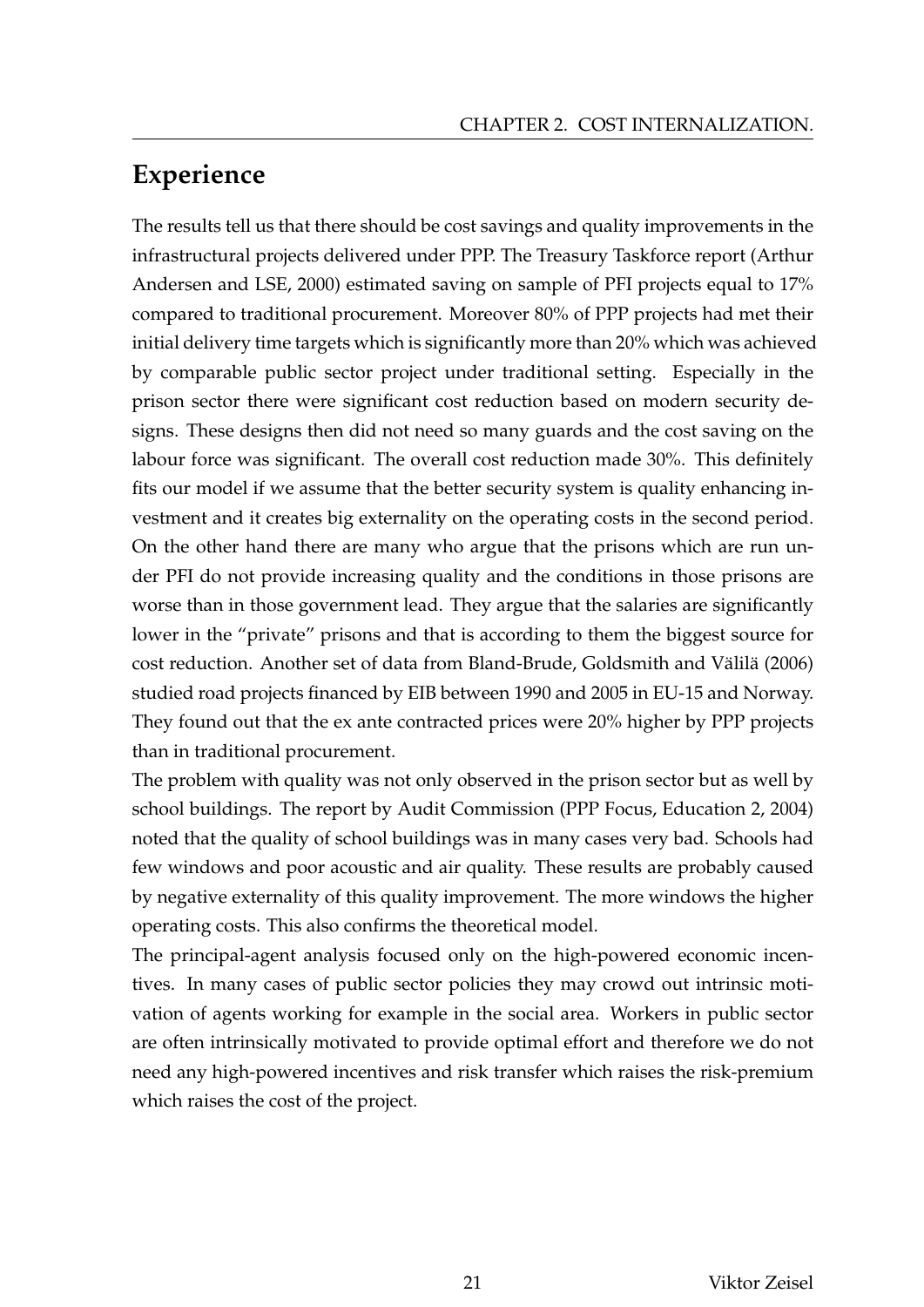## Experience

The results tell us that there should be cost savings and quality improvements in the infrastructural projects delivered under PPP. The Treasury Taskforce report (Arthur Andersen and LSE, 2000) estimated saving on sample of PFI projects equal to 17% compared to traditional procurement. Moreover 80% of PPP projects had met their initial delivery time targets which is significantly more than 20% which was achieved by comparable public sector project under traditional setting. Especially in the prison sector there were significant cost reduction based on modern security designs. These designs then did not need so many guards and the cost saving on the labour force was significant. The overall cost reduction made 30%. This definitely fits our model if we assume that the better security system is quality enhancing investment and it creates big externality on the operating costs in the second period. On the other hand there are many who argue that the prisons which are run under PFI do not provide increasing quality and the conditions in those prisons are worse than in those government lead. They argue that the salaries are significantly lower in the "private" prisons and that is according to them the biggest source for cost reduction. Another set of data from Bland-Brude, Goldsmith and Välilä (2006) studied road projects financed by EIB between 1990 and 2005 in EU-15 and Norway. They found out that the ex ante contracted prices were 20% higher by PPP projects than in traditional procurement.

The problem with quality was not only observed in the prison sector but as well by school buildings. The report by Audit Commission (PPP Focus, Education 2, 2004) noted that the quality of school buildings was in many cases very bad. Schools had few windows and poor acoustic and air quality. These results are probably caused by negative externality of this quality improvement. The more windows the higher operating costs. This also confirms the theoretical model.

The principal-agent analysis focused only on the high-powered economic incentives. In many cases of public sector policies they may crowd out intrinsic motivation of agents working for example in the social area. Workers in public sector are often intrinsically motivated to provide optimal effort and therefore we do not need any high-powered incentives and risk transfer which raises the risk-premium which raises the cost of the project.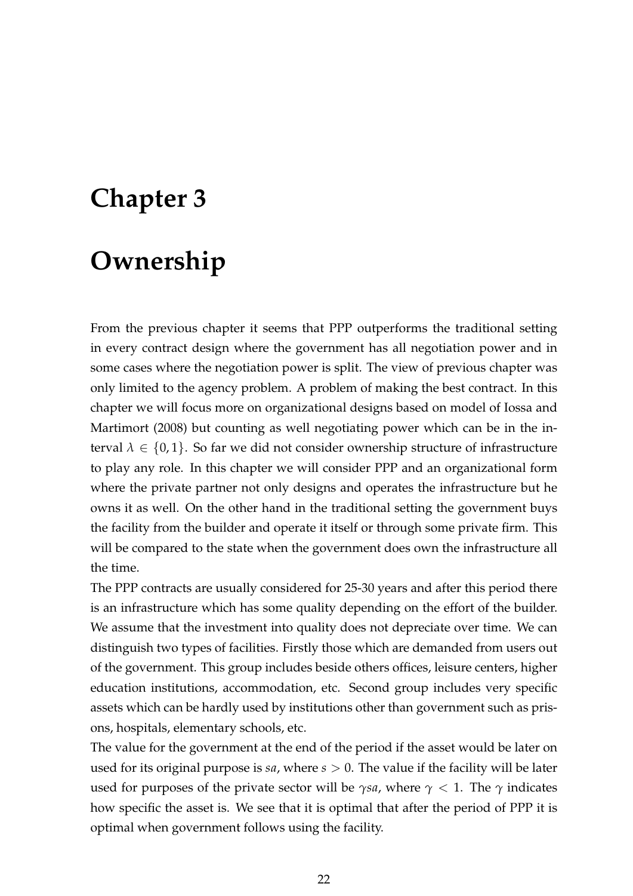# Chapter 3

# Ownership

From the previous chapter it seems that PPP outperforms the traditional setting in every contract design where the government has all negotiation power and in some cases where the negotiation power is split. The view of previous chapter was only limited to the agency problem. A problem of making the best contract. In this chapter we will focus more on organizational designs based on model of Iossa and Martimort (2008) but counting as well negotiating power which can be in the interval $\lambda \in \{0, 1\}$. So far we did not consider ownership structure of infrastructure to play any role. In this chapter we will consider PPP and an organizational form where the private partner not only designs and operates the infrastructure but he owns it as well. On the other hand in the traditional setting the government buys the facility from the builder and operate it itself or through some private firm. This will be compared to the state when the government does own the infrastructure all the time.

The PPP contracts are usually considered for 25-30 years and after this period there is an infrastructure which has some quality depending on the effort of the builder. We assume that the investment into quality does not depreciate over time. We can distinguish two types of facilities. Firstly those which are demanded from users out of the government. This group includes beside others offices, leisure centers, higher education institutions, accommodation, etc. Second group includes very specific assets which can be hardly used by institutions other than government such as prisons, hospitals, elementary schools, etc.

The value for the government at the end of the period if the asset would be later on used for its original purpose is $sa$, where $s > 0$. The value if the facility will be later used for purposes of the private sector will be $\gamma sa$, where $\gamma < 1$. The $\gamma$ indicates how specific the asset is. We see that it is optimal that after the period of PPP it is optimal when government follows using the facility.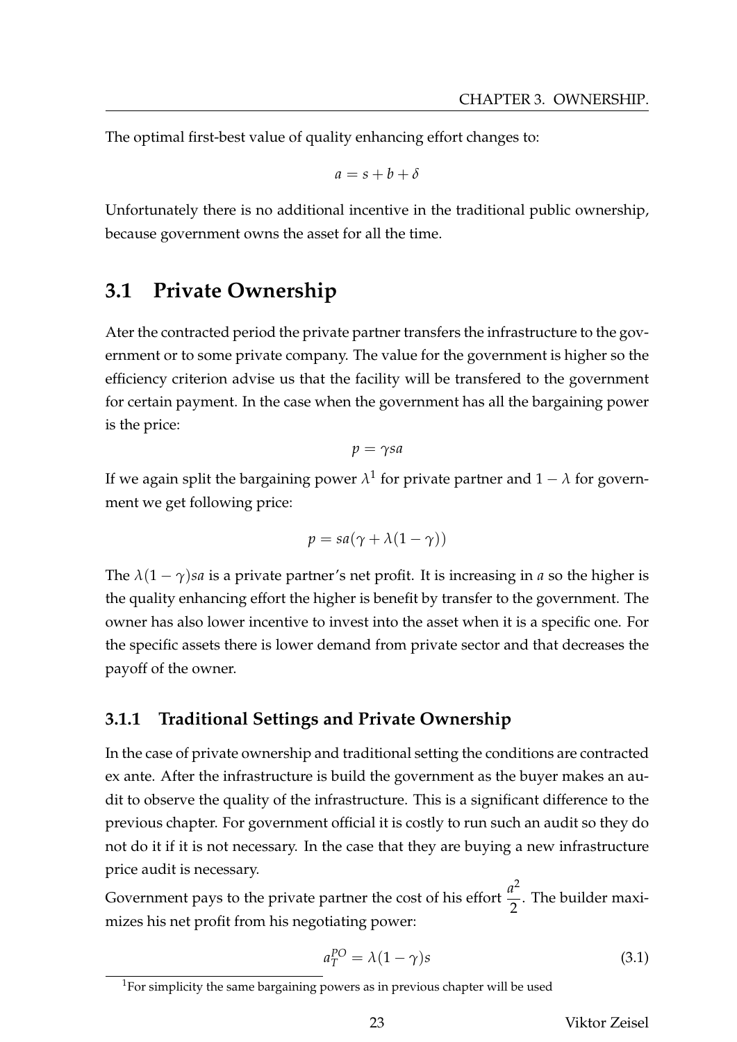The optimal first-best value of quality enhancing effort changes to:

$$a = s + b + \delta$$

Unfortunately there is no additional incentive in the traditional public ownership, because government owns the asset for all the time.

## 3.1 Private Ownership

Ater the contracted period the private partner transfers the infrastructure to the government or to some private company. The value for the government is higher so the efficiency criterion advise us that the facility will be transfered to the government for certain payment. In the case when the government has all the bargaining power is the price:

$$p = \gamma sa$$

If we again split the bargaining power $\lambda$[1] for private partner and $1 - \lambda$ for government we get following price:

$$p = sa(\gamma + \lambda(1 - \gamma))$$

The $\lambda(1 - \gamma)sa$ is a private partner's net profit. It is increasing in $a$ so the higher is the quality enhancing effort the higher is benefit by transfer to the government. The owner has also lower incentive to invest into the asset when it is a specific one. For the specific assets there is lower demand from private sector and that decreases the payoff of the owner.

### 3.1.1 Traditional Settings and Private Ownership

In the case of private ownership and traditional setting the conditions are contracted ex ante. After the infrastructure is build the government as the buyer makes an audit to observe the quality of the infrastructure. This is a significant difference to the previous chapter. For government official it is costly to run such an audit so they do not do it if it is not necessary. In the case that they are buying a new infrastructure price audit is necessary.

Government pays to the private partner the cost of his effort $\frac{a^2}{2}$. The builder maximizes his net profit from his negotiating power:

$$a_T^{PO} = \lambda(1 - \gamma)s \tag{3.1}$$

[1] For simplicity the same bargaining powers as in previous chapter will be used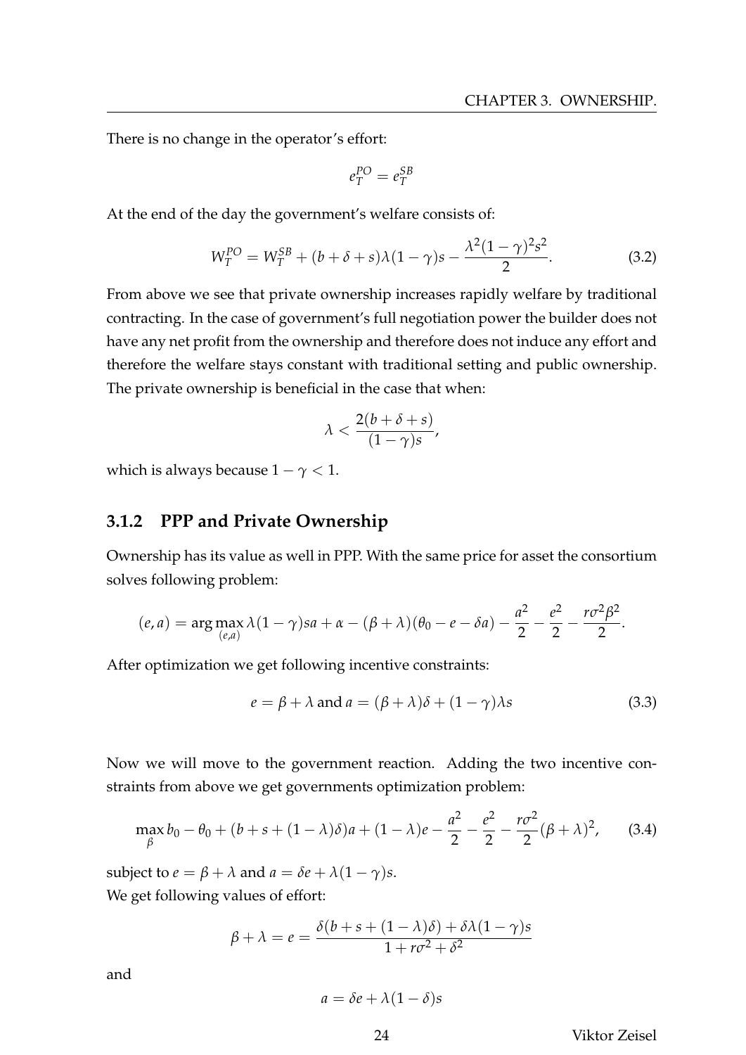There is no change in the operator's effort:

$$e_T^{PO} = e_T^{SB}$$

At the end of the day the government's welfare consists of:

$$W_T^{PO} = W_T^{SB} + (b + \delta + s)\lambda(1-\gamma)s - \frac{\lambda^2(1-\gamma)^2 s^2}{2}. \quad (3.2)$$

From above we see that private ownership increases rapidly welfare by traditional contracting. In the case of government's full negotiation power the builder does not have any net profit from the ownership and therefore does not induce any effort and therefore the welfare stays constant with traditional setting and public ownership. The private ownership is beneficial in the case that when:

$$\lambda < \frac{2(b + \delta + s)}{(1-\gamma)s},$$

which is always because $1 - \gamma < 1$.

### 3.1.2 PPP and Private Ownership

Ownership has its value as well in PPP. With the same price for asset the consortium solves following problem:

$$(e, a) = \arg\max_{(e,a)} \lambda(1-\gamma)sa + \alpha - (\beta + \lambda)(\theta_0 - e - \delta a) - \frac{a^2}{2} - \frac{e^2}{2} - \frac{r\sigma^2\beta^2}{2}.$$

After optimization we get following incentive constraints:

$$e = \beta + \lambda \text{ and } a = (\beta + \lambda)\delta + (1-\gamma)\lambda s \quad (3.3)$$

Now we will move to the government reaction. Adding the two incentive constraints from above we get governments optimization problem:

$$\max_{\beta} b_0 - \theta_0 + (b + s + (1-\lambda)\delta)a + (1-\lambda)e - \frac{a^2}{2} - \frac{e^2}{2} - \frac{r\sigma^2}{2}(\beta + \lambda)^2, \quad (3.4)$$

subject to $e = \beta + \lambda$ and $a = \delta e + \lambda(1-\gamma)s$.
We get following values of effort:

$$\beta + \lambda = e = \frac{\delta(b + s + (1-\lambda)\delta) + \delta\lambda(1-\gamma)s}{1 + r\sigma^2 + \delta^2}$$

and

$$a = \delta e + \lambda(1-\delta)s$$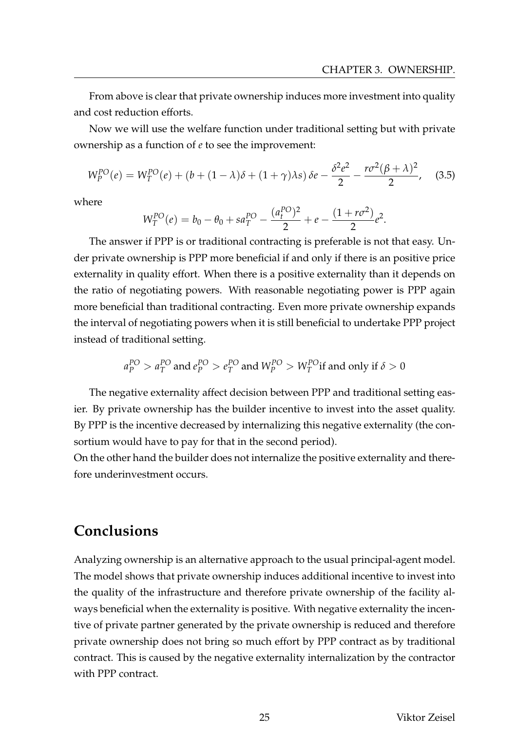From above is clear that private ownership induces more investment into quality and cost reduction efforts.

Now we will use the welfare function under traditional setting but with private ownership as a function of $e$ to see the improvement:

$$W_P^{PO}(e) = W_T^{PO}(e) + (b + (1-\lambda)\delta + (1+\gamma)\lambda s)\,\delta e - \frac{\delta^2 e^2}{2} - \frac{r\sigma^2(\beta+\lambda)^2}{2}, \quad (3.5)$$

where

$$W_T^{PO}(e) = b_0 - \theta_0 + s a_T^{PO} - \frac{(a_t^{PO})^2}{2} + e - \frac{(1+r\sigma^2)}{2}e^2.$$

The answer if PPP is or traditional contracting is preferable is not that easy. Under private ownership is PPP more beneficial if and only if there is an positive price externality in quality effort. When there is a positive externality than it depends on the ratio of negotiating powers. With reasonable negotiating power is PPP again more beneficial than traditional contracting. Even more private ownership expands the interval of negotiating powers when it is still beneficial to undertake PPP project instead of traditional setting.

$$a_P^{PO} > a_T^{PO} \text{ and } e_P^{PO} > e_T^{PO} \text{ and } W_P^{PO} > W_T^{PO} \text{if and only if } \delta > 0$$

The negative externality affect decision between PPP and traditional setting easier. By private ownership has the builder incentive to invest into the asset quality. By PPP is the incentive decreased by internalizing this negative externality (the consortium would have to pay for that in the second period).
On the other hand the builder does not internalize the positive externality and therefore underinvestment occurs.

## Conclusions

Analyzing ownership is an alternative approach to the usual principal-agent model. The model shows that private ownership induces additional incentive to invest into the quality of the infrastructure and therefore private ownership of the facility always beneficial when the externality is positive. With negative externality the incentive of private partner generated by the private ownership is reduced and therefore private ownership does not bring so much effort by PPP contract as by traditional contract. This is caused by the negative externality internalization by the contractor with PPP contract.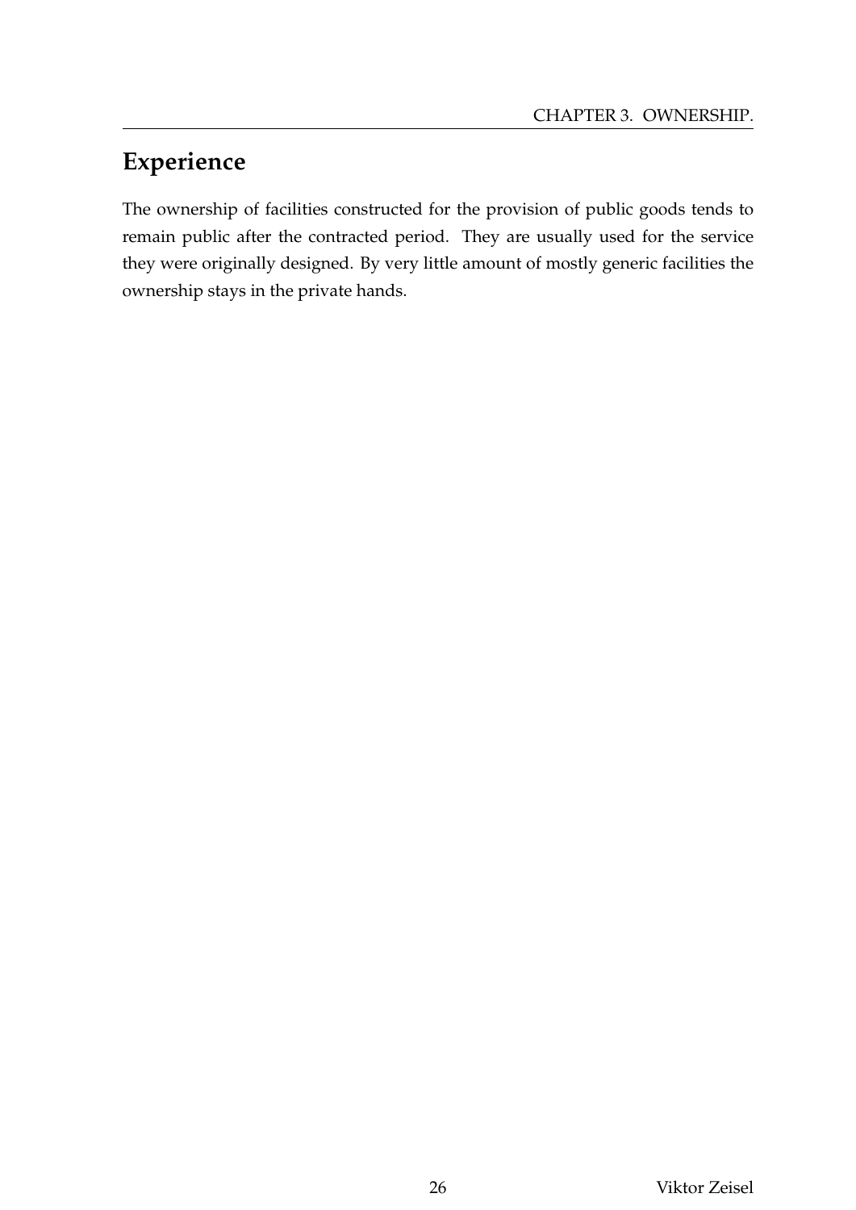## Experience

The ownership of facilities constructed for the provision of public goods tends to remain public after the contracted period. They are usually used for the service they were originally designed. By very little amount of mostly generic facilities the ownership stays in the private hands.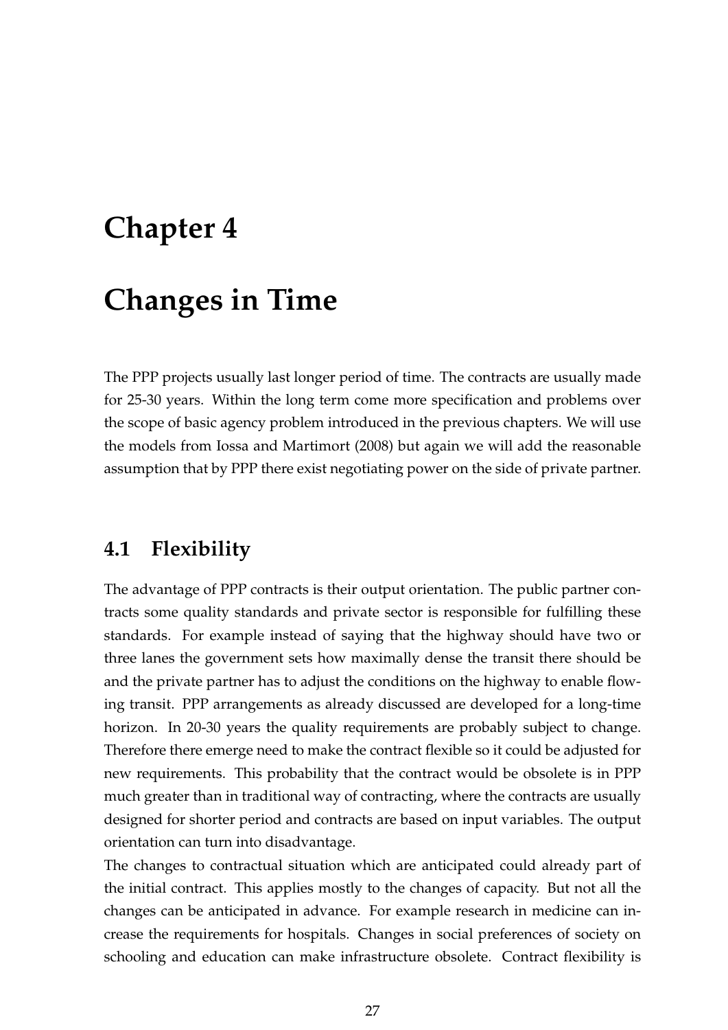# Chapter 4

# Changes in Time

The PPP projects usually last longer period of time. The contracts are usually made for 25-30 years. Within the long term come more specification and problems over the scope of basic agency problem introduced in the previous chapters. We will use the models from Iossa and Martimort (2008) but again we will add the reasonable assumption that by PPP there exist negotiating power on the side of private partner.

## 4.1 Flexibility

The advantage of PPP contracts is their output orientation. The public partner contracts some quality standards and private sector is responsible for fulfilling these standards. For example instead of saying that the highway should have two or three lanes the government sets how maximally dense the transit there should be and the private partner has to adjust the conditions on the highway to enable flowing transit. PPP arrangements as already discussed are developed for a long-time horizon. In 20-30 years the quality requirements are probably subject to change. Therefore there emerge need to make the contract flexible so it could be adjusted for new requirements. This probability that the contract would be obsolete is in PPP much greater than in traditional way of contracting, where the contracts are usually designed for shorter period and contracts are based on input variables. The output orientation can turn into disadvantage.

The changes to contractual situation which are anticipated could already part of the initial contract. This applies mostly to the changes of capacity. But not all the changes can be anticipated in advance. For example research in medicine can increase the requirements for hospitals. Changes in social preferences of society on schooling and education can make infrastructure obsolete. Contract flexibility is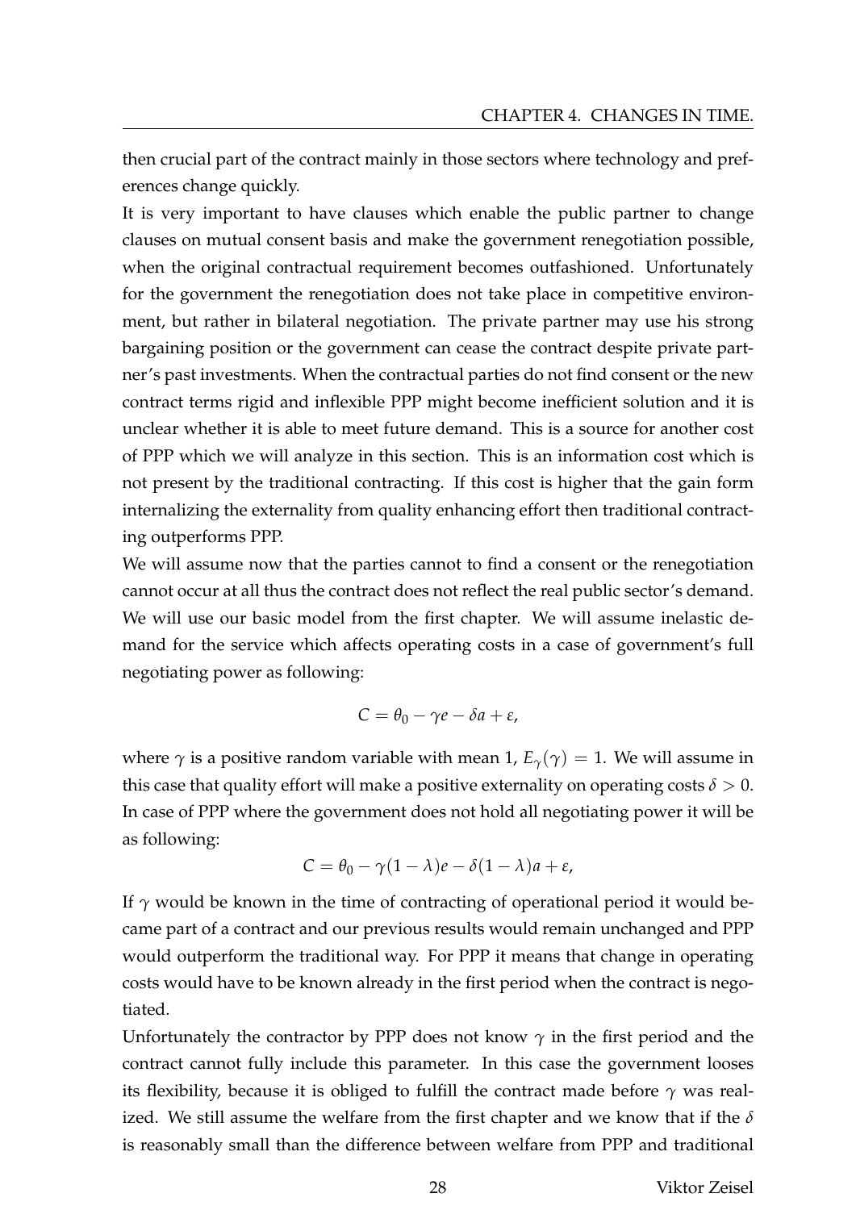then crucial part of the contract mainly in those sectors where technology and preferences change quickly.

It is very important to have clauses which enable the public partner to change clauses on mutual consent basis and make the government renegotiation possible, when the original contractual requirement becomes outfashioned. Unfortunately for the government the renegotiation does not take place in competitive environment, but rather in bilateral negotiation. The private partner may use his strong bargaining position or the government can cease the contract despite private partner's past investments. When the contractual parties do not find consent or the new contract terms rigid and inflexible PPP might become inefficient solution and it is unclear whether it is able to meet future demand. This is a source for another cost of PPP which we will analyze in this section. This is an information cost which is not present by the traditional contracting. If this cost is higher that the gain form internalizing the externality from quality enhancing effort then traditional contracting outperforms PPP.

We will assume now that the parties cannot to find a consent or the renegotiation cannot occur at all thus the contract does not reflect the real public sector's demand. We will use our basic model from the first chapter. We will assume inelastic demand for the service which affects operating costs in a case of government's full negotiating power as following:

$$C = \theta_0 - \gamma e - \delta a + \varepsilon,$$

where $\gamma$ is a positive random variable with mean 1, $E_\gamma(\gamma) = 1$. We will assume in this case that quality effort will make a positive externality on operating costs $\delta > 0$. In case of PPP where the government does not hold all negotiating power it will be as following:

$$C = \theta_0 - \gamma(1-\lambda)e - \delta(1-\lambda)a + \varepsilon,$$

If $\gamma$ would be known in the time of contracting of operational period it would became part of a contract and our previous results would remain unchanged and PPP would outperform the traditional way. For PPP it means that change in operating costs would have to be known already in the first period when the contract is negotiated.

Unfortunately the contractor by PPP does not know $\gamma$ in the first period and the contract cannot fully include this parameter. In this case the government looses its flexibility, because it is obliged to fulfill the contract made before $\gamma$ was realized. We still assume the welfare from the first chapter and we know that if the $\delta$ is reasonably small than the difference between welfare from PPP and traditional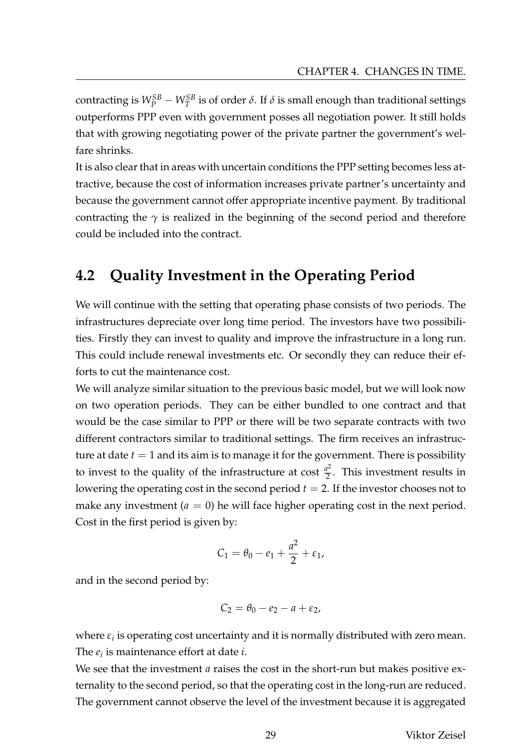contracting is $W_P^{SB} - W_T^{SB}$ is of order $\delta$. If $\delta$ is small enough than traditional settings outperforms PPP even with government posses all negotiation power. It still holds that with growing negotiating power of the private partner the government's welfare shrinks.

It is also clear that in areas with uncertain conditions the PPP setting becomes less attractive, because the cost of information increases private partner's uncertainty and because the government cannot offer appropriate incentive payment. By traditional contracting the $\gamma$ is realized in the beginning of the second period and therefore could be included into the contract.

## 4.2 Quality Investment in the Operating Period

We will continue with the setting that operating phase consists of two periods. The infrastructures depreciate over long time period. The investors have two possibilities. Firstly they can invest to quality and improve the infrastructure in a long run. This could include renewal investments etc. Or secondly they can reduce their efforts to cut the maintenance cost.

We will analyze similar situation to the previous basic model, but we will look now on two operation periods. They can be either bundled to one contract and that would be the case similar to PPP or there will be two separate contracts with two different contractors similar to traditional settings. The firm receives an infrastructure at date $t = 1$ and its aim is to manage it for the government. There is possibility to invest to the quality of the infrastructure at cost $\frac{a^2}{2}$. This investment results in lowering the operating cost in the second period $t = 2$. If the investor chooses not to make any investment ($a = 0$) he will face higher operating cost in the next period. Cost in the first period is given by:

$$C_1 = \theta_0 - e_1 + \frac{a^2}{2} + \varepsilon_1,$$

and in the second period by:

$$C_2 = \theta_0 - e_2 - a + \varepsilon_2,$$

where $\varepsilon_i$ is operating cost uncertainty and it is normally distributed with zero mean. The $e_i$ is maintenance effort at date $i$.

We see that the investment $a$ raises the cost in the short-run but makes positive externality to the second period, so that the operating cost in the long-run are reduced. The government cannot observe the level of the investment because it is aggregated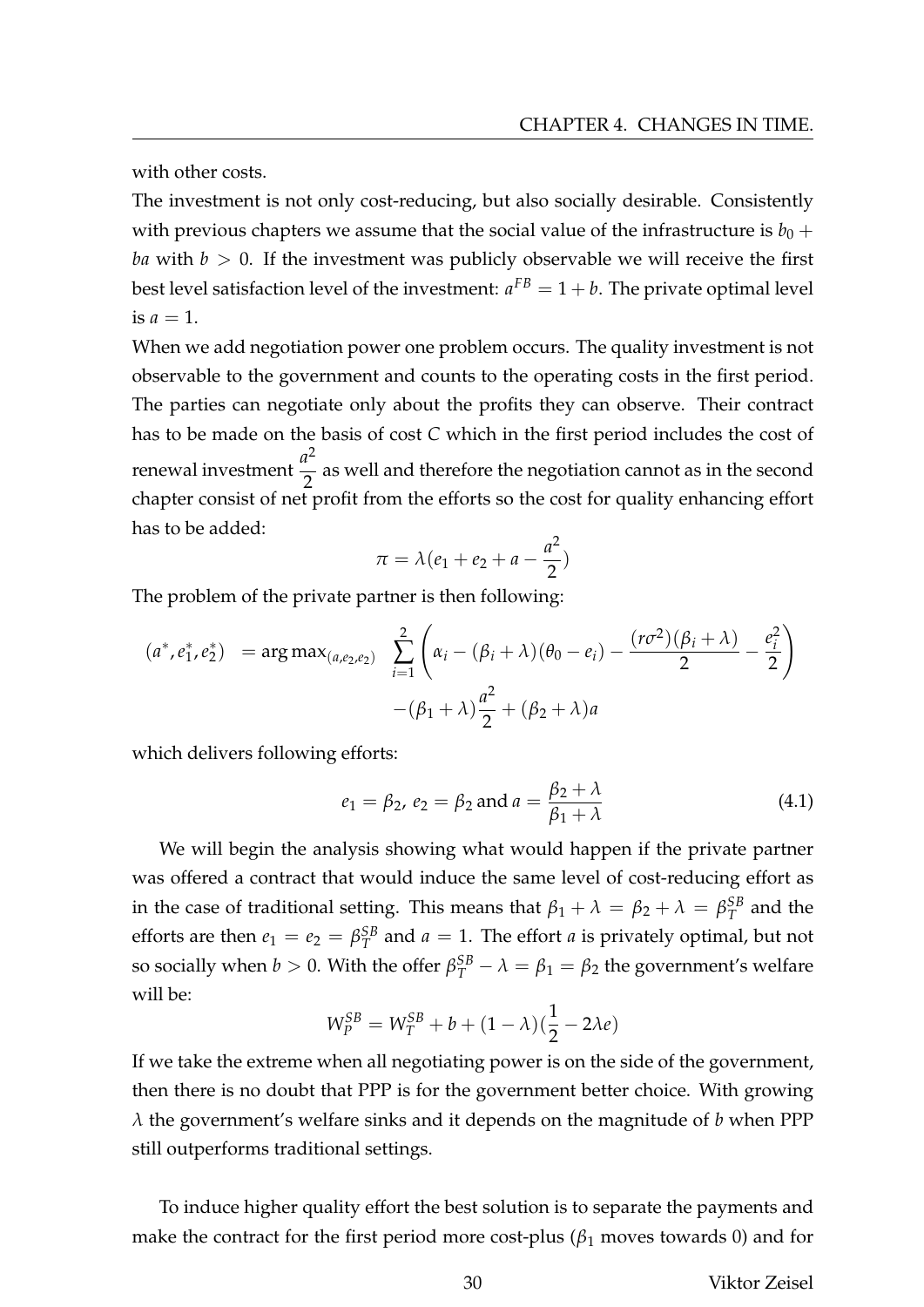with other costs.

The investment is not only cost-reducing, but also socially desirable. Consistently with previous chapters we assume that the social value of the infrastructure is $b_0 + ba$ with $b > 0$. If the investment was publicly observable we will receive the first best level satisfaction level of the investment: $a^{FB} = 1 + b$. The private optimal level is $a = 1$.

When we add negotiation power one problem occurs. The quality investment is not observable to the government and counts to the operating costs in the first period. The parties can negotiate only about the profits they can observe. Their contract has to be made on the basis of cost $C$ which in the first period includes the cost of renewal investment $\frac{a^2}{2}$ as well and therefore the negotiation cannot as in the second chapter consist of net profit from the efforts so the cost for quality enhancing effort has to be added:

$$\pi = \lambda(e_1 + e_2 + a - \frac{a^2}{2})$$

The problem of the private partner is then following:

$$(a^*, e_1^*, e_2^*) \;\; = \arg\max_{(a,e_2,e_2)} \;\; \sum_{i=1}^{2} \left( \alpha_i - (\beta_i + \lambda)(\theta_0 - e_i) - \frac{(r\sigma^2)(\beta_i + \lambda)}{2} - \frac{e_i^2}{2} \right) - (\beta_1 + \lambda)\frac{a^2}{2} + (\beta_2 + \lambda)a$$

which delivers following efforts:

$$e_1 = \beta_2,\; e_2 = \beta_2 \text{ and } a = \frac{\beta_2 + \lambda}{\beta_1 + \lambda} \tag{4.1}$$

We will begin the analysis showing what would happen if the private partner was offered a contract that would induce the same level of cost-reducing effort as in the case of traditional setting. This means that $\beta_1 + \lambda = \beta_2 + \lambda = \beta_T^{SB}$ and the efforts are then $e_1 = e_2 = \beta_T^{SB}$ and $a = 1$. The effort $a$ is privately optimal, but not so socially when $b > 0$. With the offer $\beta_T^{SB} - \lambda = \beta_1 = \beta_2$ the government's welfare will be:

$$W_P^{SB} = W_T^{SB} + b + (1 - \lambda)(\frac{1}{2} - 2\lambda e)$$

If we take the extreme when all negotiating power is on the side of the government, then there is no doubt that PPP is for the government better choice. With growing $\lambda$ the government's welfare sinks and it depends on the magnitude of $b$ when PPP still outperforms traditional settings.

To induce higher quality effort the best solution is to separate the payments and make the contract for the first period more cost-plus ($\beta_1$ moves towards 0) and for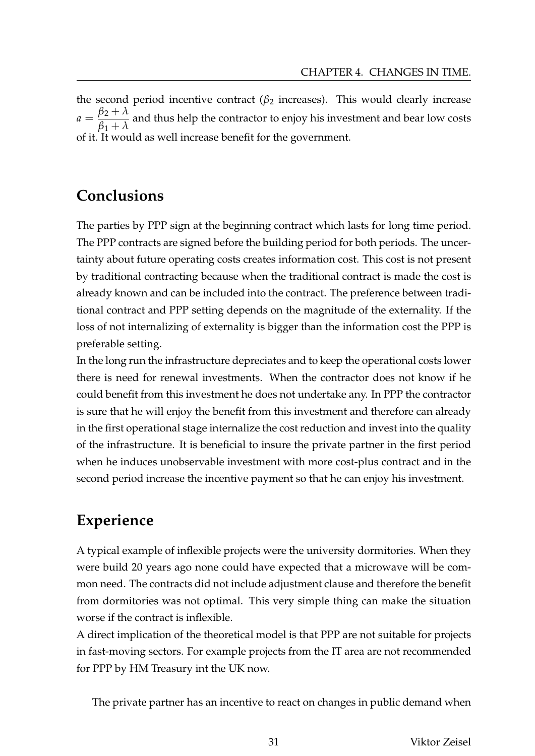the second period incentive contract ($\beta_2$ increases). This would clearly increase $a = \dfrac{\beta_2 + \lambda}{\beta_1 + \lambda}$ and thus help the contractor to enjoy his investment and bear low costs of it. It would as well increase benefit for the government.

## Conclusions

The parties by PPP sign at the beginning contract which lasts for long time period. The PPP contracts are signed before the building period for both periods. The uncertainty about future operating costs creates information cost. This cost is not present by traditional contracting because when the traditional contract is made the cost is already known and can be included into the contract. The preference between traditional contract and PPP setting depends on the magnitude of the externality. If the loss of not internalizing of externality is bigger than the information cost the PPP is preferable setting.

In the long run the infrastructure depreciates and to keep the operational costs lower there is need for renewal investments. When the contractor does not know if he could benefit from this investment he does not undertake any. In PPP the contractor is sure that he will enjoy the benefit from this investment and therefore can already in the first operational stage internalize the cost reduction and invest into the quality of the infrastructure. It is beneficial to insure the private partner in the first period when he induces unobservable investment with more cost-plus contract and in the second period increase the incentive payment so that he can enjoy his investment.

## Experience

A typical example of inflexible projects were the university dormitories. When they were build 20 years ago none could have expected that a microwave will be common need. The contracts did not include adjustment clause and therefore the benefit from dormitories was not optimal. This very simple thing can make the situation worse if the contract is inflexible.

A direct implication of the theoretical model is that PPP are not suitable for projects in fast-moving sectors. For example projects from the IT area are not recommended for PPP by HM Treasury int the UK now.

The private partner has an incentive to react on changes in public demand when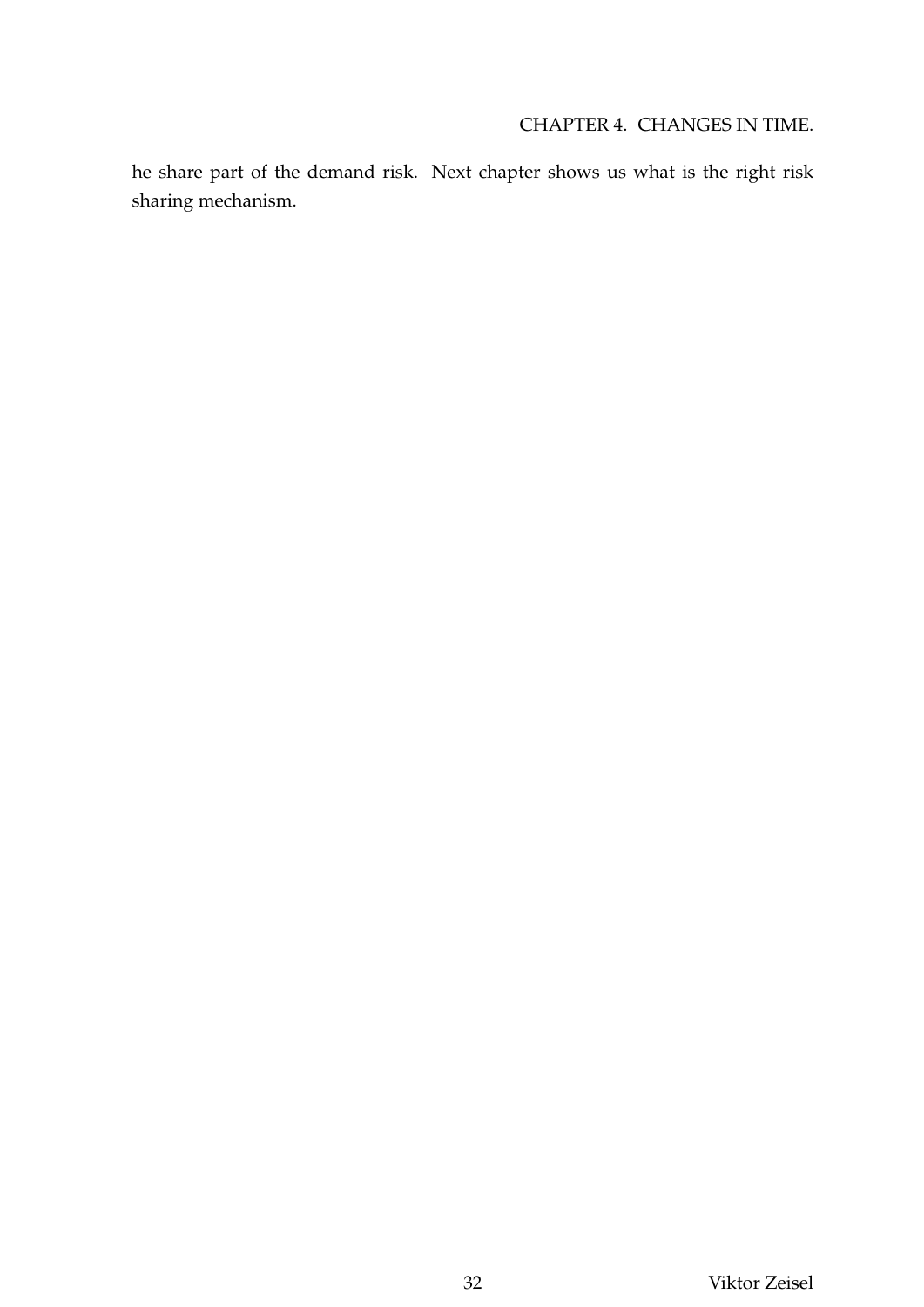he share part of the demand risk. Next chapter shows us what is the right risk sharing mechanism.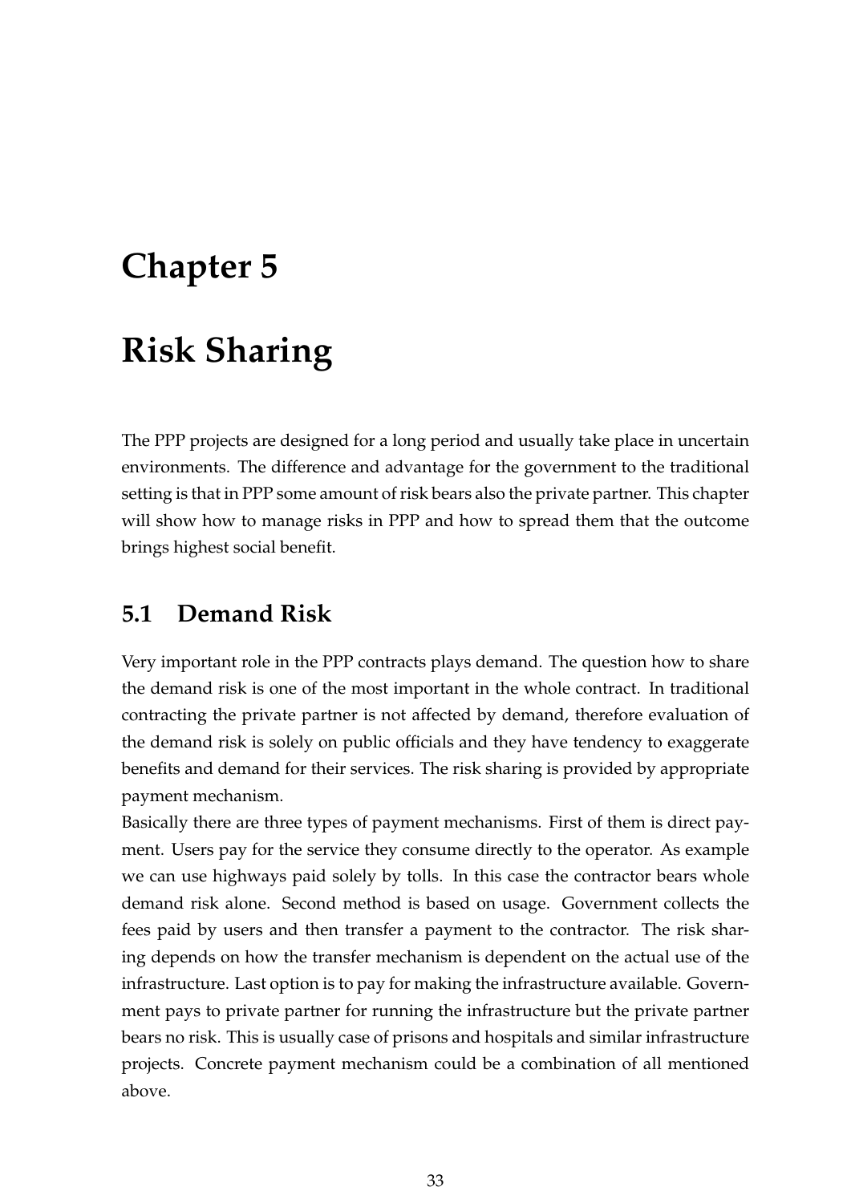# Chapter 5

# Risk Sharing

The PPP projects are designed for a long period and usually take place in uncertain environments. The difference and advantage for the government to the traditional setting is that in PPP some amount of risk bears also the private partner. This chapter will show how to manage risks in PPP and how to spread them that the outcome brings highest social benefit.

## 5.1 Demand Risk

Very important role in the PPP contracts plays demand. The question how to share the demand risk is one of the most important in the whole contract. In traditional contracting the private partner is not affected by demand, therefore evaluation of the demand risk is solely on public officials and they have tendency to exaggerate benefits and demand for their services. The risk sharing is provided by appropriate payment mechanism.

Basically there are three types of payment mechanisms. First of them is direct payment. Users pay for the service they consume directly to the operator. As example we can use highways paid solely by tolls. In this case the contractor bears whole demand risk alone. Second method is based on usage. Government collects the fees paid by users and then transfer a payment to the contractor. The risk sharing depends on how the transfer mechanism is dependent on the actual use of the infrastructure. Last option is to pay for making the infrastructure available. Government pays to private partner for running the infrastructure but the private partner bears no risk. This is usually case of prisons and hospitals and similar infrastructure projects. Concrete payment mechanism could be a combination of all mentioned above.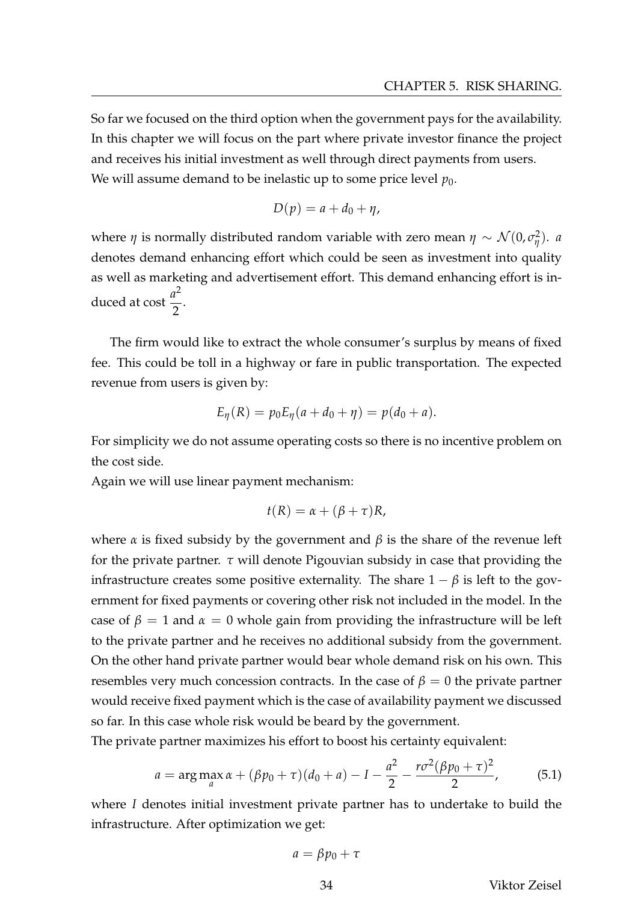So far we focused on the third option when the government pays for the availability. In this chapter we will focus on the part where private investor finance the project and receives his initial investment as well through direct payments from users.
We will assume demand to be inelastic up to some price level $p_0$.

$$D(p) = a + d_0 + \eta,$$

where $\eta$ is normally distributed random variable with zero mean $\eta \sim \mathcal{N}(0, \sigma_\eta^2)$. $a$ denotes demand enhancing effort which could be seen as investment into quality as well as marketing and advertisement effort. This demand enhancing effort is induced at cost $\frac{a^2}{2}$.

The firm would like to extract the whole consumer's surplus by means of fixed fee. This could be toll in a highway or fare in public transportation. The expected revenue from users is given by:

$$E_\eta(R) = p_0 E_\eta(a + d_0 + \eta) = p(d_0 + a).$$

For simplicity we do not assume operating costs so there is no incentive problem on the cost side.
Again we will use linear payment mechanism:

$$t(R) = \alpha + (\beta + \tau)R,$$

where $\alpha$ is fixed subsidy by the government and $\beta$ is the share of the revenue left for the private partner. $\tau$ will denote Pigouvian subsidy in case that providing the infrastructure creates some positive externality. The share $1 - \beta$ is left to the government for fixed payments or covering other risk not included in the model. In the case of $\beta = 1$ and $\alpha = 0$ whole gain from providing the infrastructure will be left to the private partner and he receives no additional subsidy from the government. On the other hand private partner would bear whole demand risk on his own. This resembles very much concession contracts. In the case of $\beta = 0$ the private partner would receive fixed payment which is the case of availability payment we discussed so far. In this case whole risk would be beard by the government.
The private partner maximizes his effort to boost his certainty equivalent:

$$a = \arg\max_a \alpha + (\beta p_0 + \tau)(d_0 + a) - I - \frac{a^2}{2} - \frac{r\sigma^2(\beta p_0 + \tau)^2}{2}, \tag{5.1}$$

where $I$ denotes initial investment private partner has to undertake to build the infrastructure. After optimization we get:

$$a = \beta p_0 + \tau$$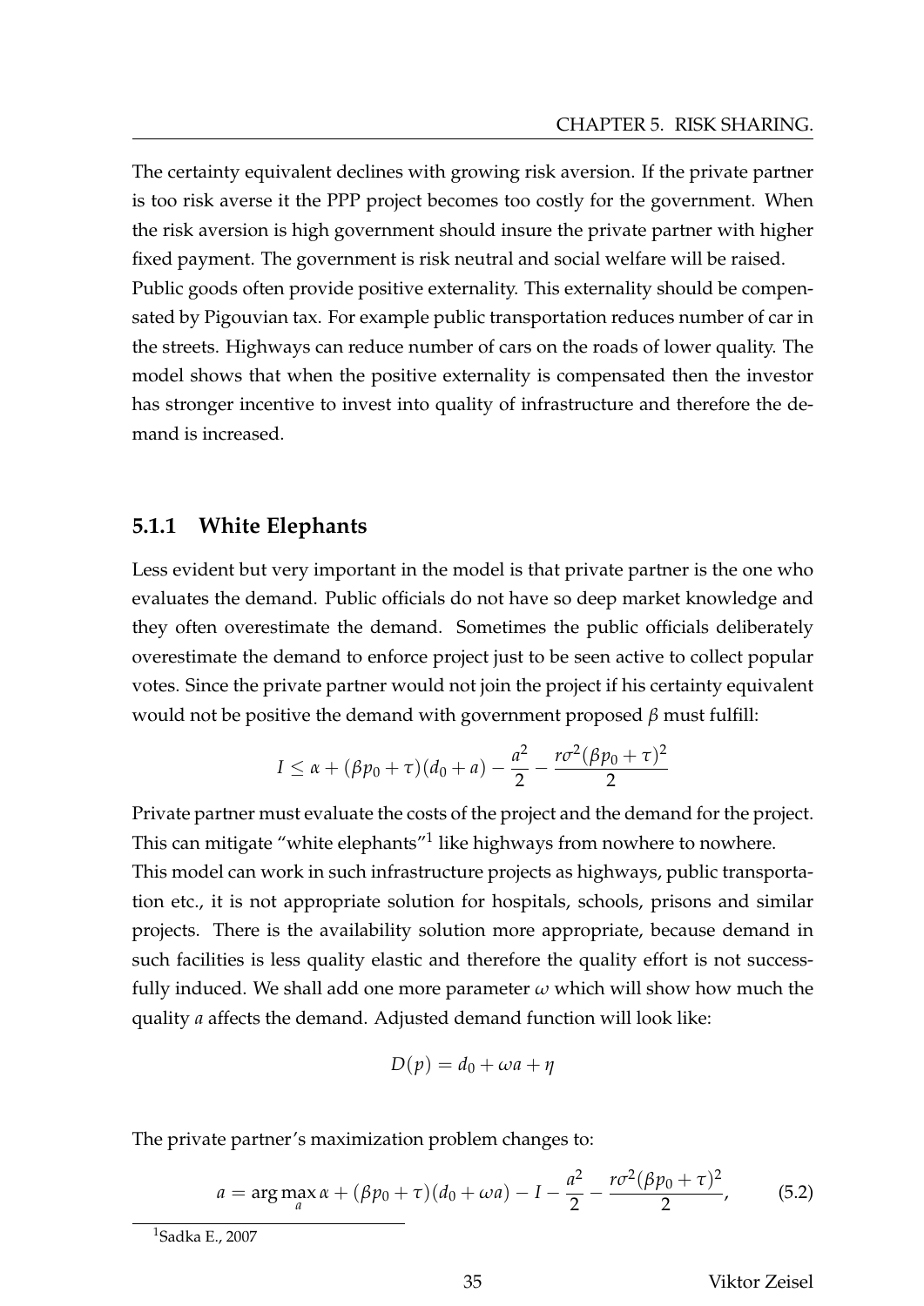The certainty equivalent declines with growing risk aversion. If the private partner is too risk averse it the PPP project becomes too costly for the government. When the risk aversion is high government should insure the private partner with higher fixed payment. The government is risk neutral and social welfare will be raised.
Public goods often provide positive externality. This externality should be compensated by Pigouvian tax. For example public transportation reduces number of car in the streets. Highways can reduce number of cars on the roads of lower quality. The model shows that when the positive externality is compensated then the investor has stronger incentive to invest into quality of infrastructure and therefore the demand is increased.

### 5.1.1 White Elephants

Less evident but very important in the model is that private partner is the one who evaluates the demand. Public officials do not have so deep market knowledge and they often overestimate the demand. Sometimes the public officials deliberately overestimate the demand to enforce project just to be seen active to collect popular votes. Since the private partner would not join the project if his certainty equivalent would not be positive the demand with government proposed $\beta$ must fulfill:

$$I \leq \alpha + (\beta p_0 + \tau)(d_0 + a) - \frac{a^2}{2} - \frac{r\sigma^2(\beta p_0 + \tau)^2}{2}$$

Private partner must evaluate the costs of the project and the demand for the project. This can mitigate "white elephants"[1] like highways from nowhere to nowhere.
This model can work in such infrastructure projects as highways, public transportation etc., it is not appropriate solution for hospitals, schools, prisons and similar projects. There is the availability solution more appropriate, because demand in such facilities is less quality elastic and therefore the quality effort is not successfully induced. We shall add one more parameter $\omega$ which will show how much the quality $a$ affects the demand. Adjusted demand function will look like:

$$D(p) = d_0 + \omega a + \eta$$

The private partner's maximization problem changes to:

$$a = \arg\max_a \alpha + (\beta p_0 + \tau)(d_0 + \omega a) - I - \frac{a^2}{2} - \frac{r\sigma^2(\beta p_0 + \tau)^2}{2}, \tag{5.2}$$

[1] Sadka E., 2007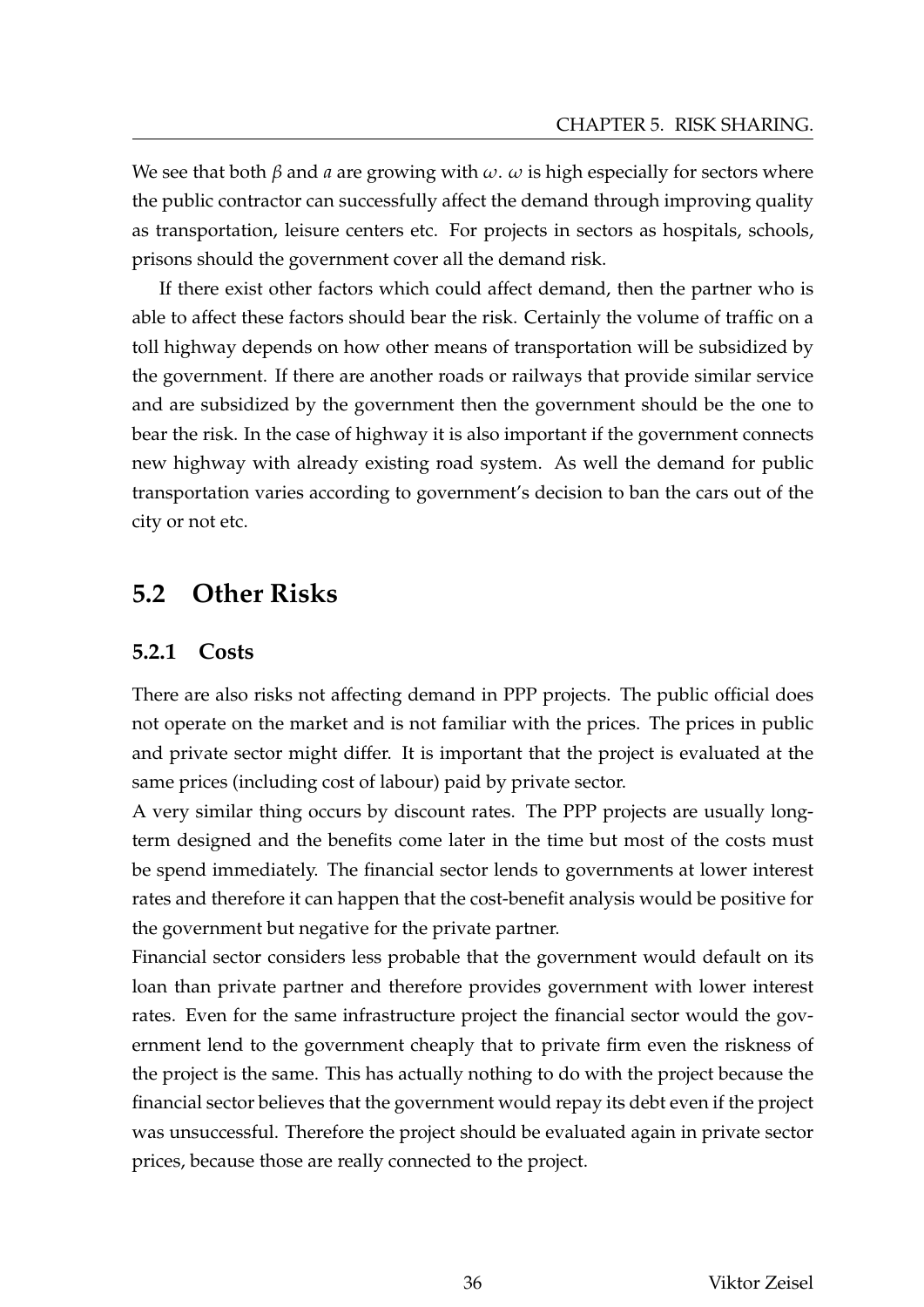We see that both $\beta$ and $a$ are growing with $\omega$. $\omega$ is high especially for sectors where the public contractor can successfully affect the demand through improving quality as transportation, leisure centers etc. For projects in sectors as hospitals, schools, prisons should the government cover all the demand risk.

If there exist other factors which could affect demand, then the partner who is able to affect these factors should bear the risk. Certainly the volume of traffic on a toll highway depends on how other means of transportation will be subsidized by the government. If there are another roads or railways that provide similar service and are subsidized by the government then the government should be the one to bear the risk. In the case of highway it is also important if the government connects new highway with already existing road system. As well the demand for public transportation varies according to government's decision to ban the cars out of the city or not etc.

## 5.2 Other Risks

### 5.2.1 Costs

There are also risks not affecting demand in PPP projects. The public official does not operate on the market and is not familiar with the prices. The prices in public and private sector might differ. It is important that the project is evaluated at the same prices (including cost of labour) paid by private sector.

A very similar thing occurs by discount rates. The PPP projects are usually long-term designed and the benefits come later in the time but most of the costs must be spend immediately. The financial sector lends to governments at lower interest rates and therefore it can happen that the cost-benefit analysis would be positive for the government but negative for the private partner.

Financial sector considers less probable that the government would default on its loan than private partner and therefore provides government with lower interest rates. Even for the same infrastructure project the financial sector would the government lend to the government cheaply that to private firm even the riskness of the project is the same. This has actually nothing to do with the project because the financial sector believes that the government would repay its debt even if the project was unsuccessful. Therefore the project should be evaluated again in private sector prices, because those are really connected to the project.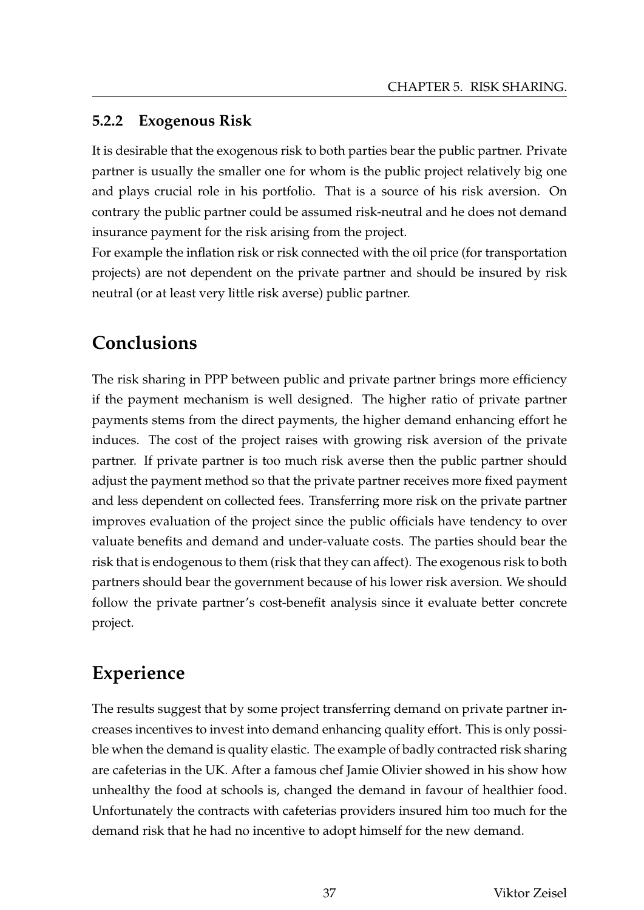### 5.2.2 Exogenous Risk

It is desirable that the exogenous risk to both parties bear the public partner. Private partner is usually the smaller one for whom is the public project relatively big one and plays crucial role in his portfolio. That is a source of his risk aversion. On contrary the public partner could be assumed risk-neutral and he does not demand insurance payment for the risk arising from the project.

For example the inflation risk or risk connected with the oil price (for transportation projects) are not dependent on the private partner and should be insured by risk neutral (or at least very little risk averse) public partner.

# Conclusions

The risk sharing in PPP between public and private partner brings more efficiency if the payment mechanism is well designed. The higher ratio of private partner payments stems from the direct payments, the higher demand enhancing effort he induces. The cost of the project raises with growing risk aversion of the private partner. If private partner is too much risk averse then the public partner should adjust the payment method so that the private partner receives more fixed payment and less dependent on collected fees. Transferring more risk on the private partner improves evaluation of the project since the public officials have tendency to over valuate benefits and demand and under-valuate costs. The parties should bear the risk that is endogenous to them (risk that they can affect). The exogenous risk to both partners should bear the government because of his lower risk aversion. We should follow the private partner's cost-benefit analysis since it evaluate better concrete project.

# Experience

The results suggest that by some project transferring demand on private partner increases incentives to invest into demand enhancing quality effort. This is only possible when the demand is quality elastic. The example of badly contracted risk sharing are cafeterias in the UK. After a famous chef Jamie Olivier showed in his show how unhealthy the food at schools is, changed the demand in favour of healthier food. Unfortunately the contracts with cafeterias providers insured him too much for the demand risk that he had no incentive to adopt himself for the new demand.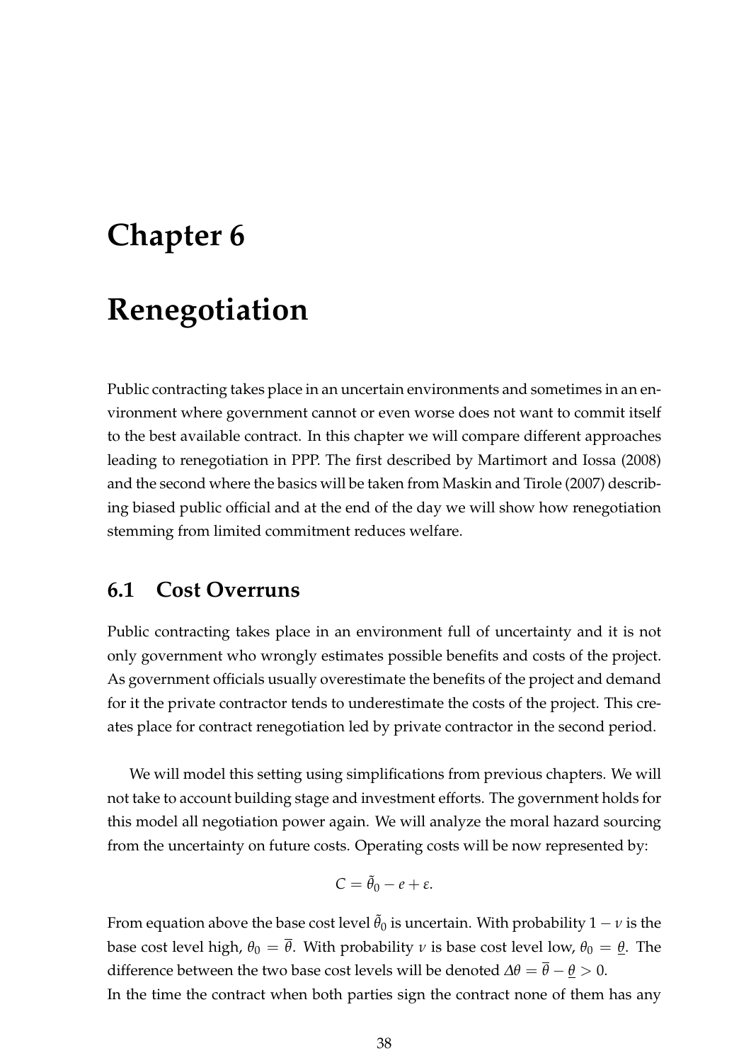# Chapter 6

# Renegotiation

Public contracting takes place in an uncertain environments and sometimes in an environment where government cannot or even worse does not want to commit itself to the best available contract. In this chapter we will compare different approaches leading to renegotiation in PPP. The first described by Martimort and Iossa (2008) and the second where the basics will be taken from Maskin and Tirole (2007) describing biased public official and at the end of the day we will show how renegotiation stemming from limited commitment reduces welfare.

## 6.1 Cost Overruns

Public contracting takes place in an environment full of uncertainty and it is not only government who wrongly estimates possible benefits and costs of the project. As government officials usually overestimate the benefits of the project and demand for it the private contractor tends to underestimate the costs of the project. This creates place for contract renegotiation led by private contractor in the second period.

We will model this setting using simplifications from previous chapters. We will not take to account building stage and investment efforts. The government holds for this model all negotiation power again. We will analyze the moral hazard sourcing from the uncertainty on future costs. Operating costs will be now represented by:

$$C = \tilde{\theta}_0 - e + \varepsilon.$$

From equation above the base cost level $\tilde{\theta}_0$ is uncertain. With probability $1 - \nu$ is the base cost level high, $\theta_0 = \overline{\theta}$. With probability $\nu$ is base cost level low, $\theta_0 = \underline{\theta}$. The difference between the two base cost levels will be denoted $\Delta\theta = \overline{\theta} - \underline{\theta} > 0$.
In the time the contract when both parties sign the contract none of them has any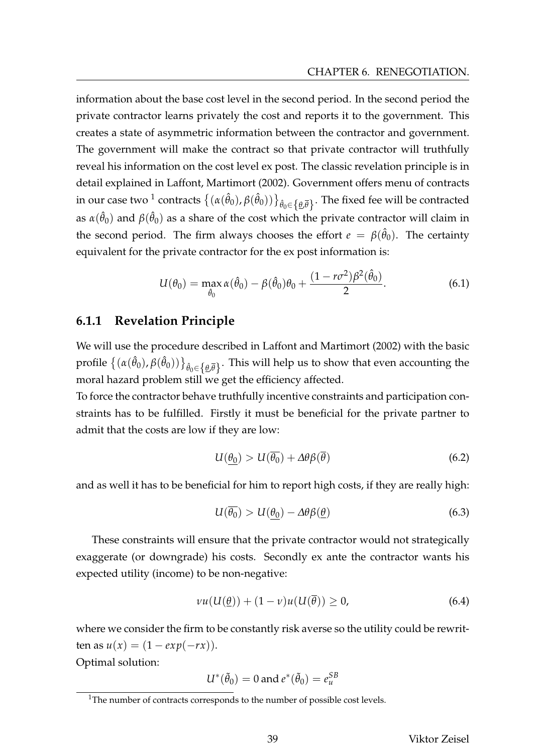information about the base cost level in the second period. In the second period the private contractor learns privately the cost and reports it to the government. This creates a state of asymmetric information between the contractor and government. The government will make the contract so that private contractor will truthfully reveal his information on the cost level ex post. The classic revelation principle is in detail explained in Laffont, Martimort (2002). Government offers menu of contracts in our case two [1] contracts $\{(\alpha(\hat{\theta}_0), \beta(\hat{\theta}_0))\}_{\hat{\theta}_0 \in \{\underline{\theta}, \overline{\theta}\}}$. The fixed fee will be contracted as $\alpha(\hat{\theta}_0)$ and $\beta(\hat{\theta}_0)$ as a share of the cost which the private contractor will claim in the second period. The firm always chooses the effort $e = \beta(\hat{\theta}_0)$. The certainty equivalent for the private contractor for the ex post information is:

$$U(\theta_0) = \max_{\hat{\theta}_0} \alpha(\hat{\theta}_0) - \beta(\hat{\theta}_0)\theta_0 + \frac{(1 - r\sigma^2)\beta^2(\hat{\theta}_0)}{2}. \tag{6.1}$$

### 6.1.1 Revelation Principle

We will use the procedure described in Laffont and Martimort (2002) with the basic profile $\{(\alpha(\hat{\theta}_0), \beta(\hat{\theta}_0))\}_{\hat{\theta}_0 \in \{\underline{\theta}, \overline{\theta}\}}$. This will help us to show that even accounting the moral hazard problem still we get the efficiency affected.

To force the contractor behave truthfully incentive constraints and participation constraints has to be fulfilled. Firstly it must be beneficial for the private partner to admit that the costs are low if they are low:

$$U(\underline{\theta_0}) > U(\overline{\theta_0}) + \Delta\theta\beta(\overline{\theta}) \tag{6.2}$$

and as well it has to be beneficial for him to report high costs, if they are really high:

$$U(\overline{\theta_0}) > U(\underline{\theta_0}) - \Delta\theta\beta(\underline{\theta}) \tag{6.3}$$

These constraints will ensure that the private contractor would not strategically exaggerate (or downgrade) his costs. Secondly ex ante the contractor wants his expected utility (income) to be non-negative:

$$\nu u(U(\underline{\theta})) + (1 - \nu)u(U(\overline{\theta})) \geq 0, \tag{6.4}$$

where we consider the firm to be constantly risk averse so the utility could be rewritten as $u(x) = (1 - exp(-rx))$.

Optimal solution:

$$U^*(\tilde{\theta}_0) = 0 \text{ and } e^*(\tilde{\theta}_0) = e_u^{SB}$$

[1] The number of contracts corresponds to the number of possible cost levels.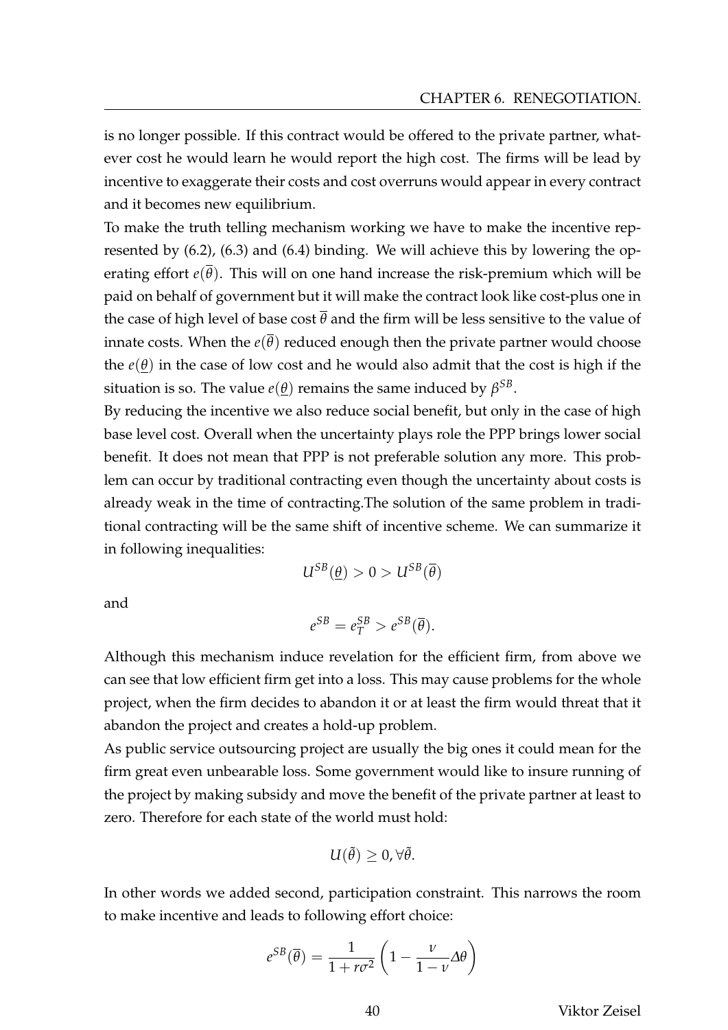is no longer possible. If this contract would be offered to the private partner, whatever cost he would learn he would report the high cost. The firms will be lead by incentive to exaggerate their costs and cost overruns would appear in every contract and it becomes new equilibrium.

To make the truth telling mechanism working we have to make the incentive represented by (6.2), (6.3) and (6.4) binding. We will achieve this by lowering the operating effort $e(\overline{\theta})$. This will on one hand increase the risk-premium which will be paid on behalf of government but it will make the contract look like cost-plus one in the case of high level of base cost $\overline{\theta}$ and the firm will be less sensitive to the value of innate costs. When the $e(\overline{\theta})$ reduced enough then the private partner would choose the $e(\underline{\theta})$ in the case of low cost and he would also admit that the cost is high if the situation is so. The value $e(\underline{\theta})$ remains the same induced by $\beta^{SB}$.

By reducing the incentive we also reduce social benefit, but only in the case of high base level cost. Overall when the uncertainty plays role the PPP brings lower social benefit. It does not mean that PPP is not preferable solution any more. This problem can occur by traditional contracting even though the uncertainty about costs is already weak in the time of contracting.The solution of the same problem in traditional contracting will be the same shift of incentive scheme. We can summarize it in following inequalities:

$$U^{SB}(\underline{\theta}) > 0 > U^{SB}(\overline{\theta})$$

and

$$e^{SB} = e^{SB}_{T} > e^{SB}(\overline{\theta}).$$

Although this mechanism induce revelation for the efficient firm, from above we can see that low efficient firm get into a loss. This may cause problems for the whole project, when the firm decides to abandon it or at least the firm would threat that it abandon the project and creates a hold-up problem.

As public service outsourcing project are usually the big ones it could mean for the firm great even unbearable loss. Some government would like to insure running of the project by making subsidy and move the benefit of the private partner at least to zero. Therefore for each state of the world must hold:

$$U(\tilde{\theta}) \geq 0, \forall \tilde{\theta}.$$

In other words we added second, participation constraint. This narrows the room to make incentive and leads to following effort choice:

$$e^{SB}(\overline{\theta}) = \frac{1}{1 + r\sigma^2}\left(1 - \frac{\nu}{1-\nu}\Delta\theta\right)$$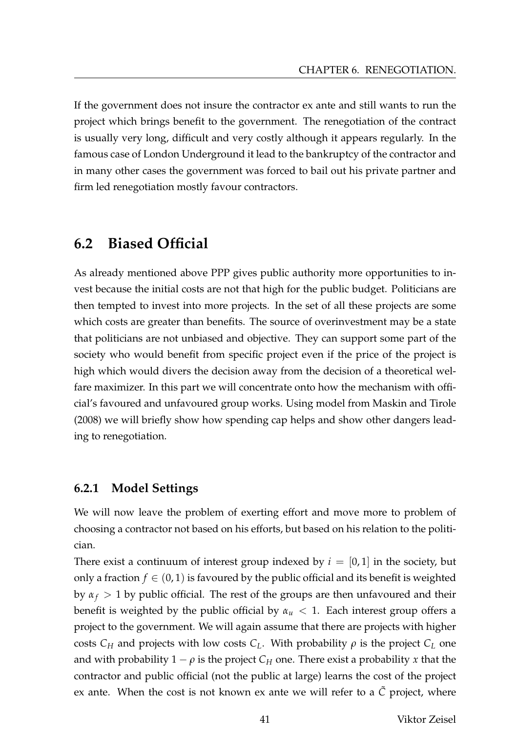If the government does not insure the contractor ex ante and still wants to run the project which brings benefit to the government. The renegotiation of the contract is usually very long, difficult and very costly although it appears regularly. In the famous case of London Underground it lead to the bankruptcy of the contractor and in many other cases the government was forced to bail out his private partner and firm led renegotiation mostly favour contractors.

## 6.2 Biased Official

As already mentioned above PPP gives public authority more opportunities to invest because the initial costs are not that high for the public budget. Politicians are then tempted to invest into more projects. In the set of all these projects are some which costs are greater than benefits. The source of overinvestment may be a state that politicians are not unbiased and objective. They can support some part of the society who would benefit from specific project even if the price of the project is high which would divers the decision away from the decision of a theoretical welfare maximizer. In this part we will concentrate onto how the mechanism with official's favoured and unfavoured group works. Using model from Maskin and Tirole (2008) we will briefly show how spending cap helps and show other dangers leading to renegotiation.

### 6.2.1 Model Settings

We will now leave the problem of exerting effort and move more to problem of choosing a contractor not based on his efforts, but based on his relation to the politician.

There exist a continuum of interest group indexed by $i = [0, 1]$ in the society, but only a fraction $f \in (0, 1)$ is favoured by the public official and its benefit is weighted by $\alpha_f > 1$ by public official. The rest of the groups are then unfavoured and their benefit is weighted by the public official by $\alpha_u < 1$. Each interest group offers a project to the government. We will again assume that there are projects with higher costs $C_H$ and projects with low costs $C_L$. With probability $\rho$ is the project $C_L$ one and with probability $1 - \rho$ is the project $C_H$ one. There exist a probability $x$ that the contractor and public official (not the public at large) learns the cost of the project ex ante. When the cost is not known ex ante we will refer to a $\tilde{C}$ project, where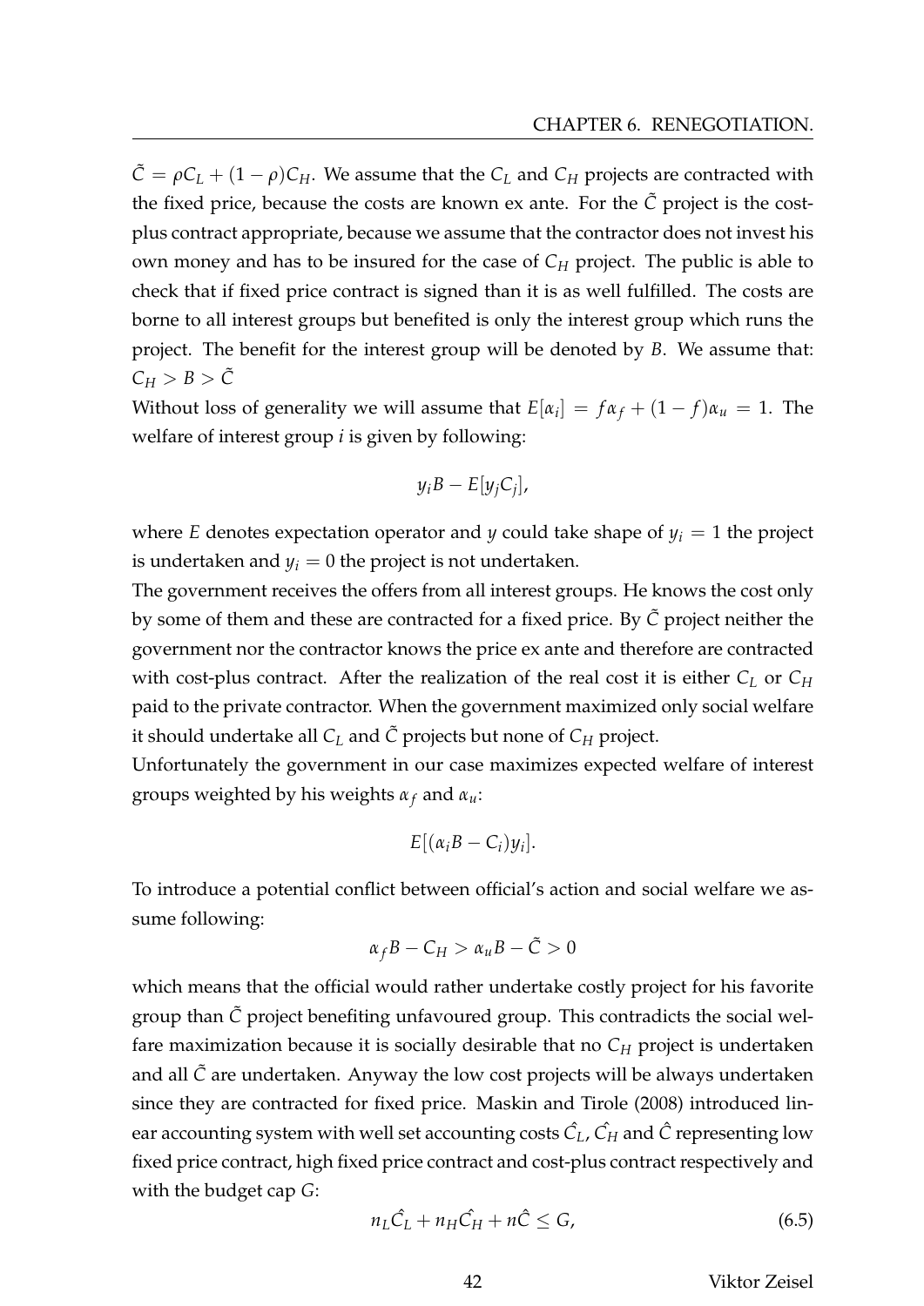$\tilde{C} = \rho C_L + (1-\rho)C_H$. We assume that the $C_L$ and $C_H$ projects are contracted with the fixed price, because the costs are known ex ante. For the $\tilde{C}$ project is the cost-plus contract appropriate, because we assume that the contractor does not invest his own money and has to be insured for the case of $C_H$ project. The public is able to check that if fixed price contract is signed than it is as well fulfilled. The costs are borne to all interest groups but benefited is only the interest group which runs the project. The benefit for the interest group will be denoted by $B$. We assume that: $C_H > B > \tilde{C}$

Without loss of generality we will assume that $E[\alpha_i] = f\alpha_f + (1-f)\alpha_u = 1$. The welfare of interest group $i$ is given by following:

$$y_i B - E[y_j C_j],$$

where $E$ denotes expectation operator and $y$ could take shape of $y_i = 1$ the project is undertaken and $y_i = 0$ the project is not undertaken.

The government receives the offers from all interest groups. He knows the cost only by some of them and these are contracted for a fixed price. By $\tilde{C}$ project neither the government nor the contractor knows the price ex ante and therefore are contracted with cost-plus contract. After the realization of the real cost it is either $C_L$ or $C_H$ paid to the private contractor. When the government maximized only social welfare it should undertake all $C_L$ and $\tilde{C}$ projects but none of $C_H$ project.

Unfortunately the government in our case maximizes expected welfare of interest groups weighted by his weights $\alpha_f$ and $\alpha_u$:

$$E[(\alpha_i B - C_i)y_i].$$

To introduce a potential conflict between official's action and social welfare we assume following:

$$\alpha_f B - C_H > \alpha_u B - \tilde{C} > 0$$

which means that the official would rather undertake costly project for his favorite group than $\tilde{C}$ project benefiting unfavoured group. This contradicts the social welfare maximization because it is socially desirable that no $C_H$ project is undertaken and all $\tilde{C}$ are undertaken. Anyway the low cost projects will be always undertaken since they are contracted for fixed price. Maskin and Tirole (2008) introduced linear accounting system with well set accounting costs $\hat{C_L}$, $\hat{C_H}$ and $\hat{C}$ representing low fixed price contract, high fixed price contract and cost-plus contract respectively and with the budget cap $G$:

$$n_L \hat{C_L} + n_H \hat{C_H} + n\hat{C} \leq G, \tag{6.5}$$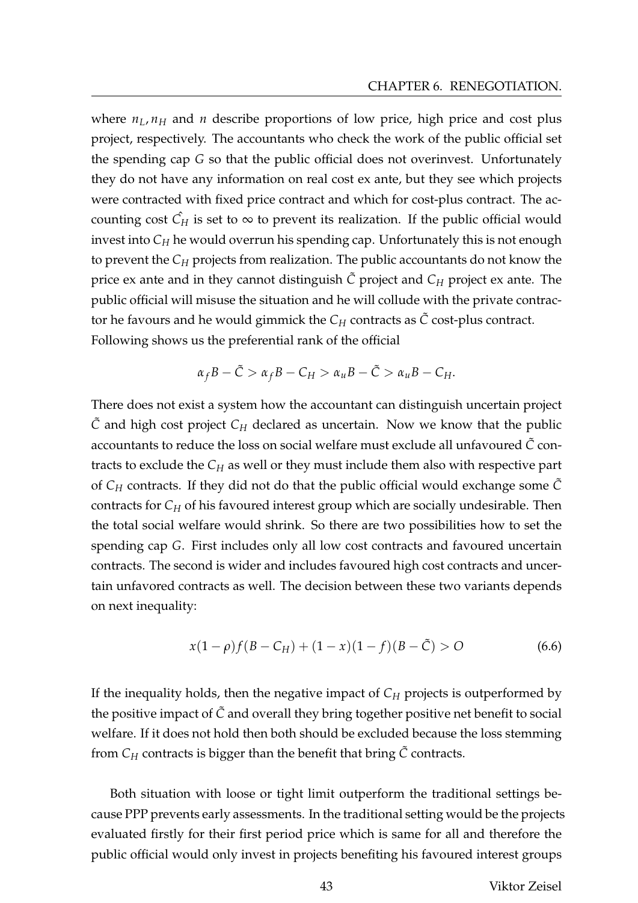where $n_L, n_H$ and $n$ describe proportions of low price, high price and cost plus project, respectively. The accountants who check the work of the public official set the spending cap $G$ so that the public official does not overinvest. Unfortunately they do not have any information on real cost ex ante, but they see which projects were contracted with fixed price contract and which for cost-plus contract. The accounting cost $\hat{C_H}$ is set to $\infty$ to prevent its realization. If the public official would invest into $C_H$ he would overrun his spending cap. Unfortunately this is not enough to prevent the $C_H$ projects from realization. The public accountants do not know the price ex ante and in they cannot distinguish $\tilde{C}$ project and $C_H$ project ex ante. The public official will misuse the situation and he will collude with the private contractor he favours and he would gimmick the $C_H$ contracts as $\tilde{C}$ cost-plus contract. Following shows us the preferential rank of the official

$$\alpha_f B - \tilde{C} > \alpha_f B - C_H > \alpha_u B - \tilde{C} > \alpha_u B - C_H.$$

There does not exist a system how the accountant can distinguish uncertain project $\tilde{C}$ and high cost project $C_H$ declared as uncertain. Now we know that the public accountants to reduce the loss on social welfare must exclude all unfavoured $\tilde{C}$ contracts to exclude the $C_H$ as well or they must include them also with respective part of $C_H$ contracts. If they did not do that the public official would exchange some $\tilde{C}$ contracts for $C_H$ of his favoured interest group which are socially undesirable. Then the total social welfare would shrink. So there are two possibilities how to set the spending cap $G$. First includes only all low cost contracts and favoured uncertain contracts. The second is wider and includes favoured high cost contracts and uncertain unfavored contracts as well. The decision between these two variants depends on next inequality:

$$x(1-\rho)f(B-C_H) + (1-x)(1-f)(B-\tilde{C}) > O \tag{6.6}$$

If the inequality holds, then the negative impact of $C_H$ projects is outperformed by the positive impact of $\tilde{C}$ and overall they bring together positive net benefit to social welfare. If it does not hold then both should be excluded because the loss stemming from $C_H$ contracts is bigger than the benefit that bring $\tilde{C}$ contracts.

Both situation with loose or tight limit outperform the traditional settings because PPP prevents early assessments. In the traditional setting would be the projects evaluated firstly for their first period price which is same for all and therefore the public official would only invest in projects benefiting his favoured interest groups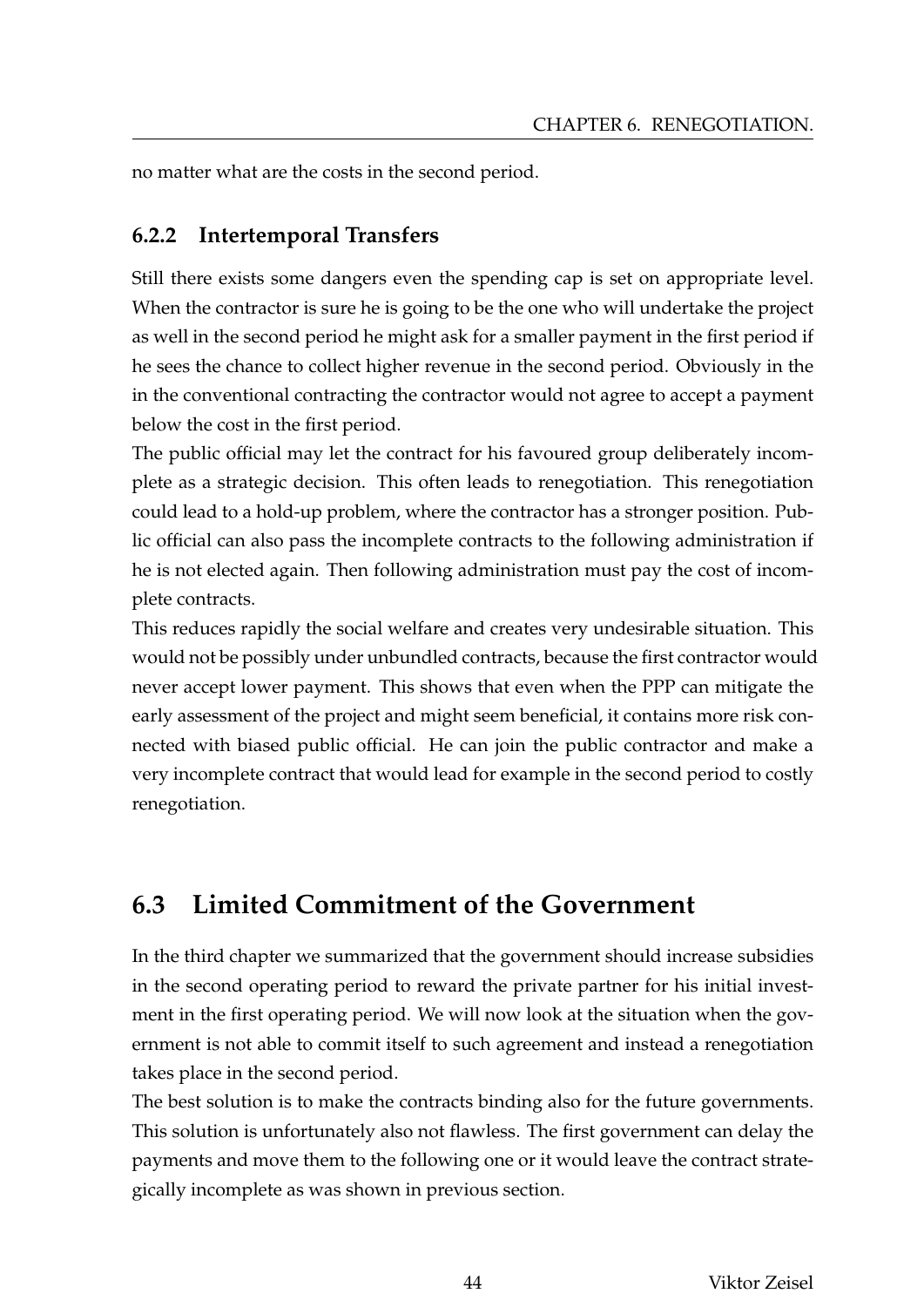no matter what are the costs in the second period.

### 6.2.2 Intertemporal Transfers

Still there exists some dangers even the spending cap is set on appropriate level. When the contractor is sure he is going to be the one who will undertake the project as well in the second period he might ask for a smaller payment in the first period if he sees the chance to collect higher revenue in the second period. Obviously in the in the conventional contracting the contractor would not agree to accept a payment below the cost in the first period.

The public official may let the contract for his favoured group deliberately incomplete as a strategic decision. This often leads to renegotiation. This renegotiation could lead to a hold-up problem, where the contractor has a stronger position. Public official can also pass the incomplete contracts to the following administration if he is not elected again. Then following administration must pay the cost of incomplete contracts.

This reduces rapidly the social welfare and creates very undesirable situation. This would not be possibly under unbundled contracts, because the first contractor would never accept lower payment. This shows that even when the PPP can mitigate the early assessment of the project and might seem beneficial, it contains more risk connected with biased public official. He can join the public contractor and make a very incomplete contract that would lead for example in the second period to costly renegotiation.

## 6.3 Limited Commitment of the Government

In the third chapter we summarized that the government should increase subsidies in the second operating period to reward the private partner for his initial investment in the first operating period. We will now look at the situation when the government is not able to commit itself to such agreement and instead a renegotiation takes place in the second period.

The best solution is to make the contracts binding also for the future governments. This solution is unfortunately also not flawless. The first government can delay the payments and move them to the following one or it would leave the contract strategically incomplete as was shown in previous section.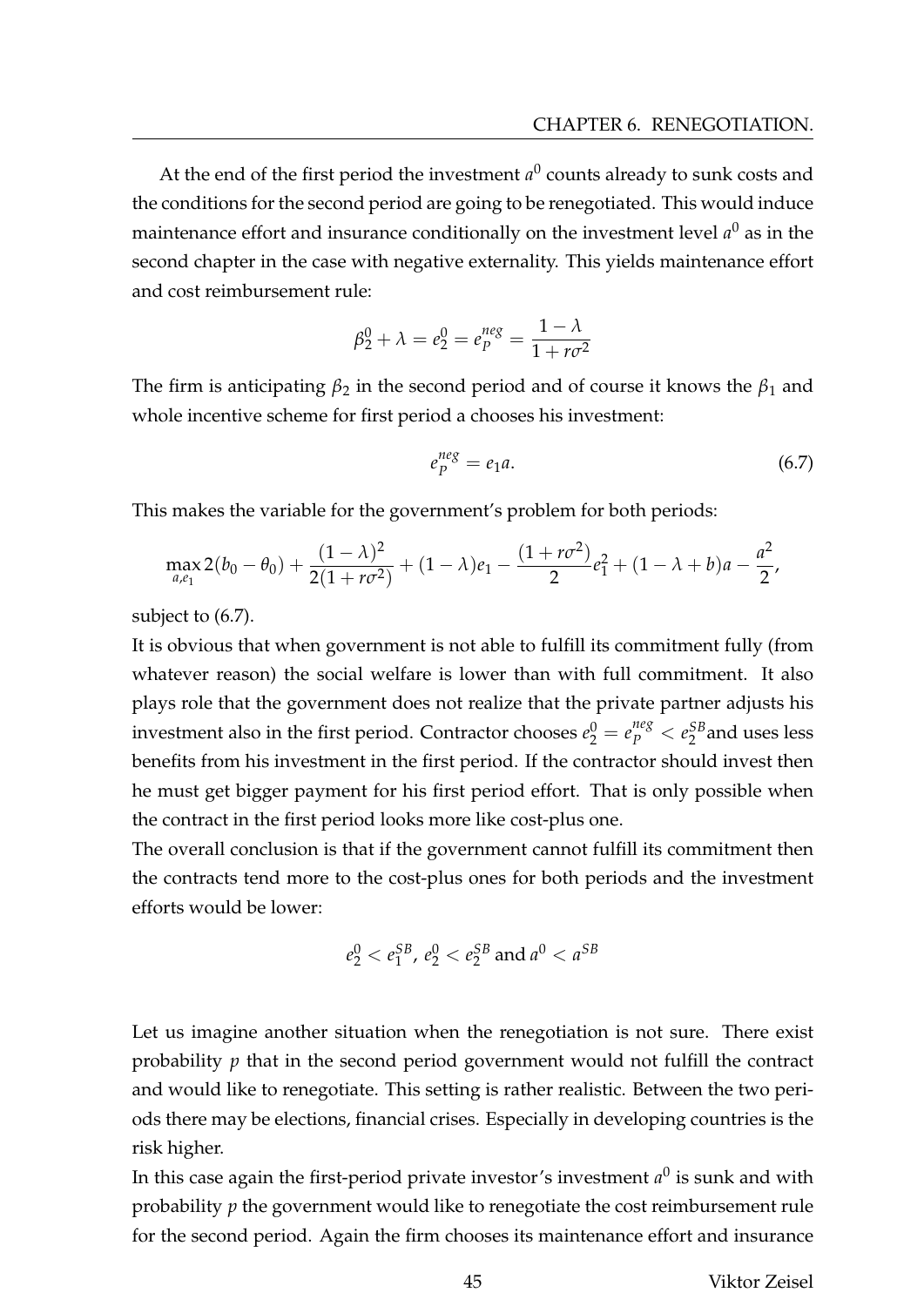At the end of the first period the investment $a^0$ counts already to sunk costs and the conditions for the second period are going to be renegotiated. This would induce maintenance effort and insurance conditionally on the investment level $a^0$ as in the second chapter in the case with negative externality. This yields maintenance effort and cost reimbursement rule:

$$\beta_2^0 + \lambda = e_2^0 = e_P^{neg} = \frac{1-\lambda}{1+r\sigma^2}$$

The firm is anticipating $\beta_2$ in the second period and of course it knows the $\beta_1$ and whole incentive scheme for first period a chooses his investment:

$$e_P^{neg} = e_1 a. \tag{6.7}$$

This makes the variable for the government's problem for both periods:

$$\max_{a,e_1} 2(b_0 - \theta_0) + \frac{(1-\lambda)^2}{2(1+r\sigma^2)} + (1-\lambda)e_1 - \frac{(1+r\sigma^2)}{2}e_1^2 + (1-\lambda+b)a - \frac{a^2}{2},$$

subject to (6.7).

It is obvious that when government is not able to fulfill its commitment fully (from whatever reason) the social welfare is lower than with full commitment. It also plays role that the government does not realize that the private partner adjusts his investment also in the first period. Contractor chooses $e_2^0 = e_P^{neg} < e_2^{SB}$ and uses less benefits from his investment in the first period. If the contractor should invest then he must get bigger payment for his first period effort. That is only possible when the contract in the first period looks more like cost-plus one.

The overall conclusion is that if the government cannot fulfill its commitment then the contracts tend more to the cost-plus ones for both periods and the investment efforts would be lower:

$$e_2^0 < e_1^{SB},\ e_2^0 < e_2^{SB} \text{ and } a^0 < a^{SB}$$

Let us imagine another situation when the renegotiation is not sure. There exist probability $p$ that in the second period government would not fulfill the contract and would like to renegotiate. This setting is rather realistic. Between the two periods there may be elections, financial crises. Especially in developing countries is the risk higher.

In this case again the first-period private investor's investment $a^0$ is sunk and with probability $p$ the government would like to renegotiate the cost reimbursement rule for the second period. Again the firm chooses its maintenance effort and insurance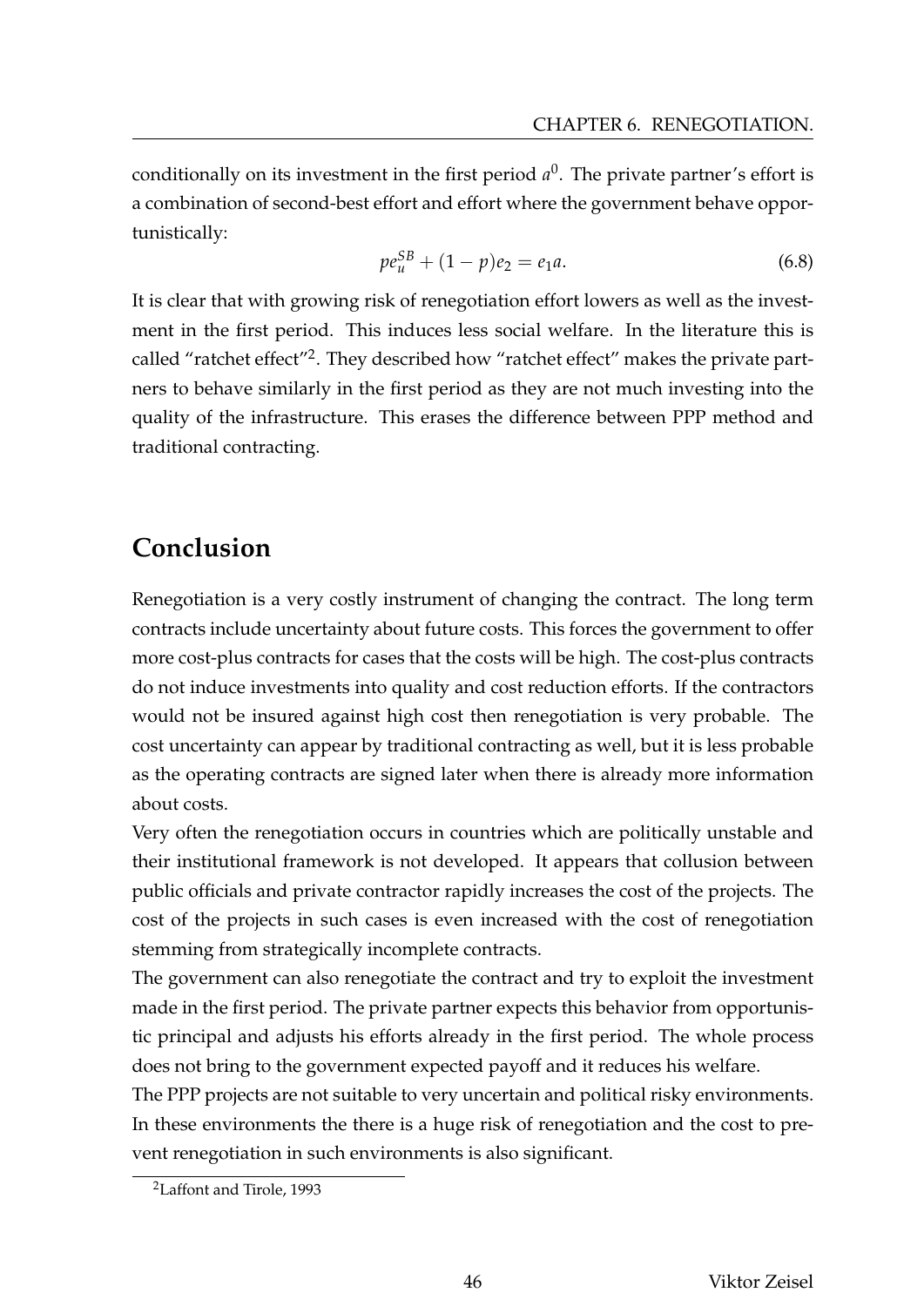conditionally on its investment in the first period $a^0$. The private partner's effort is a combination of second-best effort and effort where the government behave opportunistically:

$$pe_u^{SB} + (1-p)e_2 = e_1 a. \tag{6.8}$$

It is clear that with growing risk of renegotiation effort lowers as well as the investment in the first period. This induces less social welfare. In the literature this is called "ratchet effect"[2]. They described how "ratchet effect" makes the private partners to behave similarly in the first period as they are not much investing into the quality of the infrastructure. This erases the difference between PPP method and traditional contracting.

## Conclusion

Renegotiation is a very costly instrument of changing the contract. The long term contracts include uncertainty about future costs. This forces the government to offer more cost-plus contracts for cases that the costs will be high. The cost-plus contracts do not induce investments into quality and cost reduction efforts. If the contractors would not be insured against high cost then renegotiation is very probable. The cost uncertainty can appear by traditional contracting as well, but it is less probable as the operating contracts are signed later when there is already more information about costs.

Very often the renegotiation occurs in countries which are politically unstable and their institutional framework is not developed. It appears that collusion between public officials and private contractor rapidly increases the cost of the projects. The cost of the projects in such cases is even increased with the cost of renegotiation stemming from strategically incomplete contracts.

The government can also renegotiate the contract and try to exploit the investment made in the first period. The private partner expects this behavior from opportunistic principal and adjusts his efforts already in the first period. The whole process does not bring to the government expected payoff and it reduces his welfare.

The PPP projects are not suitable to very uncertain and political risky environments. In these environments the there is a huge risk of renegotiation and the cost to prevent renegotiation in such environments is also significant.

[2] Laffont and Tirole, 1993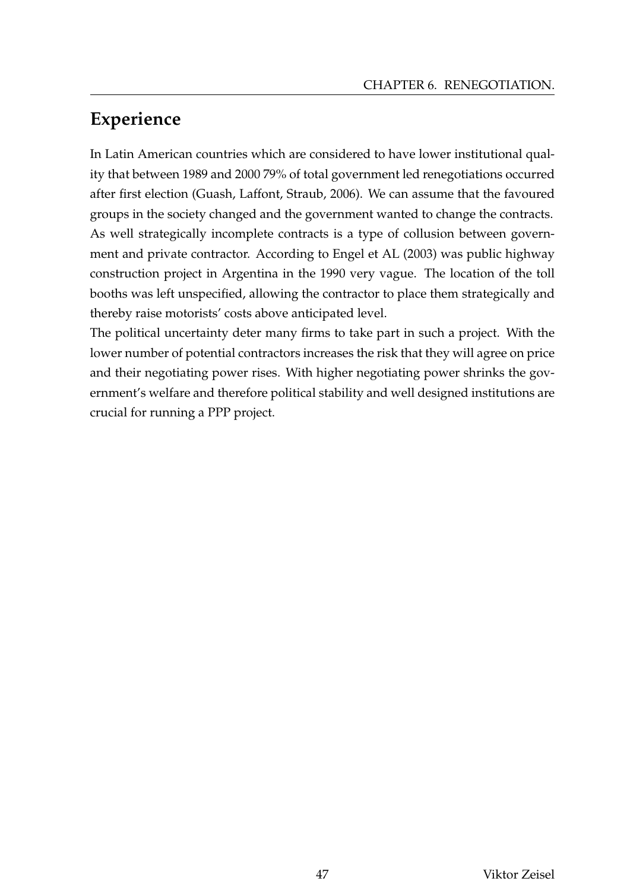## Experience

In Latin American countries which are considered to have lower institutional quality that between 1989 and 2000 79% of total government led renegotiations occurred after first election (Guash, Laffont, Straub, 2006). We can assume that the favoured groups in the society changed and the government wanted to change the contracts. As well strategically incomplete contracts is a type of collusion between government and private contractor. According to Engel et AL (2003) was public highway construction project in Argentina in the 1990 very vague. The location of the toll booths was left unspecified, allowing the contractor to place them strategically and thereby raise motorists' costs above anticipated level.

The political uncertainty deter many firms to take part in such a project. With the lower number of potential contractors increases the risk that they will agree on price and their negotiating power rises. With higher negotiating power shrinks the government's welfare and therefore political stability and well designed institutions are crucial for running a PPP project.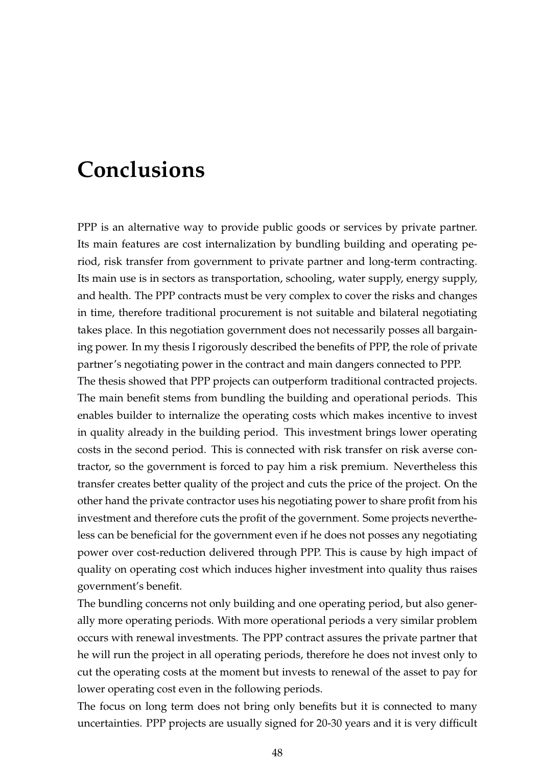# Conclusions

PPP is an alternative way to provide public goods or services by private partner. Its main features are cost internalization by bundling building and operating period, risk transfer from government to private partner and long-term contracting. Its main use is in sectors as transportation, schooling, water supply, energy supply, and health. The PPP contracts must be very complex to cover the risks and changes in time, therefore traditional procurement is not suitable and bilateral negotiating takes place. In this negotiation government does not necessarily posses all bargaining power. In my thesis I rigorously described the benefits of PPP, the role of private partner's negotiating power in the contract and main dangers connected to PPP.

The thesis showed that PPP projects can outperform traditional contracted projects. The main benefit stems from bundling the building and operational periods. This enables builder to internalize the operating costs which makes incentive to invest in quality already in the building period. This investment brings lower operating costs in the second period. This is connected with risk transfer on risk averse contractor, so the government is forced to pay him a risk premium. Nevertheless this transfer creates better quality of the project and cuts the price of the project. On the other hand the private contractor uses his negotiating power to share profit from his investment and therefore cuts the profit of the government. Some projects nevertheless can be beneficial for the government even if he does not posses any negotiating power over cost-reduction delivered through PPP. This is cause by high impact of quality on operating cost which induces higher investment into quality thus raises government's benefit.

The bundling concerns not only building and one operating period, but also generally more operating periods. With more operational periods a very similar problem occurs with renewal investments. The PPP contract assures the private partner that he will run the project in all operating periods, therefore he does not invest only to cut the operating costs at the moment but invests to renewal of the asset to pay for lower operating cost even in the following periods.

The focus on long term does not bring only benefits but it is connected to many uncertainties. PPP projects are usually signed for 20-30 years and it is very difficult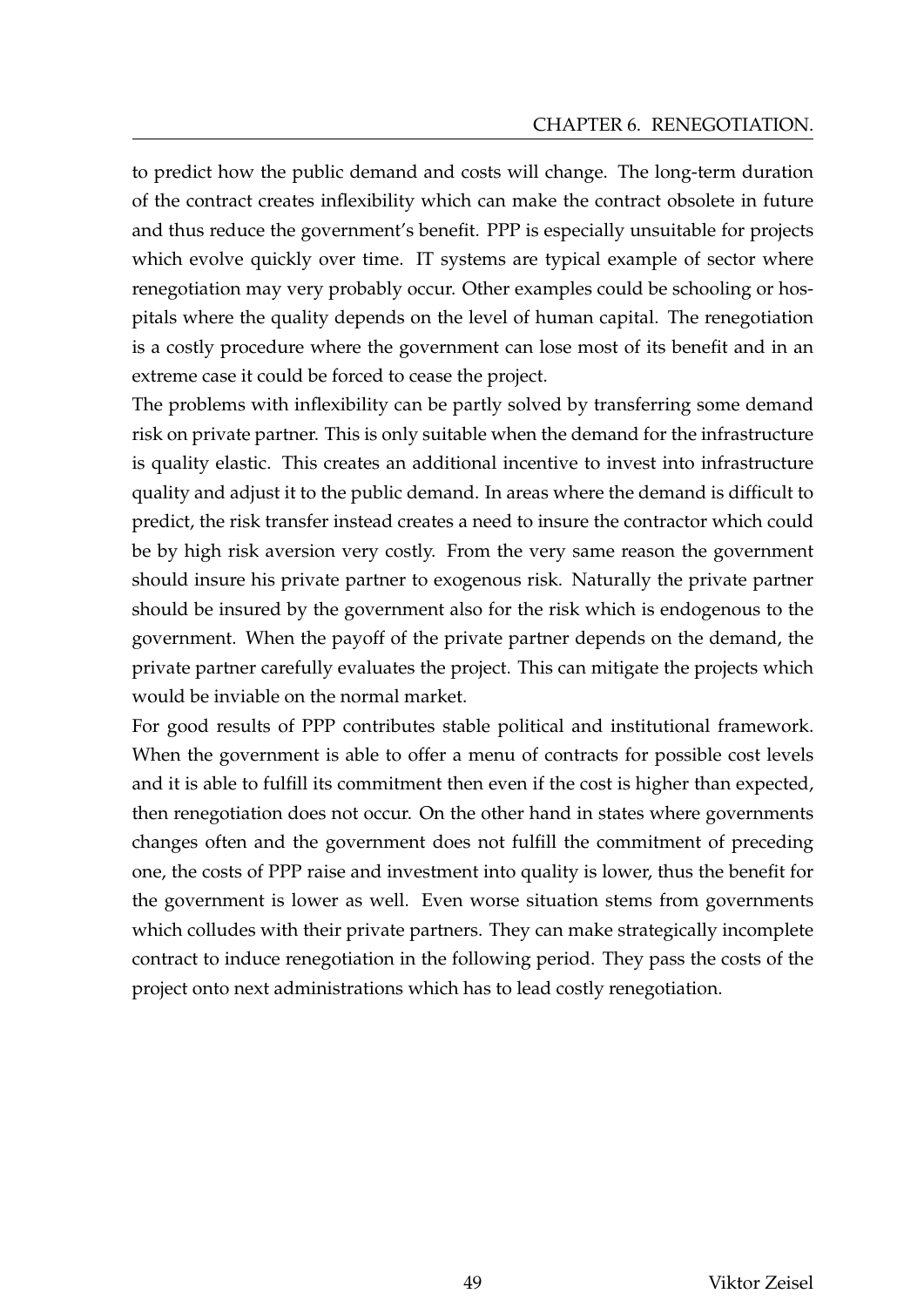to predict how the public demand and costs will change. The long-term duration of the contract creates inflexibility which can make the contract obsolete in future and thus reduce the government's benefit. PPP is especially unsuitable for projects which evolve quickly over time. IT systems are typical example of sector where renegotiation may very probably occur. Other examples could be schooling or hospitals where the quality depends on the level of human capital. The renegotiation is a costly procedure where the government can lose most of its benefit and in an extreme case it could be forced to cease the project.

The problems with inflexibility can be partly solved by transferring some demand risk on private partner. This is only suitable when the demand for the infrastructure is quality elastic. This creates an additional incentive to invest into infrastructure quality and adjust it to the public demand. In areas where the demand is difficult to predict, the risk transfer instead creates a need to insure the contractor which could be by high risk aversion very costly. From the very same reason the government should insure his private partner to exogenous risk. Naturally the private partner should be insured by the government also for the risk which is endogenous to the government. When the payoff of the private partner depends on the demand, the private partner carefully evaluates the project. This can mitigate the projects which would be inviable on the normal market.

For good results of PPP contributes stable political and institutional framework. When the government is able to offer a menu of contracts for possible cost levels and it is able to fulfill its commitment then even if the cost is higher than expected, then renegotiation does not occur. On the other hand in states where governments changes often and the government does not fulfill the commitment of preceding one, the costs of PPP raise and investment into quality is lower, thus the benefit for the government is lower as well. Even worse situation stems from governments which colludes with their private partners. They can make strategically incomplete contract to induce renegotiation in the following period. They pass the costs of the project onto next administrations which has to lead costly renegotiation.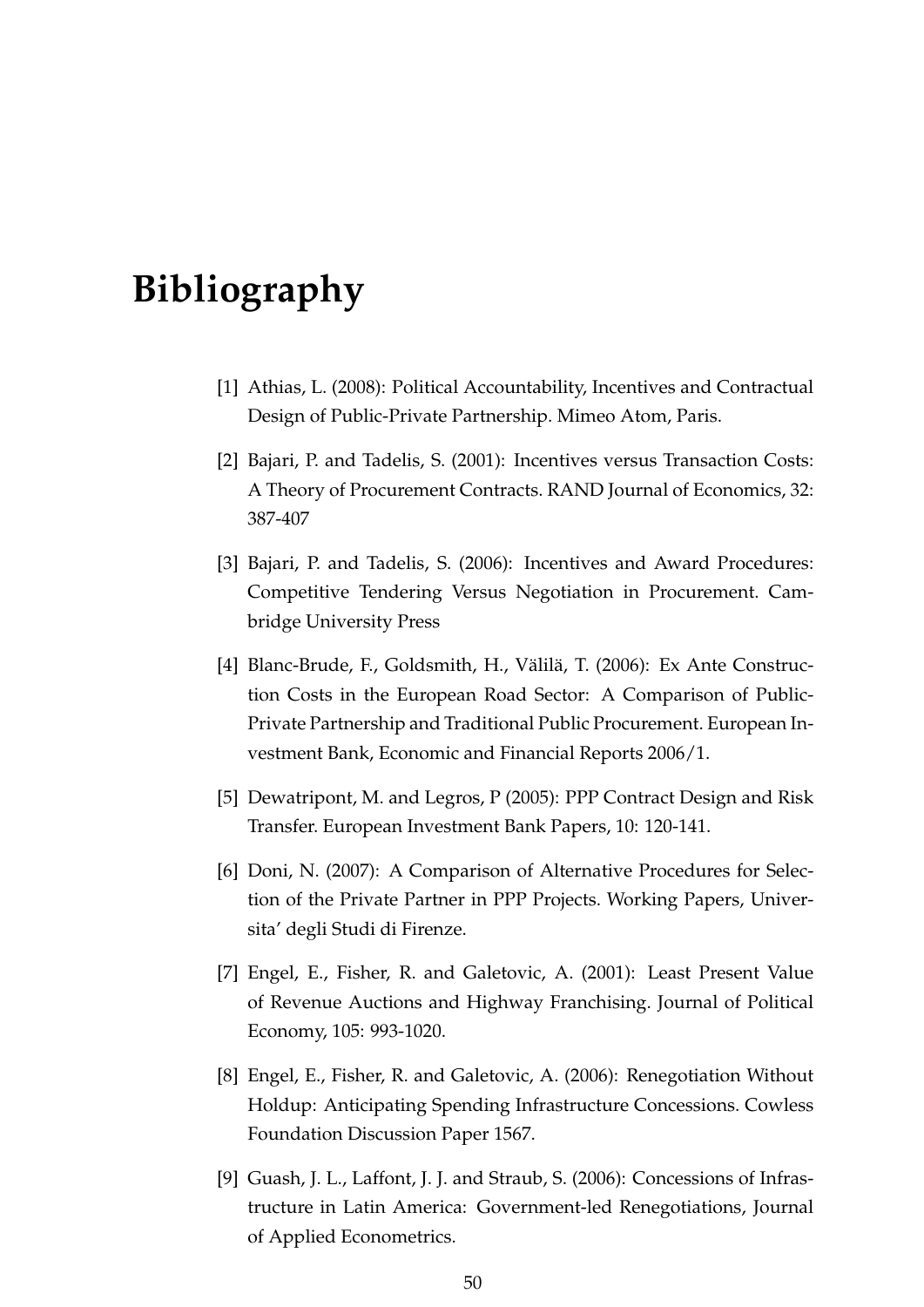# Bibliography

[1] Athias, L. (2008): Political Accountability, Incentives and Contractual Design of Public-Private Partnership. Mimeo Atom, Paris.

[2] Bajari, P. and Tadelis, S. (2001): Incentives versus Transaction Costs: A Theory of Procurement Contracts. RAND Journal of Economics, 32: 387-407

[3] Bajari, P. and Tadelis, S. (2006): Incentives and Award Procedures: Competitive Tendering Versus Negotiation in Procurement. Cambridge University Press

[4] Blanc-Brude, F., Goldsmith, H., Välilä, T. (2006): Ex Ante Construction Costs in the European Road Sector: A Comparison of Public-Private Partnership and Traditional Public Procurement. European Investment Bank, Economic and Financial Reports 2006/1.

[5] Dewatripont, M. and Legros, P (2005): PPP Contract Design and Risk Transfer. European Investment Bank Papers, 10: 120-141.

[6] Doni, N. (2007): A Comparison of Alternative Procedures for Selection of the Private Partner in PPP Projects. Working Papers, Universita' degli Studi di Firenze.

[7] Engel, E., Fisher, R. and Galetovic, A. (2001): Least Present Value of Revenue Auctions and Highway Franchising. Journal of Political Economy, 105: 993-1020.

[8] Engel, E., Fisher, R. and Galetovic, A. (2006): Renegotiation Without Holdup: Anticipating Spending Infrastructure Concessions. Cowless Foundation Discussion Paper 1567.

[9] Guash, J. L., Laffont, J. J. and Straub, S. (2006): Concessions of Infrastructure in Latin America: Government-led Renegotiations, Journal of Applied Econometrics.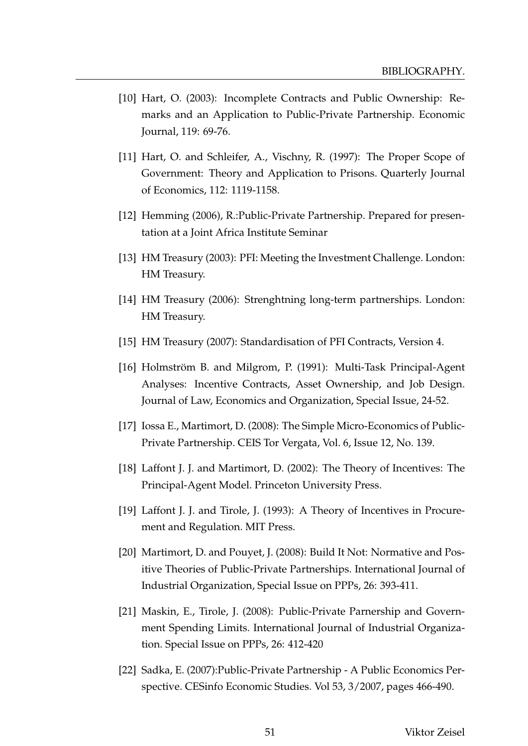[10] Hart, O. (2003): Incomplete Contracts and Public Ownership: Remarks and an Application to Public-Private Partnership. Economic Journal, 119: 69-76.

[11] Hart, O. and Schleifer, A., Vischny, R. (1997): The Proper Scope of Government: Theory and Application to Prisons. Quarterly Journal of Economics, 112: 1119-1158.

[12] Hemming (2006), R.:Public-Private Partnership. Prepared for presentation at a Joint Africa Institute Seminar

[13] HM Treasury (2003): PFI: Meeting the Investment Challenge. London: HM Treasury.

[14] HM Treasury (2006): Strenghtning long-term partnerships. London: HM Treasury.

[15] HM Treasury (2007): Standardisation of PFI Contracts, Version 4.

[16] Holmström B. and Milgrom, P. (1991): Multi-Task Principal-Agent Analyses: Incentive Contracts, Asset Ownership, and Job Design. Journal of Law, Economics and Organization, Special Issue, 24-52.

[17] Iossa E., Martimort, D. (2008): The Simple Micro-Economics of Public-Private Partnership. CEIS Tor Vergata, Vol. 6, Issue 12, No. 139.

[18] Laffont J. J. and Martimort, D. (2002): The Theory of Incentives: The Principal-Agent Model. Princeton University Press.

[19] Laffont J. J. and Tirole, J. (1993): A Theory of Incentives in Procurement and Regulation. MIT Press.

[20] Martimort, D. and Pouyet, J. (2008): Build It Not: Normative and Positive Theories of Public-Private Partnerships. International Journal of Industrial Organization, Special Issue on PPPs, 26: 393-411.

[21] Maskin, E., Tirole, J. (2008): Public-Private Parnership and Government Spending Limits. International Journal of Industrial Organization. Special Issue on PPPs, 26: 412-420

[22] Sadka, E. (2007):Public-Private Partnership - A Public Economics Perspective. CESinfo Economic Studies. Vol 53, 3/2007, pages 466-490.